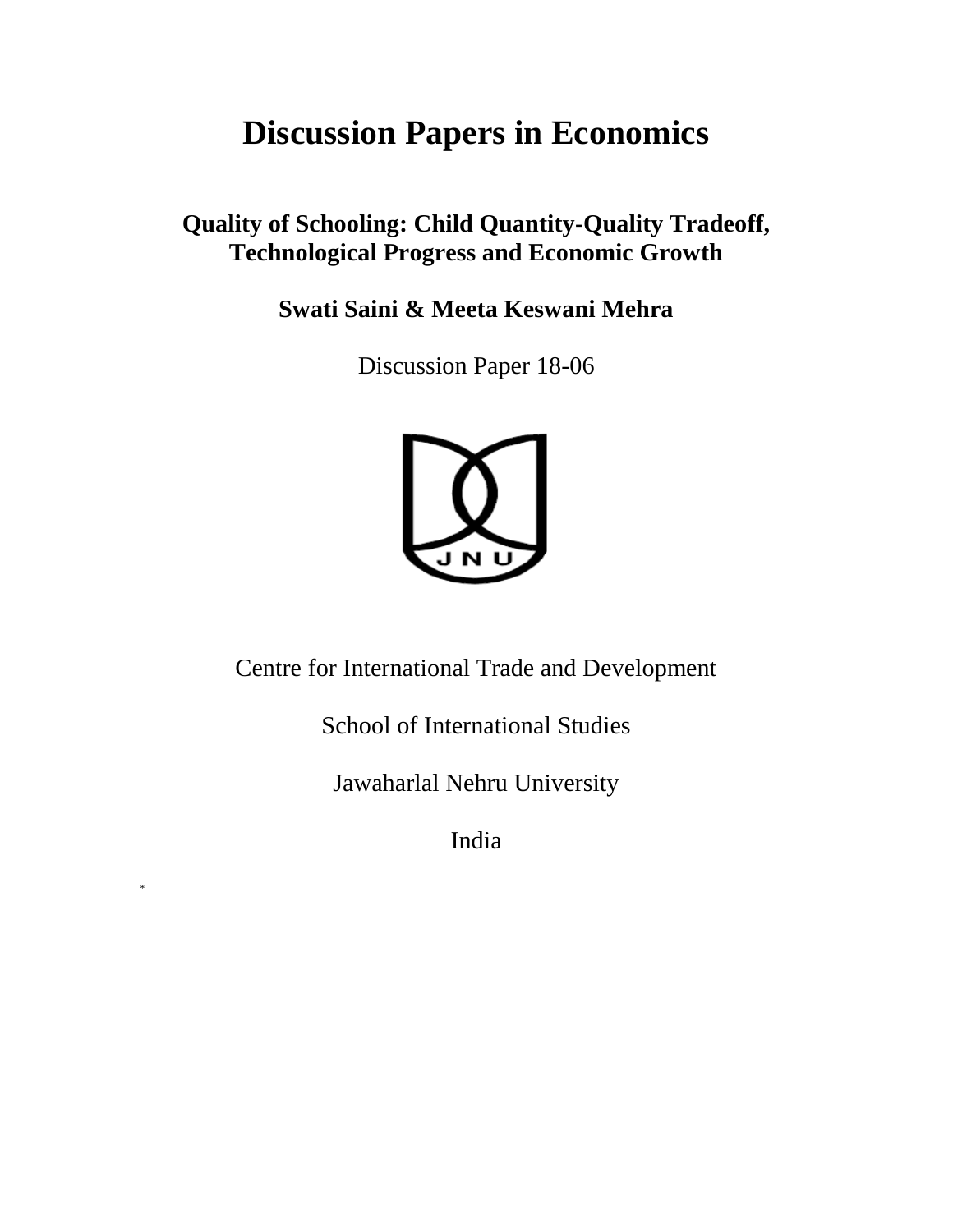# Discussion Papers in Economics

## Quality of Schooling: Child Quantity-Quality Tradeoff, Technological Progress and Economic Growth

**Swati Saini & Meeta Keswani Mehra**

Discussion Paper 18-06

Centre for International Trade and Development

School of International Studies

Jawaharlal Nehru University

India

*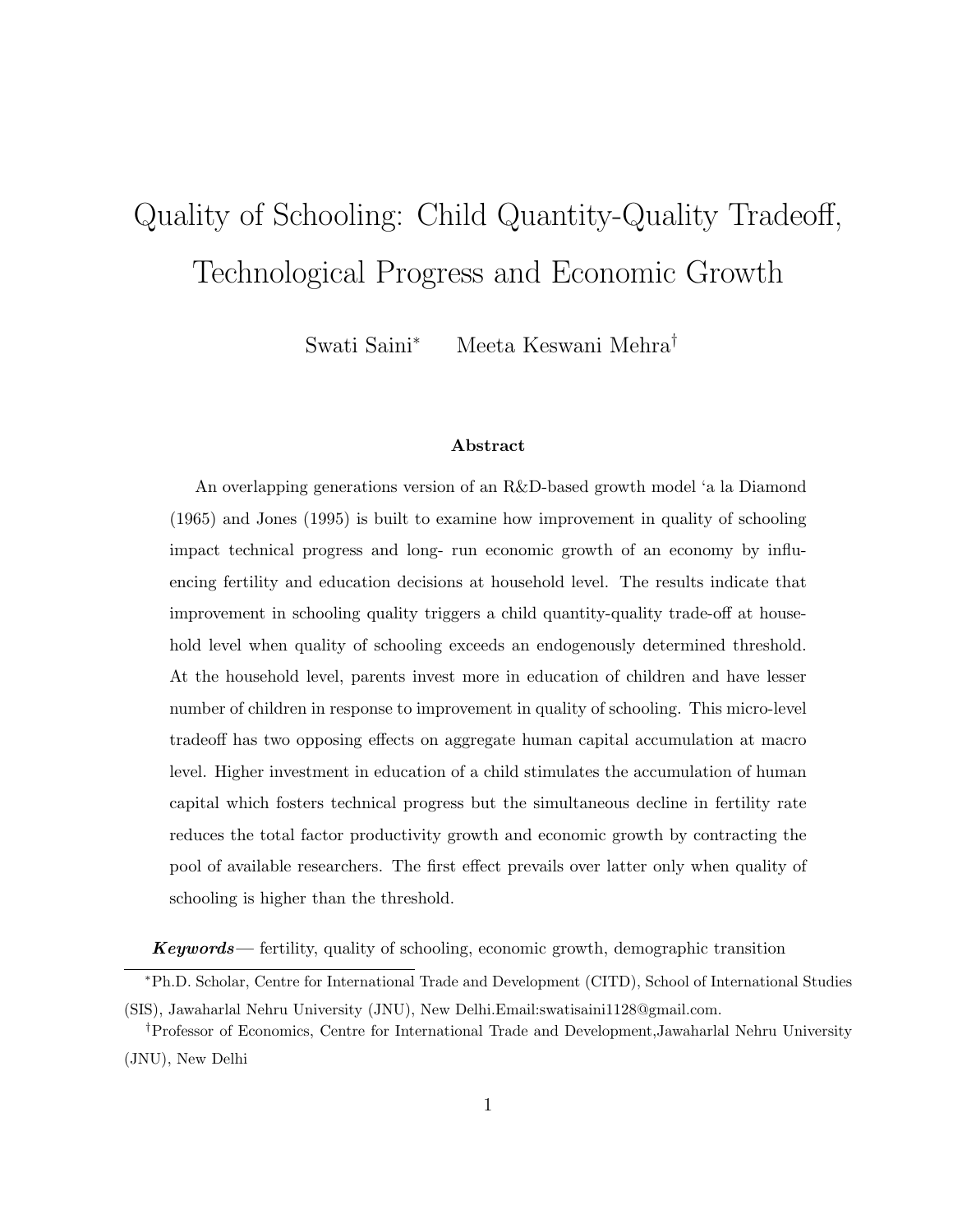# Quality of Schooling: Child Quantity-Quality Tradeoff, Technological Progress and Economic Growth

Swati Saini[*] Meeta Keswani Mehra[†]

**Abstract**

An overlapping generations version of an R&D-based growth model 'a la Diamond (1965) and Jones (1995) is built to examine how improvement in quality of schooling impact technical progress and long- run economic growth of an economy by influencing fertility and education decisions at household level. The results indicate that improvement in schooling quality triggers a child quantity-quality trade-off at household level when quality of schooling exceeds an endogenously determined threshold. At the household level, parents invest more in education of children and have lesser number of children in response to improvement in quality of schooling. This micro-level tradeoff has two opposing effects on aggregate human capital accumulation at macro level. Higher investment in education of a child stimulates the accumulation of human capital which fosters technical progress but the simultaneous decline in fertility rate reduces the total factor productivity growth and economic growth by contracting the pool of available researchers. The first effect prevails over latter only when quality of schooling is higher than the threshold.

***Keywords***— fertility, quality of schooling, economic growth, demographic transition

[*]Ph.D. Scholar, Centre for International Trade and Development (CITD), School of International Studies (SIS), Jawaharlal Nehru University (JNU), New Delhi.Email:swatisaini1128@gmail.com.

[†]Professor of Economics, Centre for International Trade and Development,Jawaharlal Nehru University (JNU), New Delhi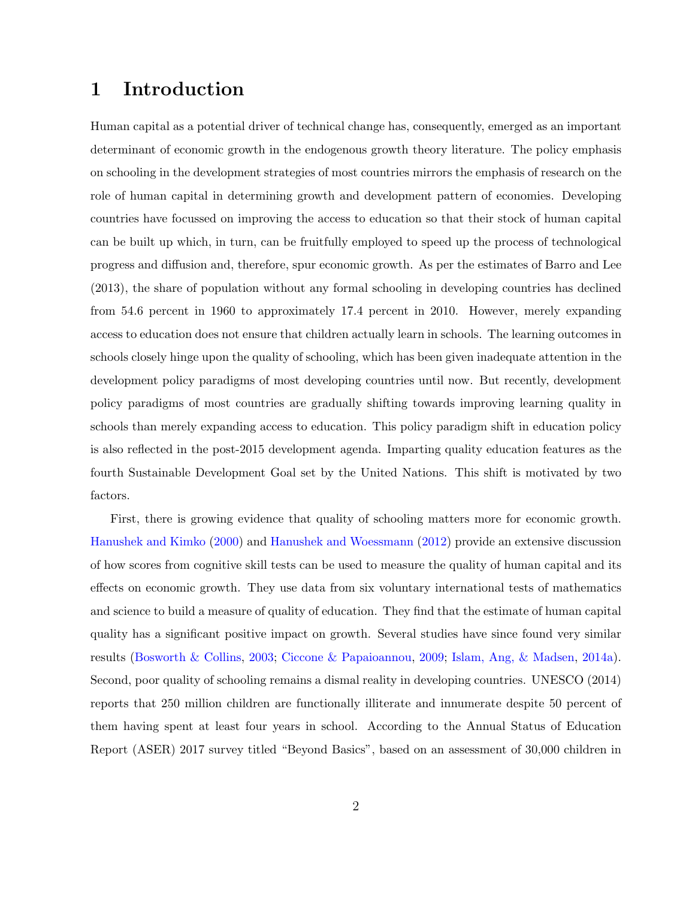# 1 Introduction

Human capital as a potential driver of technical change has, consequently, emerged as an important determinant of economic growth in the endogenous growth theory literature. The policy emphasis on schooling in the development strategies of most countries mirrors the emphasis of research on the role of human capital in determining growth and development pattern of economies. Developing countries have focussed on improving the access to education so that their stock of human capital can be built up which, in turn, can be fruitfully employed to speed up the process of technological progress and diffusion and, therefore, spur economic growth. As per the estimates of Barro and Lee (2013), the share of population without any formal schooling in developing countries has declined from 54.6 percent in 1960 to approximately 17.4 percent in 2010. However, merely expanding access to education does not ensure that children actually learn in schools. The learning outcomes in schools closely hinge upon the quality of schooling, which has been given inadequate attention in the development policy paradigms of most developing countries until now. But recently, development policy paradigms of most countries are gradually shifting towards improving learning quality in schools than merely expanding access to education. This policy paradigm shift in education policy is also reflected in the post-2015 development agenda. Imparting quality education features as the fourth Sustainable Development Goal set by the United Nations. This shift is motivated by two factors.

First, there is growing evidence that quality of schooling matters more for economic growth. Hanushek and Kimko (2000) and Hanushek and Woessmann (2012) provide an extensive discussion of how scores from cognitive skill tests can be used to measure the quality of human capital and its effects on economic growth. They use data from six voluntary international tests of mathematics and science to build a measure of quality of education. They find that the estimate of human capital quality has a significant positive impact on growth. Several studies have since found very similar results (Bosworth & Collins, 2003; Ciccone & Papaioannou, 2009; Islam, Ang, & Madsen, 2014a). Second, poor quality of schooling remains a dismal reality in developing countries. UNESCO (2014) reports that 250 million children are functionally illiterate and innumerate despite 50 percent of them having spent at least four years in school. According to the Annual Status of Education Report (ASER) 2017 survey titled "Beyond Basics", based on an assessment of 30,000 children in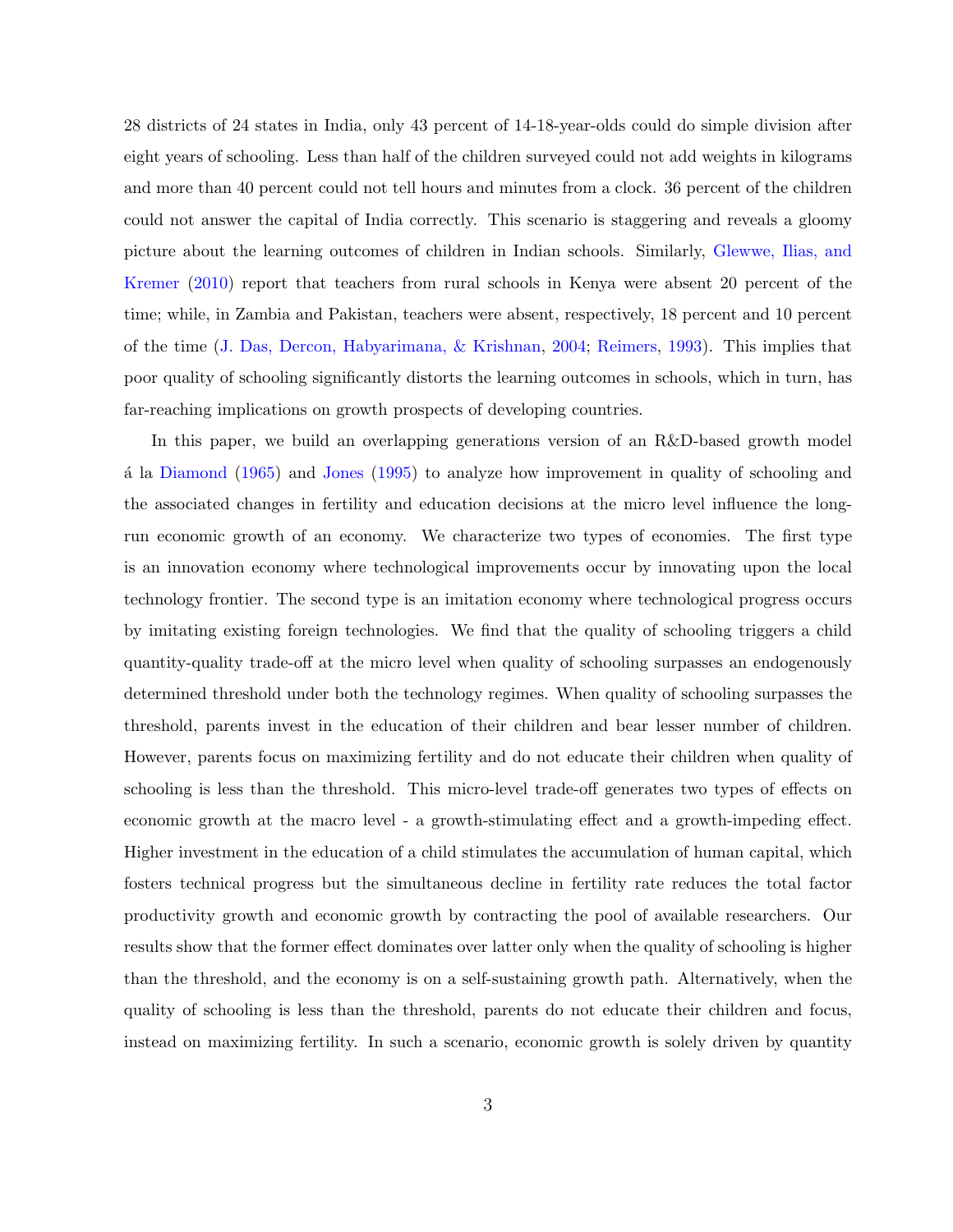28 districts of 24 states in India, only 43 percent of 14-18-year-olds could do simple division after eight years of schooling. Less than half of the children surveyed could not add weights in kilograms and more than 40 percent could not tell hours and minutes from a clock. 36 percent of the children could not answer the capital of India correctly. This scenario is staggering and reveals a gloomy picture about the learning outcomes of children in Indian schools. Similarly, Glewwe, Ilias, and Kremer (2010) report that teachers from rural schools in Kenya were absent 20 percent of the time; while, in Zambia and Pakistan, teachers were absent, respectively, 18 percent and 10 percent of the time (J. Das, Dercon, Habyarimana, & Krishnan, 2004; Reimers, 1993). This implies that poor quality of schooling significantly distorts the learning outcomes in schools, which in turn, has far-reaching implications on growth prospects of developing countries.

In this paper, we build an overlapping generations version of an R&D-based growth model á la Diamond (1965) and Jones (1995) to analyze how improvement in quality of schooling and the associated changes in fertility and education decisions at the micro level influence the long-run economic growth of an economy. We characterize two types of economies. The first type is an innovation economy where technological improvements occur by innovating upon the local technology frontier. The second type is an imitation economy where technological progress occurs by imitating existing foreign technologies. We find that the quality of schooling triggers a child quantity-quality trade-off at the micro level when quality of schooling surpasses an endogenously determined threshold under both the technology regimes. When quality of schooling surpasses the threshold, parents invest in the education of their children and bear lesser number of children. However, parents focus on maximizing fertility and do not educate their children when quality of schooling is less than the threshold. This micro-level trade-off generates two types of effects on economic growth at the macro level - a growth-stimulating effect and a growth-impeding effect. Higher investment in the education of a child stimulates the accumulation of human capital, which fosters technical progress but the simultaneous decline in fertility rate reduces the total factor productivity growth and economic growth by contracting the pool of available researchers. Our results show that the former effect dominates over latter only when the quality of schooling is higher than the threshold, and the economy is on a self-sustaining growth path. Alternatively, when the quality of schooling is less than the threshold, parents do not educate their children and focus, instead on maximizing fertility. In such a scenario, economic growth is solely driven by quantity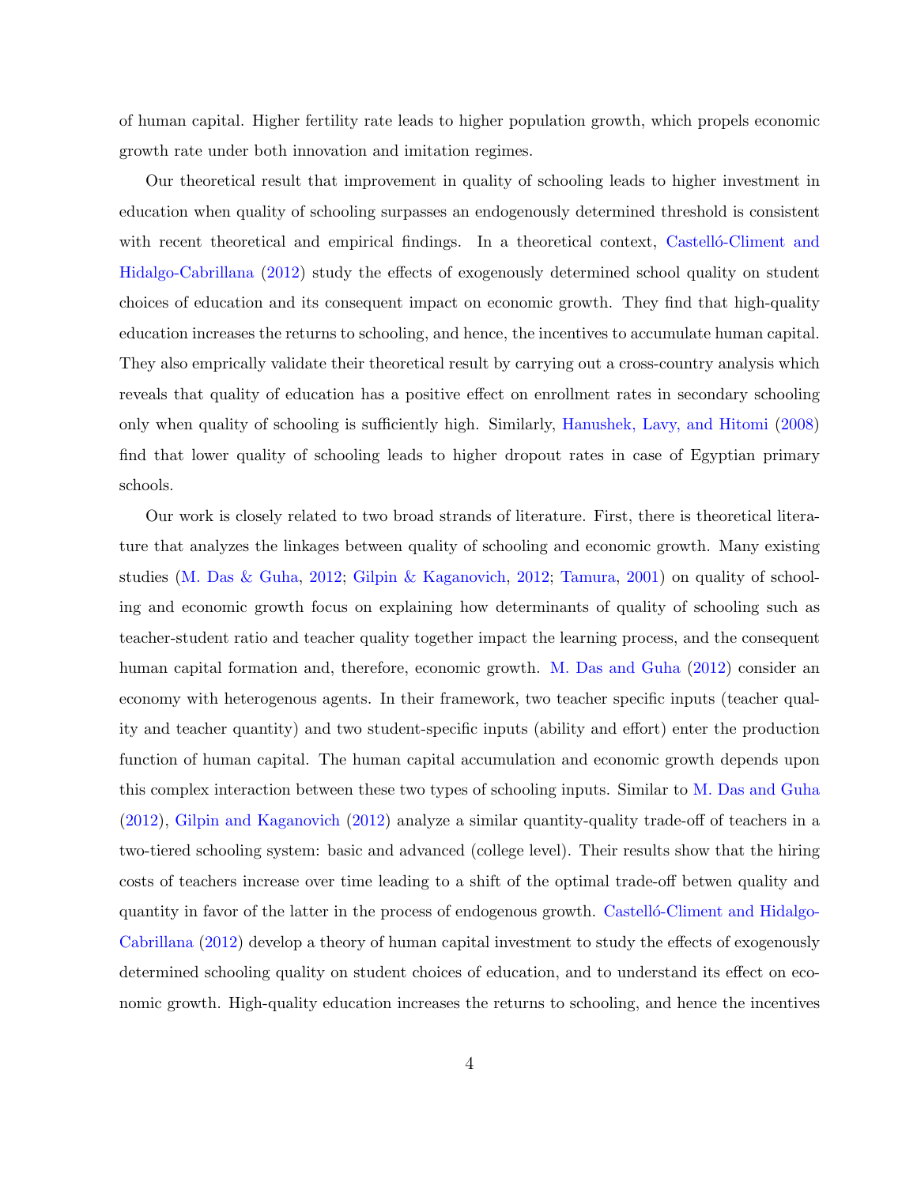of human capital. Higher fertility rate leads to higher population growth, which propels economic growth rate under both innovation and imitation regimes.

Our theoretical result that improvement in quality of schooling leads to higher investment in education when quality of schooling surpasses an endogenously determined threshold is consistent with recent theoretical and empirical findings. In a theoretical context, Castelló-Climent and Hidalgo-Cabrillana (2012) study the effects of exogenously determined school quality on student choices of education and its consequent impact on economic growth. They find that high-quality education increases the returns to schooling, and hence, the incentives to accumulate human capital. They also emprically validate their theoretical result by carrying out a cross-country analysis which reveals that quality of education has a positive effect on enrollment rates in secondary schooling only when quality of schooling is sufficiently high. Similarly, Hanushek, Lavy, and Hitomi (2008) find that lower quality of schooling leads to higher dropout rates in case of Egyptian primary schools.

Our work is closely related to two broad strands of literature. First, there is theoretical literature that analyzes the linkages between quality of schooling and economic growth. Many existing studies (M. Das & Guha, 2012; Gilpin & Kaganovich, 2012; Tamura, 2001) on quality of schooling and economic growth focus on explaining how determinants of quality of schooling such as teacher-student ratio and teacher quality together impact the learning process, and the consequent human capital formation and, therefore, economic growth. M. Das and Guha (2012) consider an economy with heterogenous agents. In their framework, two teacher specific inputs (teacher quality and teacher quantity) and two student-specific inputs (ability and effort) enter the production function of human capital. The human capital accumulation and economic growth depends upon this complex interaction between these two types of schooling inputs. Similar to M. Das and Guha (2012), Gilpin and Kaganovich (2012) analyze a similar quantity-quality trade-off of teachers in a two-tiered schooling system: basic and advanced (college level). Their results show that the hiring costs of teachers increase over time leading to a shift of the optimal trade-off betwen quality and quantity in favor of the latter in the process of endogenous growth. Castelló-Climent and Hidalgo-Cabrillana (2012) develop a theory of human capital investment to study the effects of exogenously determined schooling quality on student choices of education, and to understand its effect on economic growth. High-quality education increases the returns to schooling, and hence the incentives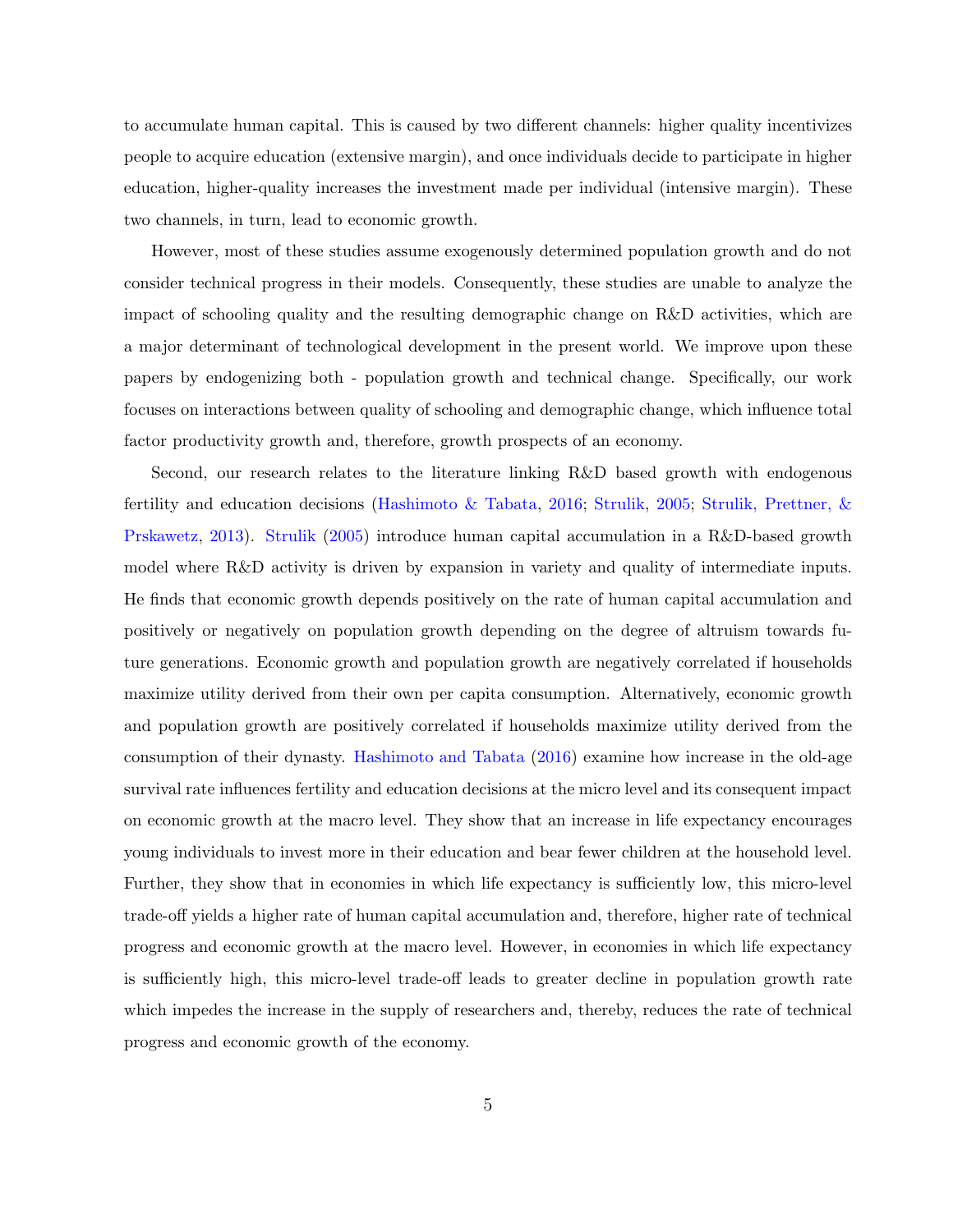to accumulate human capital. This is caused by two different channels: higher quality incentivizes people to acquire education (extensive margin), and once individuals decide to participate in higher education, higher-quality increases the investment made per individual (intensive margin). These two channels, in turn, lead to economic growth.

However, most of these studies assume exogenously determined population growth and do not consider technical progress in their models. Consequently, these studies are unable to analyze the impact of schooling quality and the resulting demographic change on R&D activities, which are a major determinant of technological development in the present world. We improve upon these papers by endogenizing both - population growth and technical change. Specifically, our work focuses on interactions between quality of schooling and demographic change, which influence total factor productivity growth and, therefore, growth prospects of an economy.

Second, our research relates to the literature linking R&D based growth with endogenous fertility and education decisions (Hashimoto & Tabata, 2016; Strulik, 2005; Strulik, Prettner, & Prskawetz, 2013). Strulik (2005) introduce human capital accumulation in a R&D-based growth model where R&D activity is driven by expansion in variety and quality of intermediate inputs. He finds that economic growth depends positively on the rate of human capital accumulation and positively or negatively on population growth depending on the degree of altruism towards future generations. Economic growth and population growth are negatively correlated if households maximize utility derived from their own per capita consumption. Alternatively, economic growth and population growth are positively correlated if households maximize utility derived from the consumption of their dynasty. Hashimoto and Tabata (2016) examine how increase in the old-age survival rate influences fertility and education decisions at the micro level and its consequent impact on economic growth at the macro level. They show that an increase in life expectancy encourages young individuals to invest more in their education and bear fewer children at the household level. Further, they show that in economies in which life expectancy is sufficiently low, this micro-level trade-off yields a higher rate of human capital accumulation and, therefore, higher rate of technical progress and economic growth at the macro level. However, in economies in which life expectancy is sufficiently high, this micro-level trade-off leads to greater decline in population growth rate which impedes the increase in the supply of researchers and, thereby, reduces the rate of technical progress and economic growth of the economy.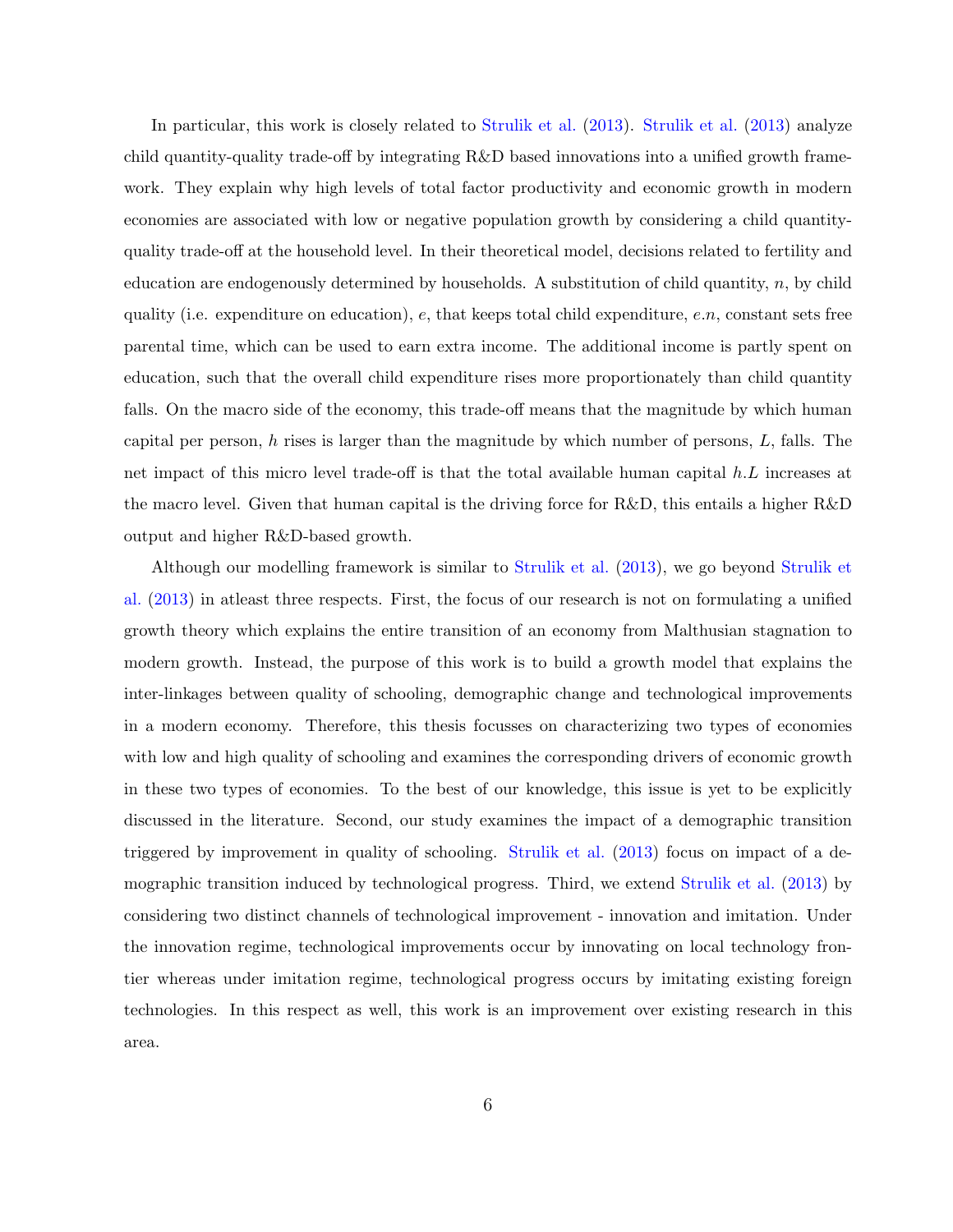In particular, this work is closely related to Strulik et al. (2013). Strulik et al. (2013) analyze child quantity-quality trade-off by integrating R&D based innovations into a unified growth framework. They explain why high levels of total factor productivity and economic growth in modern economies are associated with low or negative population growth by considering a child quantity-quality trade-off at the household level. In their theoretical model, decisions related to fertility and education are endogenously determined by households. A substitution of child quantity, $n$, by child quality (i.e. expenditure on education), $e$, that keeps total child expenditure, $e.n$, constant sets free parental time, which can be used to earn extra income. The additional income is partly spent on education, such that the overall child expenditure rises more proportionately than child quantity falls. On the macro side of the economy, this trade-off means that the magnitude by which human capital per person, $h$ rises is larger than the magnitude by which number of persons, $L$, falls. The net impact of this micro level trade-off is that the total available human capital $h.L$ increases at the macro level. Given that human capital is the driving force for R&D, this entails a higher R&D output and higher R&D-based growth.

Although our modelling framework is similar to Strulik et al. (2013), we go beyond Strulik et al. (2013) in atleast three respects. First, the focus of our research is not on formulating a unified growth theory which explains the entire transition of an economy from Malthusian stagnation to modern growth. Instead, the purpose of this work is to build a growth model that explains the inter-linkages between quality of schooling, demographic change and technological improvements in a modern economy. Therefore, this thesis focusses on characterizing two types of economies with low and high quality of schooling and examines the corresponding drivers of economic growth in these two types of economies. To the best of our knowledge, this issue is yet to be explicitly discussed in the literature. Second, our study examines the impact of a demographic transition triggered by improvement in quality of schooling. Strulik et al. (2013) focus on impact of a demographic transition induced by technological progress. Third, we extend Strulik et al. (2013) by considering two distinct channels of technological improvement - innovation and imitation. Under the innovation regime, technological improvements occur by innovating on local technology frontier whereas under imitation regime, technological progress occurs by imitating existing foreign technologies. In this respect as well, this work is an improvement over existing research in this area.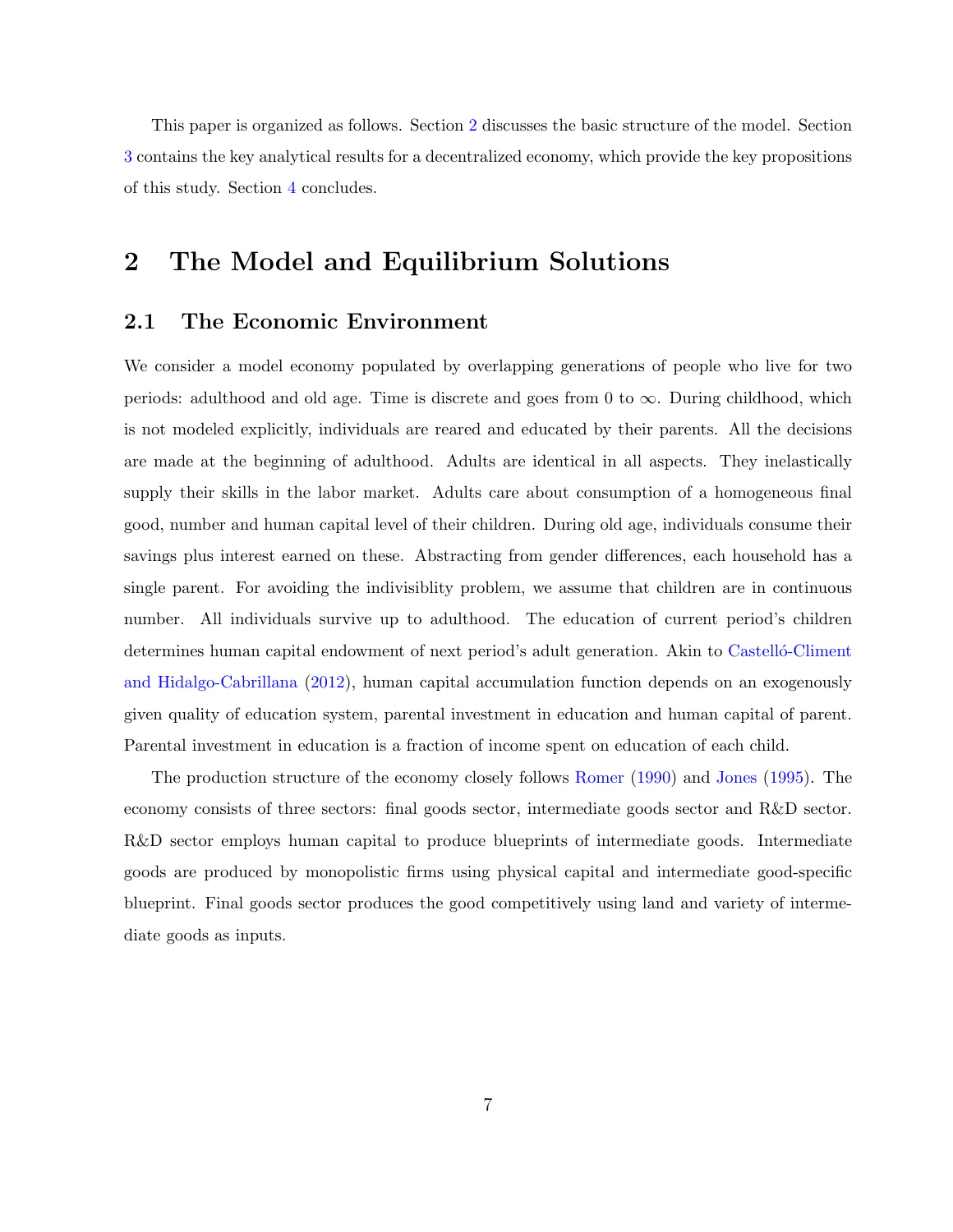This paper is organized as follows. Section 2 discusses the basic structure of the model. Section 3 contains the key analytical results for a decentralized economy, which provide the key propositions of this study. Section 4 concludes.

# 2 The Model and Equilibrium Solutions

## 2.1 The Economic Environment

We consider a model economy populated by overlapping generations of people who live for two periods: adulthood and old age. Time is discrete and goes from 0 to $\infty$. During childhood, which is not modeled explicitly, individuals are reared and educated by their parents. All the decisions are made at the beginning of adulthood. Adults are identical in all aspects. They inelastically supply their skills in the labor market. Adults care about consumption of a homogeneous final good, number and human capital level of their children. During old age, individuals consume their savings plus interest earned on these. Abstracting from gender differences, each household has a single parent. For avoiding the indivisiblity problem, we assume that children are in continuous number. All individuals survive up to adulthood. The education of current period's children determines human capital endowment of next period's adult generation. Akin to Castelló-Climent and Hidalgo-Cabrillana (2012), human capital accumulation function depends on an exogenously given quality of education system, parental investment in education and human capital of parent. Parental investment in education is a fraction of income spent on education of each child.

The production structure of the economy closely follows Romer (1990) and Jones (1995). The economy consists of three sectors: final goods sector, intermediate goods sector and R&D sector. R&D sector employs human capital to produce blueprints of intermediate goods. Intermediate goods are produced by monopolistic firms using physical capital and intermediate good-specific blueprint. Final goods sector produces the good competitively using land and variety of intermediate goods as inputs.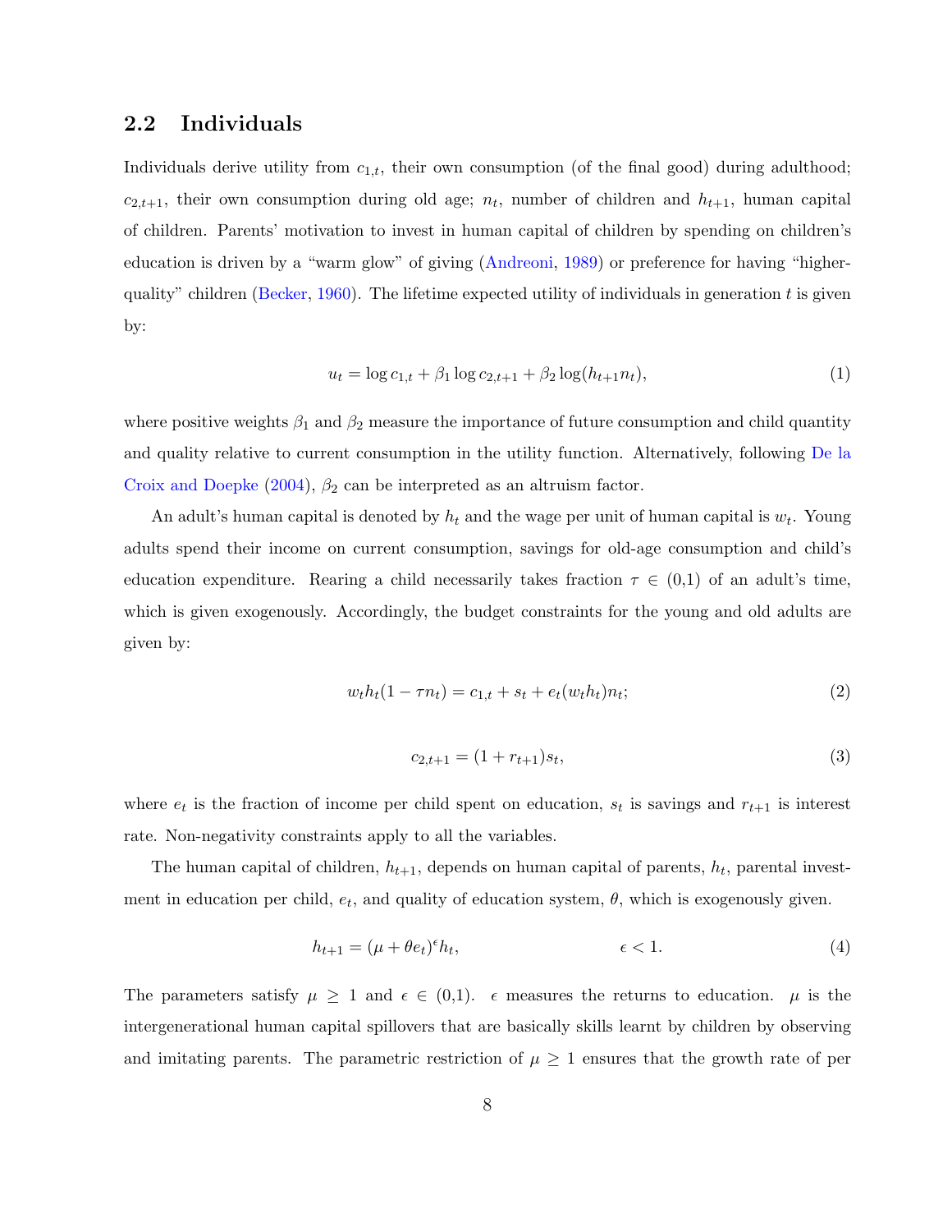## 2.2 Individuals

Individuals derive utility from $c_{1,t}$, their own consumption (of the final good) during adulthood; $c_{2,t+1}$, their own consumption during old age; $n_t$, number of children and $h_{t+1}$, human capital of children. Parents' motivation to invest in human capital of children by spending on children's education is driven by a "warm glow" of giving (Andreoni, 1989) or preference for having "higher-quality" children (Becker, 1960). The lifetime expected utility of individuals in generation $t$ is given by:

$$u_t = \log c_{1,t} + \beta_1 \log c_{2,t+1} + \beta_2 \log(h_{t+1}n_t), \tag{1}$$

where positive weights $\beta_1$ and $\beta_2$ measure the importance of future consumption and child quantity and quality relative to current consumption in the utility function. Alternatively, following De la Croix and Doepke (2004), $\beta_2$ can be interpreted as an altruism factor.

An adult's human capital is denoted by $h_t$ and the wage per unit of human capital is $w_t$. Young adults spend their income on current consumption, savings for old-age consumption and child's education expenditure. Rearing a child necessarily takes fraction $\tau \in$ (0,1) of an adult's time, which is given exogenously. Accordingly, the budget constraints for the young and old adults are given by:

$$w_t h_t(1 - \tau n_t) = c_{1,t} + s_t + e_t(w_t h_t)n_t; \tag{2}$$

$$c_{2,t+1} = (1 + r_{t+1})s_t, \tag{3}$$

where $e_t$ is the fraction of income per child spent on education, $s_t$ is savings and $r_{t+1}$ is interest rate. Non-negativity constraints apply to all the variables.

The human capital of children, $h_{t+1}$, depends on human capital of parents, $h_t$, parental investment in education per child, $e_t$, and quality of education system, $\theta$, which is exogenously given.

$$h_{t+1} = (\mu + \theta e_t)^{\epsilon} h_t, \qquad \epsilon < 1. \tag{4}$$

The parameters satisfy $\mu \geq 1$ and $\epsilon \in$ (0,1). $\epsilon$ measures the returns to education. $\mu$ is the intergenerational human capital spillovers that are basically skills learnt by children by observing and imitating parents. The parametric restriction of $\mu \geq 1$ ensures that the growth rate of per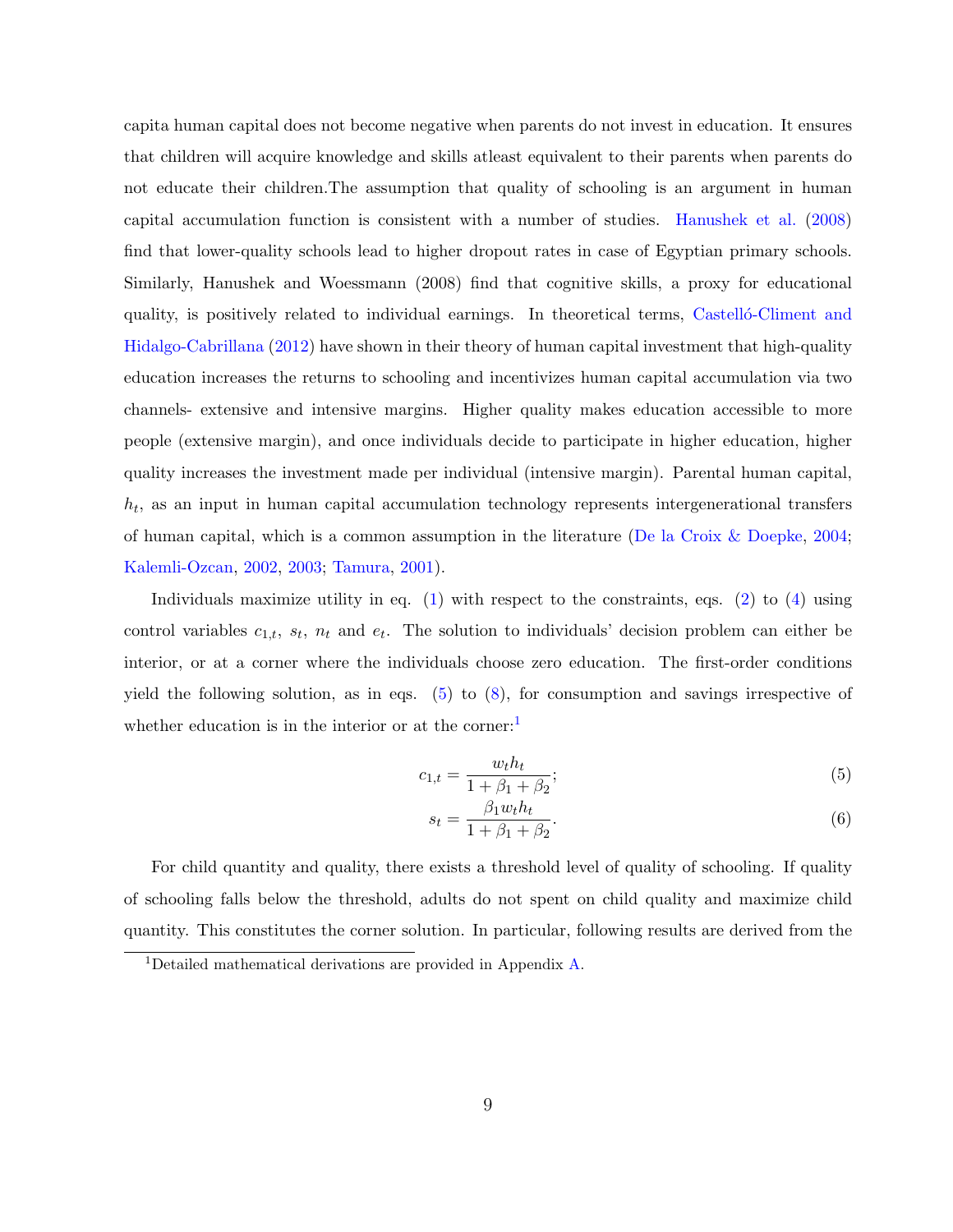capita human capital does not become negative when parents do not invest in education. It ensures that children will acquire knowledge and skills atleast equivalent to their parents when parents do not educate their children.The assumption that quality of schooling is an argument in human capital accumulation function is consistent with a number of studies. Hanushek et al. (2008) find that lower-quality schools lead to higher dropout rates in case of Egyptian primary schools. Similarly, Hanushek and Woessmann (2008) find that cognitive skills, a proxy for educational quality, is positively related to individual earnings. In theoretical terms, Castelló-Climent and Hidalgo-Cabrillana (2012) have shown in their theory of human capital investment that high-quality education increases the returns to schooling and incentivizes human capital accumulation via two channels- extensive and intensive margins. Higher quality makes education accessible to more people (extensive margin), and once individuals decide to participate in higher education, higher quality increases the investment made per individual (intensive margin). Parental human capital, $h_t$, as an input in human capital accumulation technology represents intergenerational transfers of human capital, which is a common assumption in the literature (De la Croix & Doepke, 2004; Kalemli-Ozcan, 2002, 2003; Tamura, 2001).

Individuals maximize utility in eq. (1) with respect to the constraints, eqs. (2) to (4) using control variables $c_{1,t}$, $s_t$, $n_t$ and $e_t$. The solution to individuals' decision problem can either be interior, or at a corner where the individuals choose zero education. The first-order conditions yield the following solution, as in eqs. (5) to (8), for consumption and savings irrespective of whether education is in the interior or at the corner:[1]

$$c_{1,t} = \frac{w_t h_t}{1 + \beta_1 + \beta_2}; \tag{5}$$

$$s_t = \frac{\beta_1 w_t h_t}{1 + \beta_1 + \beta_2}. \tag{6}$$

For child quantity and quality, there exists a threshold level of quality of schooling. If quality of schooling falls below the threshold, adults do not spent on child quality and maximize child quantity. This constitutes the corner solution. In particular, following results are derived from the

[1] Detailed mathematical derivations are provided in Appendix A.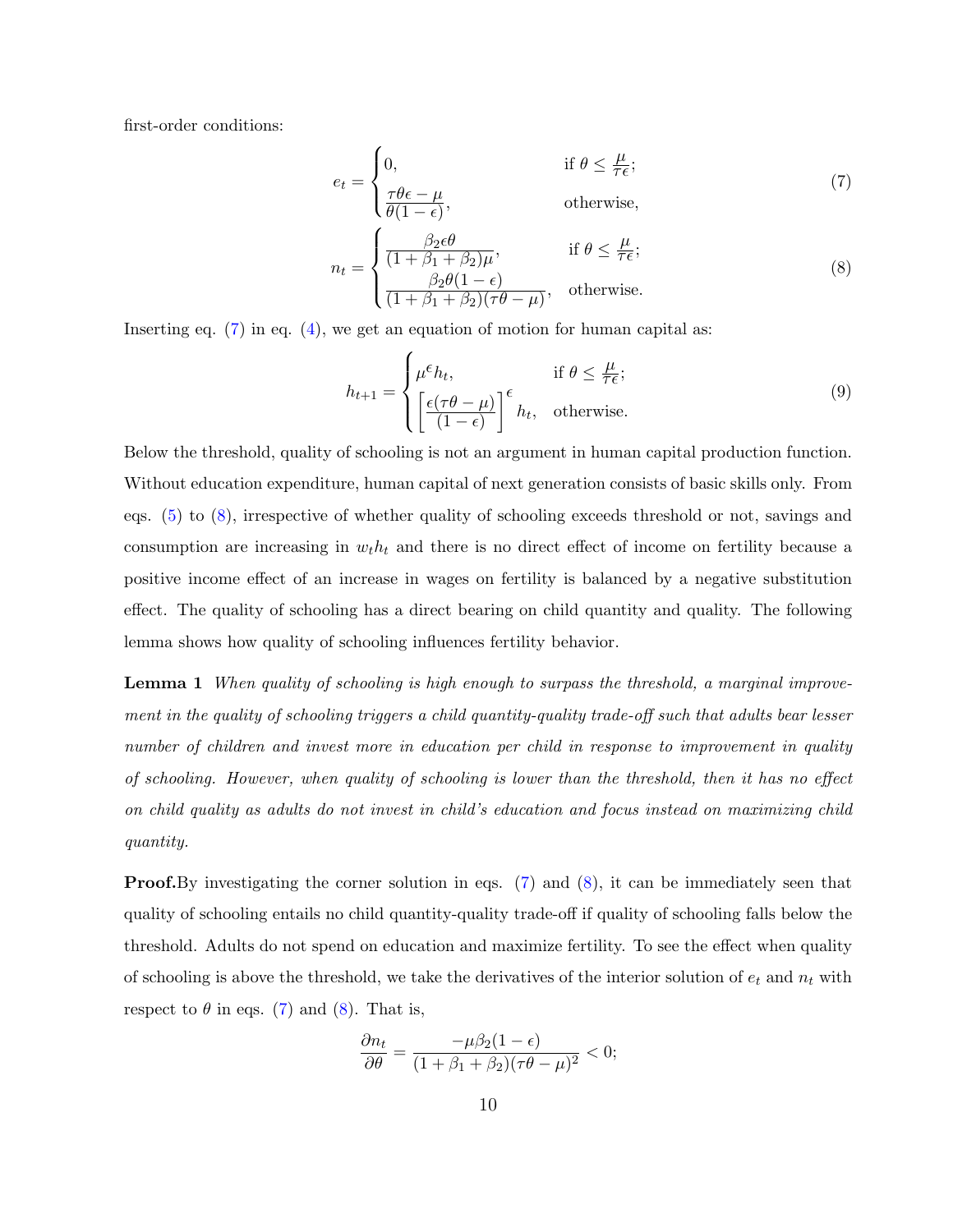first-order conditions:

$$e_t = \begin{cases} 0, & \text{if } \theta \leq \frac{\mu}{\tau\epsilon}; \\ \dfrac{\tau\theta\epsilon - \mu}{\theta(1-\epsilon)}, & \text{otherwise,} \end{cases} \tag{7}$$

$$n_t = \begin{cases} \dfrac{\beta_2 \epsilon \theta}{(1+\beta_1+\beta_2)\mu}, & \text{if } \theta \leq \frac{\mu}{\tau\epsilon}; \\ \dfrac{\beta_2 \theta (1-\epsilon)}{(1+\beta_1+\beta_2)(\tau\theta - \mu)}, & \text{otherwise.} \end{cases} \tag{8}$$

Inserting eq. (7) in eq. (4), we get an equation of motion for human capital as:

$$h_{t+1} = \begin{cases} \mu^{\epsilon} h_t, & \text{if } \theta \leq \frac{\mu}{\tau\epsilon}; \\ \left[\dfrac{\epsilon(\tau\theta - \mu)}{(1-\epsilon)}\right]^{\epsilon} h_t, & \text{otherwise.} \end{cases} \tag{9}$$

Below the threshold, quality of schooling is not an argument in human capital production function. Without education expenditure, human capital of next generation consists of basic skills only. From eqs. (5) to (8), irrespective of whether quality of schooling exceeds threshold or not, savings and consumption are increasing in $w_t h_t$ and there is no direct effect of income on fertility because a positive income effect of an increase in wages on fertility is balanced by a negative substitution effect. The quality of schooling has a direct bearing on child quantity and quality. The following lemma shows how quality of schooling influences fertility behavior.

**Lemma 1** *When quality of schooling is high enough to surpass the threshold, a marginal improvement in the quality of schooling triggers a child quantity-quality trade-off such that adults bear lesser number of children and invest more in education per child in response to improvement in quality of schooling. However, when quality of schooling is lower than the threshold, then it has no effect on child quality as adults do not invest in child's education and focus instead on maximizing child quantity.*

**Proof.** By investigating the corner solution in eqs. (7) and (8), it can be immediately seen that quality of schooling entails no child quantity-quality trade-off if quality of schooling falls below the threshold. Adults do not spend on education and maximize fertility. To see the effect when quality of schooling is above the threshold, we take the derivatives of the interior solution of $e_t$ and $n_t$ with respect to $\theta$ in eqs. (7) and (8). That is,

$$\frac{\partial n_t}{\partial \theta} = \frac{-\mu\beta_2(1-\epsilon)}{(1+\beta_1+\beta_2)(\tau\theta - \mu)^2} < 0;$$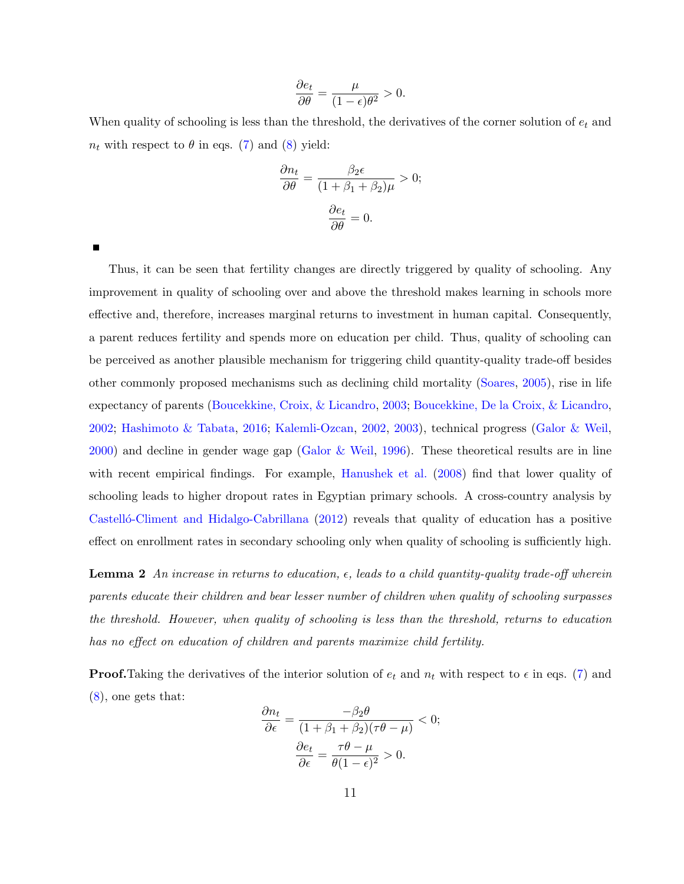$$\frac{\partial e_t}{\partial \theta} = \frac{\mu}{(1-\epsilon)\theta^2} > 0.$$

When quality of schooling is less than the threshold, the derivatives of the corner solution of $e_t$ and $n_t$ with respect to $\theta$ in eqs. (7) and (8) yield:

$$\frac{\partial n_t}{\partial \theta} = \frac{\beta_2 \epsilon}{(1+\beta_1+\beta_2)\mu} > 0;$$

$$\frac{\partial e_t}{\partial \theta} = 0.$$

■

Thus, it can be seen that fertility changes are directly triggered by quality of schooling. Any improvement in quality of schooling over and above the threshold makes learning in schools more effective and, therefore, increases marginal returns to investment in human capital. Consequently, a parent reduces fertility and spends more on education per child. Thus, quality of schooling can be perceived as another plausible mechanism for triggering child quantity-quality trade-off besides other commonly proposed mechanisms such as declining child mortality (Soares, 2005), rise in life expectancy of parents (Boucekkine, Croix, & Licandro, 2003; Boucekkine, De la Croix, & Licandro, 2002; Hashimoto & Tabata, 2016; Kalemli-Ozcan, 2002, 2003), technical progress (Galor & Weil, 2000) and decline in gender wage gap (Galor & Weil, 1996). These theoretical results are in line with recent empirical findings. For example, Hanushek et al. (2008) find that lower quality of schooling leads to higher dropout rates in Egyptian primary schools. A cross-country analysis by Castelló-Climent and Hidalgo-Cabrillana (2012) reveals that quality of education has a positive effect on enrollment rates in secondary schooling only when quality of schooling is sufficiently high.

**Lemma 2** *An increase in returns to education, $\epsilon$, leads to a child quantity-quality trade-off wherein parents educate their children and bear lesser number of children when quality of schooling surpasses the threshold. However, when quality of schooling is less than the threshold, returns to education has no effect on education of children and parents maximize child fertility.*

**Proof.** Taking the derivatives of the interior solution of $e_t$ and $n_t$ with respect to $\epsilon$ in eqs. (7) and (8), one gets that:

$$\frac{\partial n_t}{\partial \epsilon} = \frac{-\beta_2 \theta}{(1+\beta_1+\beta_2)(\tau\theta - \mu)} < 0;$$

$$\frac{\partial e_t}{\partial \epsilon} = \frac{\tau\theta - \mu}{\theta(1-\epsilon)^2} > 0.$$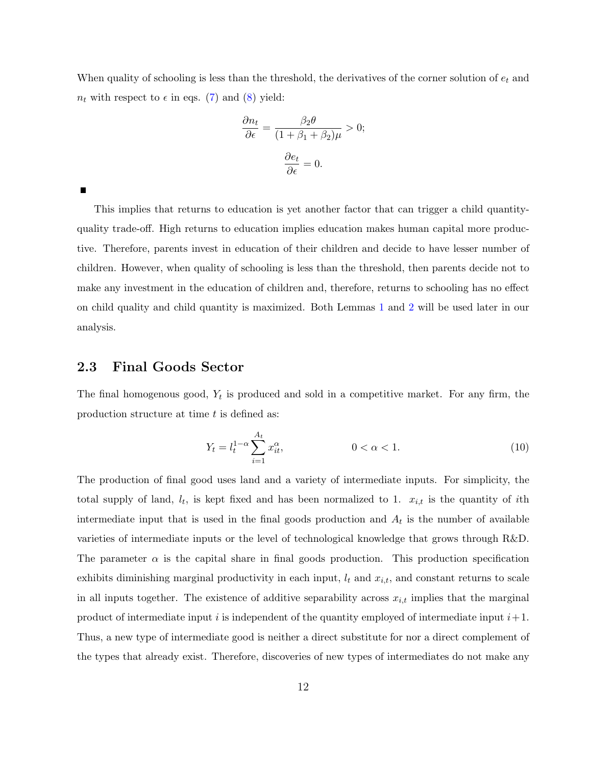When quality of schooling is less than the threshold, the derivatives of the corner solution of $e_t$ and $n_t$ with respect to $\epsilon$ in eqs. (7) and (8) yield:

$$\frac{\partial n_t}{\partial \epsilon} = \frac{\beta_2 \theta}{(1+\beta_1+\beta_2)\mu} > 0;$$

$$\frac{\partial e_t}{\partial \epsilon} = 0.$$

■

This implies that returns to education is yet another factor that can trigger a child quantity-quality trade-off. High returns to education implies education makes human capital more productive. Therefore, parents invest in education of their children and decide to have lesser number of children. However, when quality of schooling is less than the threshold, then parents decide not to make any investment in the education of children and, therefore, returns to schooling has no effect on child quality and child quantity is maximized. Both Lemmas 1 and 2 will be used later in our analysis.

## 2.3 Final Goods Sector

The final homogenous good, $Y_t$ is produced and sold in a competitive market. For any firm, the production structure at time $t$ is defined as:

$$Y_t = l_t^{1-\alpha} \sum_{i=1}^{A_t} x_{it}^{\alpha}, \qquad 0 < \alpha < 1. \tag{10}$$

The production of final good uses land and a variety of intermediate inputs. For simplicity, the total supply of land, $l_t$, is kept fixed and has been normalized to 1. $x_{i,t}$ is the quantity of $i$th intermediate input that is used in the final goods production and $A_t$ is the number of available varieties of intermediate inputs or the level of technological knowledge that grows through R&D. The parameter $\alpha$ is the capital share in final goods production. This production specification exhibits diminishing marginal productivity in each input, $l_t$ and $x_{i,t}$, and constant returns to scale in all inputs together. The existence of additive separability across $x_{i,t}$ implies that the marginal product of intermediate input $i$ is independent of the quantity employed of intermediate input $i+1$. Thus, a new type of intermediate good is neither a direct substitute for nor a direct complement of the types that already exist. Therefore, discoveries of new types of intermediates do not make any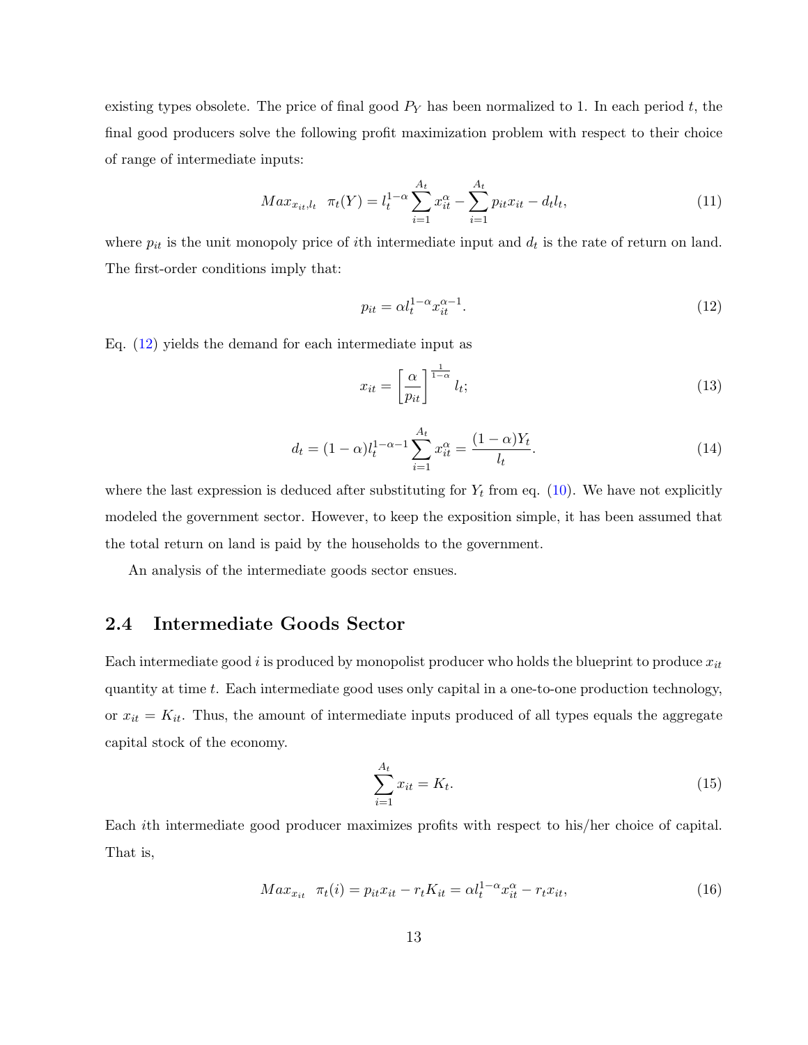existing types obsolete. The price of final good $P_Y$ has been normalized to 1. In each period $t$, the final good producers solve the following profit maximization problem with respect to their choice of range of intermediate inputs:

$$Max_{x_{it},l_t} \quad \pi_t(Y) = l_t^{1-\alpha} \sum_{i=1}^{A_t} x_{it}^{\alpha} - \sum_{i=1}^{A_t} p_{it} x_{it} - d_t l_t, \tag{11}$$

where $p_{it}$ is the unit monopoly price of $i$th intermediate input and $d_t$ is the rate of return on land. The first-order conditions imply that:

$$p_{it} = \alpha l_t^{1-\alpha} x_{it}^{\alpha-1}. \tag{12}$$

Eq. (12) yields the demand for each intermediate input as

$$x_{it} = \left[\frac{\alpha}{p_{it}}\right]^{\frac{1}{1-\alpha}} l_t; \tag{13}$$

$$d_t = (1-\alpha) l_t^{1-\alpha-1} \sum_{i=1}^{A_t} x_{it}^{\alpha} = \frac{(1-\alpha)Y_t}{l_t}. \tag{14}$$

where the last expression is deduced after substituting for $Y_t$ from eq. (10). We have not explicitly modeled the government sector. However, to keep the exposition simple, it has been assumed that the total return on land is paid by the households to the government.

An analysis of the intermediate goods sector ensues.

## 2.4 Intermediate Goods Sector

Each intermediate good $i$ is produced by monopolist producer who holds the blueprint to produce $x_{it}$ quantity at time $t$. Each intermediate good uses only capital in a one-to-one production technology, or $x_{it} = K_{it}$. Thus, the amount of intermediate inputs produced of all types equals the aggregate capital stock of the economy.

$$\sum_{i=1}^{A_t} x_{it} = K_t. \tag{15}$$

Each $i$th intermediate good producer maximizes profits with respect to his/her choice of capital. That is,

$$Max_{x_{it}} \quad \pi_t(i) = p_{it} x_{it} - r_t K_{it} = \alpha l_t^{1-\alpha} x_{it}^{\alpha} - r_t x_{it}, \tag{16}$$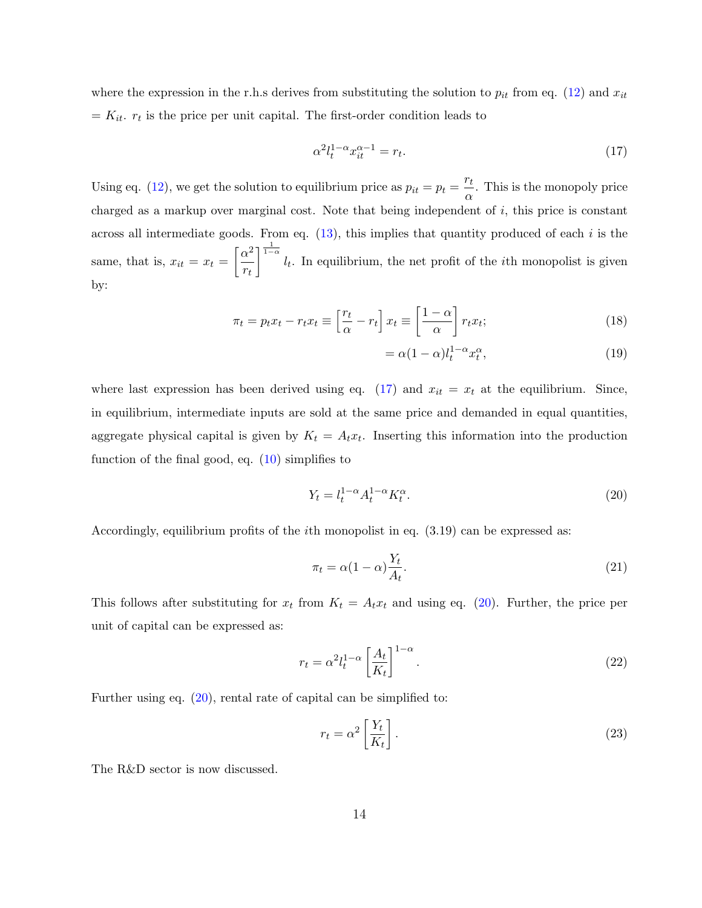where the expression in the r.h.s derives from substituting the solution to $p_{it}$ from eq. (12) and $x_{it} = K_{it}$. $r_t$ is the price per unit capital. The first-order condition leads to

$$\alpha^2 l_t^{1-\alpha} x_{it}^{\alpha-1} = r_t. \tag{17}$$

Using eq. (12), we get the solution to equilibrium price as $p_{it} = p_t = \dfrac{r_t}{\alpha}$. This is the monopoly price charged as a markup over marginal cost. Note that being independent of $i$, this price is constant across all intermediate goods. From eq. (13), this implies that quantity produced of each $i$ is the same, that is, $x_{it} = x_t = \left[\dfrac{\alpha^2}{r_t}\right]^{\frac{1}{1-\alpha}} l_t$. In equilibrium, the net profit of the $i$th monopolist is given by:

$$\pi_t = p_t x_t - r_t x_t \equiv \left[\frac{r_t}{\alpha} - r_t\right] x_t \equiv \left[\frac{1-\alpha}{\alpha}\right] r_t x_t; \tag{18}$$

$$= \alpha(1-\alpha) l_t^{1-\alpha} x_t^{\alpha}, \tag{19}$$

where last expression has been derived using eq. (17) and $x_{it} = x_t$ at the equilibrium. Since, in equilibrium, intermediate inputs are sold at the same price and demanded in equal quantities, aggregate physical capital is given by $K_t = A_t x_t$. Inserting this information into the production function of the final good, eq. (10) simplifies to

$$Y_t = l_t^{1-\alpha} A_t^{1-\alpha} K_t^{\alpha}. \tag{20}$$

Accordingly, equilibrium profits of the $i$th monopolist in eq. (3.19) can be expressed as:

$$\pi_t = \alpha(1-\alpha)\frac{Y_t}{A_t}. \tag{21}$$

This follows after substituting for $x_t$ from $K_t = A_t x_t$ and using eq. (20). Further, the price per unit of capital can be expressed as:

$$r_t = \alpha^2 l_t^{1-\alpha} \left[\frac{A_t}{K_t}\right]^{1-\alpha}. \tag{22}$$

Further using eq. (20), rental rate of capital can be simplified to:

$$r_t = \alpha^2 \left[\frac{Y_t}{K_t}\right]. \tag{23}$$

The R&D sector is now discussed.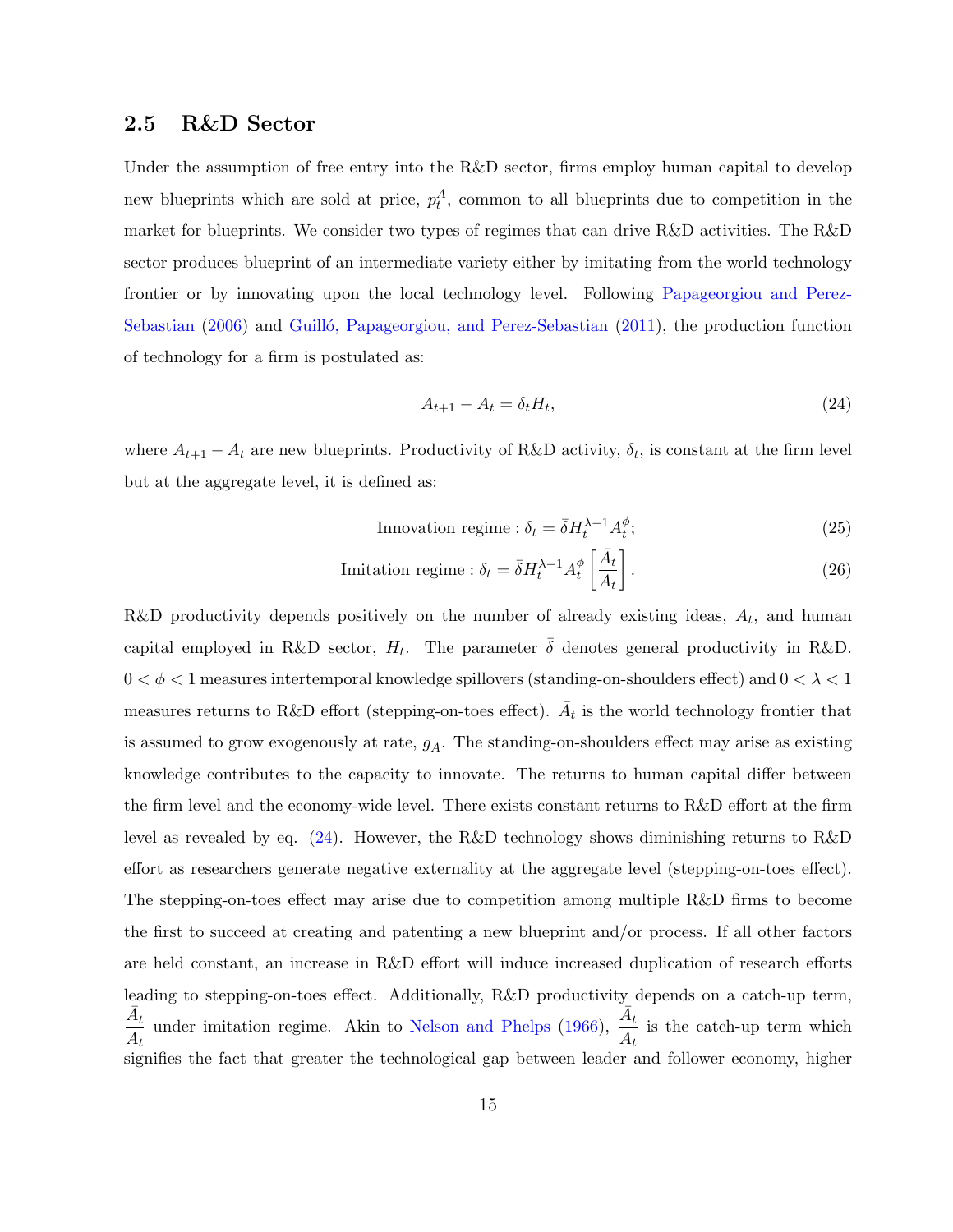## 2.5 R&D Sector

Under the assumption of free entry into the R&D sector, firms employ human capital to develop new blueprints which are sold at price, $p_t^A$, common to all blueprints due to competition in the market for blueprints. We consider two types of regimes that can drive R&D activities. The R&D sector produces blueprint of an intermediate variety either by imitating from the world technology frontier or by innovating upon the local technology level. Following Papageorgiou and Perez-Sebastian (2006) and Guilló, Papageorgiou, and Perez-Sebastian (2011), the production function of technology for a firm is postulated as:

$$A_{t+1} - A_t = \delta_t H_t, \tag{24}$$

where $A_{t+1} - A_t$ are new blueprints. Productivity of R&D activity, $\delta_t$, is constant at the firm level but at the aggregate level, it is defined as:

$$\text{Innovation regime} : \delta_t = \bar{\delta} H_t^{\lambda-1} A_t^{\phi}; \tag{25}$$

$$\text{Imitation regime} : \delta_t = \bar{\delta} H_t^{\lambda-1} A_t^{\phi} \left[ \frac{\bar{A}_t}{A_t} \right]. \tag{26}$$

R&D productivity depends positively on the number of already existing ideas, $A_t$, and human capital employed in R&D sector, $H_t$. The parameter $\bar{\delta}$ denotes general productivity in R&D. $0 < \phi < 1$ measures intertemporal knowledge spillovers (standing-on-shoulders effect) and $0 < \lambda < 1$ measures returns to R&D effort (stepping-on-toes effect). $\bar{A}_t$ is the world technology frontier that is assumed to grow exogenously at rate, $g_{\bar{A}}$. The standing-on-shoulders effect may arise as existing knowledge contributes to the capacity to innovate. The returns to human capital differ between the firm level and the economy-wide level. There exists constant returns to R&D effort at the firm level as revealed by eq. (24). However, the R&D technology shows diminishing returns to R&D effort as researchers generate negative externality at the aggregate level (stepping-on-toes effect). The stepping-on-toes effect may arise due to competition among multiple R&D firms to become the first to succeed at creating and patenting a new blueprint and/or process. If all other factors are held constant, an increase in R&D effort will induce increased duplication of research efforts leading to stepping-on-toes effect. Additionally, R&D productivity depends on a catch-up term, $\frac{\bar{A}_t}{A_t}$ under imitation regime. Akin to Nelson and Phelps (1966), $\frac{\bar{A}_t}{A_t}$ is the catch-up term which signifies the fact that greater the technological gap between leader and follower economy, higher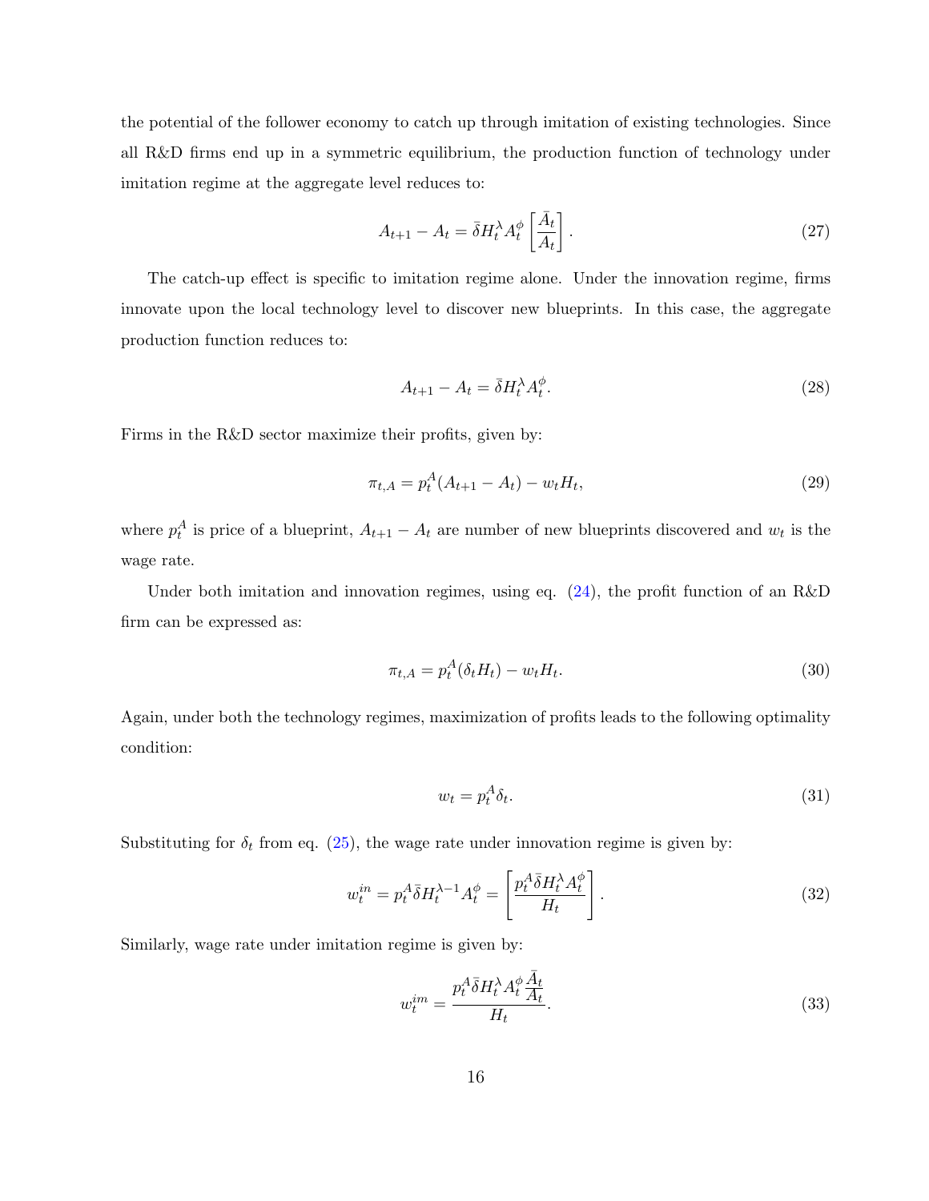the potential of the follower economy to catch up through imitation of existing technologies. Since all R&D firms end up in a symmetric equilibrium, the production function of technology under imitation regime at the aggregate level reduces to:

$$A_{t+1} - A_t = \bar{\delta} H_t^{\lambda} A_t^{\phi} \left[ \frac{\bar{A}_t}{A_t} \right]. \tag{27}$$

The catch-up effect is specific to imitation regime alone. Under the innovation regime, firms innovate upon the local technology level to discover new blueprints. In this case, the aggregate production function reduces to:

$$A_{t+1} - A_t = \bar{\delta} H_t^{\lambda} A_t^{\phi}. \tag{28}$$

Firms in the R&D sector maximize their profits, given by:

$$\pi_{t,A} = p_t^A (A_{t+1} - A_t) - w_t H_t, \tag{29}$$

where $p_t^A$ is price of a blueprint, $A_{t+1} - A_t$ are number of new blueprints discovered and $w_t$ is the wage rate.

Under both imitation and innovation regimes, using eq. (24), the profit function of an R&D firm can be expressed as:

$$\pi_{t,A} = p_t^A (\delta_t H_t) - w_t H_t. \tag{30}$$

Again, under both the technology regimes, maximization of profits leads to the following optimality condition:

$$w_t = p_t^A \delta_t. \tag{31}$$

Substituting for $\delta_t$ from eq. (25), the wage rate under innovation regime is given by:

$$w_t^{in} = p_t^A \bar{\delta} H_t^{\lambda - 1} A_t^{\phi} = \left[ \frac{p_t^A \bar{\delta} H_t^{\lambda} A_t^{\phi}}{H_t} \right]. \tag{32}$$

Similarly, wage rate under imitation regime is given by:

$$w_t^{im} = \frac{p_t^A \bar{\delta} H_t^{\lambda} A_t^{\phi} \frac{\bar{A}_t}{A_t}}{H_t}. \tag{33}$$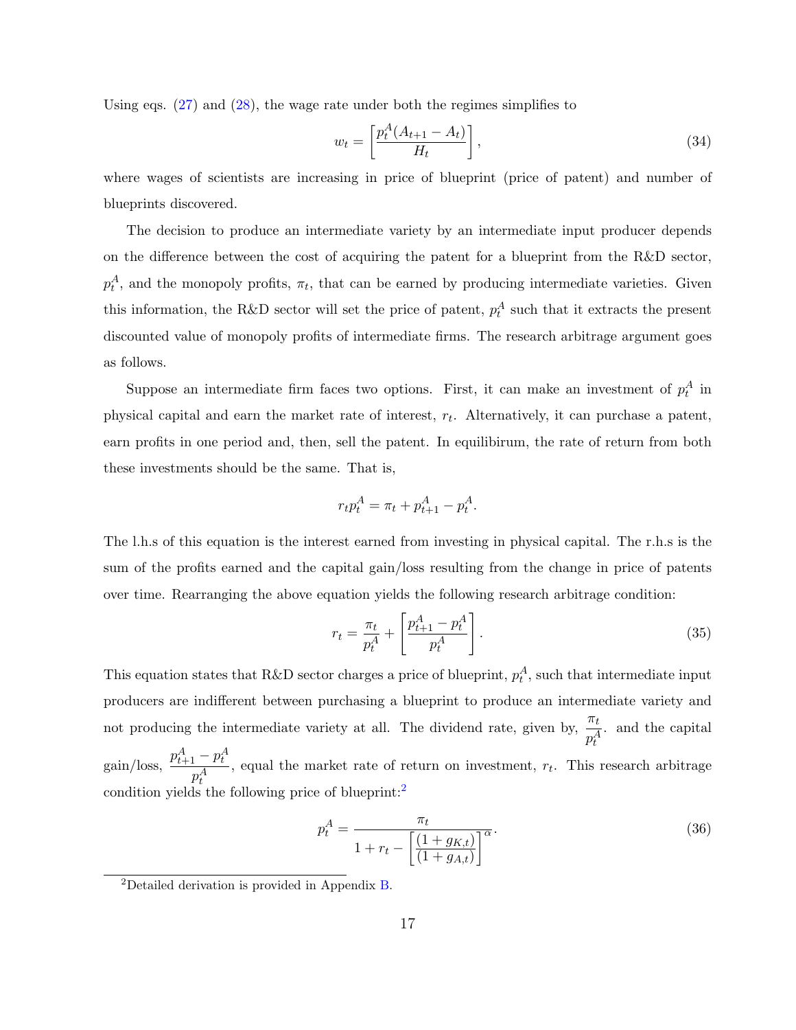Using eqs. (27) and (28), the wage rate under both the regimes simplifies to

$$w_t = \left[ \frac{p_t^A (A_{t+1} - A_t)}{H_t} \right], \tag{34}$$

where wages of scientists are increasing in price of blueprint (price of patent) and number of blueprints discovered.

The decision to produce an intermediate variety by an intermediate input producer depends on the difference between the cost of acquiring the patent for a blueprint from the R&D sector, $p_t^A$, and the monopoly profits, $\pi_t$, that can be earned by producing intermediate varieties. Given this information, the R&D sector will set the price of patent, $p_t^A$ such that it extracts the present discounted value of monopoly profits of intermediate firms. The research arbitrage argument goes as follows.

Suppose an intermediate firm faces two options. First, it can make an investment of $p_t^A$ in physical capital and earn the market rate of interest, $r_t$. Alternatively, it can purchase a patent, earn profits in one period and, then, sell the patent. In equilibirum, the rate of return from both these investments should be the same. That is,

$$r_t p_t^A = \pi_t + p_{t+1}^A - p_t^A.$$

The l.h.s of this equation is the interest earned from investing in physical capital. The r.h.s is the sum of the profits earned and the capital gain/loss resulting from the change in price of patents over time. Rearranging the above equation yields the following research arbitrage condition:

$$r_t = \frac{\pi_t}{p_t^A} + \left[ \frac{p_{t+1}^A - p_t^A}{p_t^A} \right]. \tag{35}$$

This equation states that R&D sector charges a price of blueprint, $p_t^A$, such that intermediate input producers are indifferent between purchasing a blueprint to produce an intermediate variety and not producing the intermediate variety at all. The dividend rate, given by, $\frac{\pi_t}{p_t^A}$. and the capital gain/loss, $\frac{p_{t+1}^A - p_t^A}{p_t^A}$, equal the market rate of return on investment, $r_t$. This research arbitrage condition yields the following price of blueprint:[2]

$$p_t^A = \frac{\pi_t}{1 + r_t - \left[ \frac{(1 + g_{K,t})}{(1 + g_{A,t})} \right]^{\alpha}}. \tag{36}$$

[2] Detailed derivation is provided in Appendix B.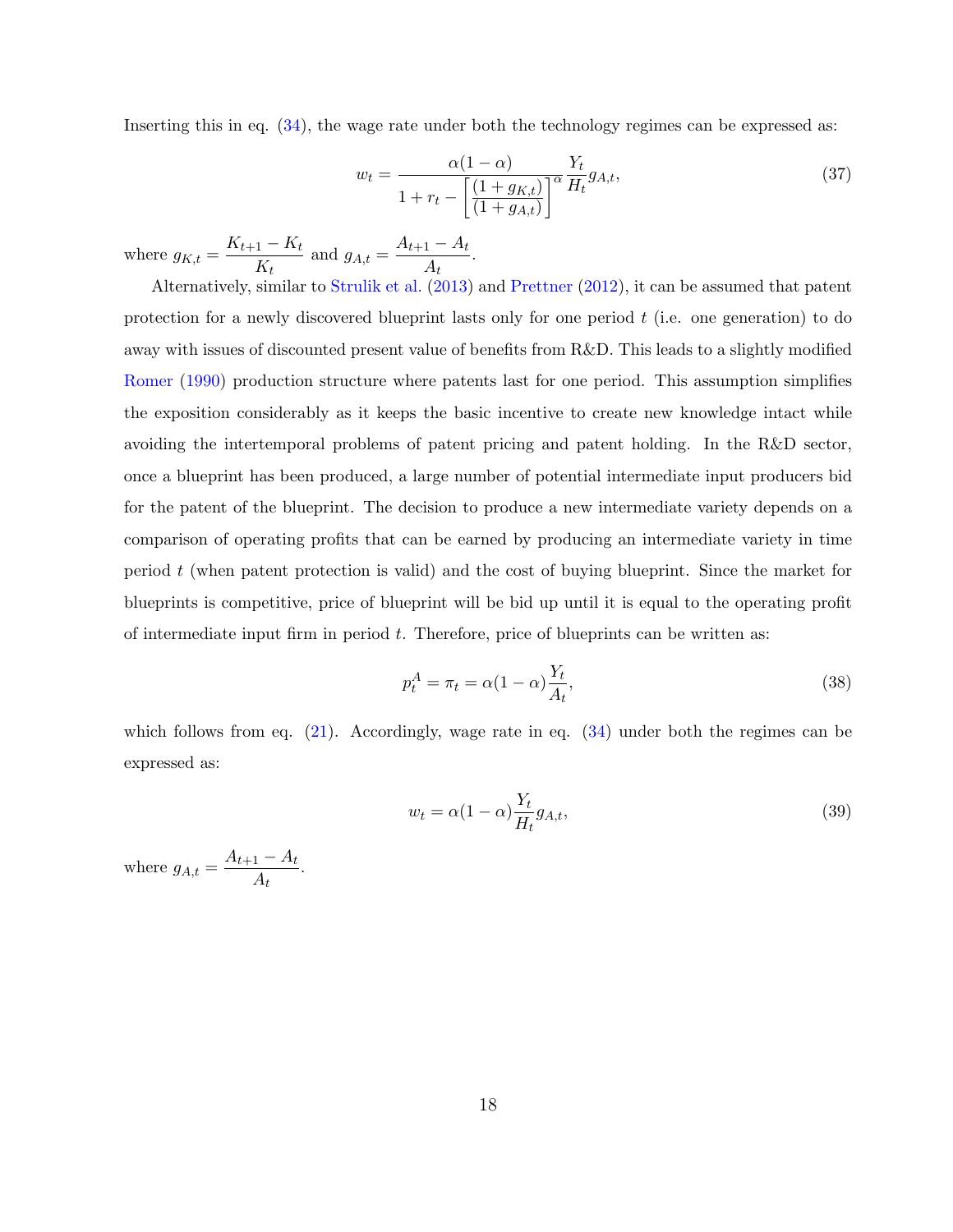Inserting this in eq. (34), the wage rate under both the technology regimes can be expressed as:

$$w_t = \frac{\alpha(1-\alpha)}{1 + r_t - \left[\dfrac{(1+g_{K,t})}{(1+g_{A,t})}\right]^{\alpha}} \frac{Y_t}{H_t} g_{A,t}, \tag{37}$$

where $g_{K,t} = \dfrac{K_{t+1} - K_t}{K_t}$ and $g_{A,t} = \dfrac{A_{t+1} - A_t}{A_t}$.

Alternatively, similar to Strulik et al. (2013) and Prettner (2012), it can be assumed that patent protection for a newly discovered blueprint lasts only for one period $t$ (i.e. one generation) to do away with issues of discounted present value of benefits from R&D. This leads to a slightly modified Romer (1990) production structure where patents last for one period. This assumption simplifies the exposition considerably as it keeps the basic incentive to create new knowledge intact while avoiding the intertemporal problems of patent pricing and patent holding. In the R&D sector, once a blueprint has been produced, a large number of potential intermediate input producers bid for the patent of the blueprint. The decision to produce a new intermediate variety depends on a comparison of operating profits that can be earned by producing an intermediate variety in time period $t$ (when patent protection is valid) and the cost of buying blueprint. Since the market for blueprints is competitive, price of blueprint will be bid up until it is equal to the operating profit of intermediate input firm in period $t$. Therefore, price of blueprints can be written as:

$$p_t^A = \pi_t = \alpha(1-\alpha)\frac{Y_t}{A_t}, \tag{38}$$

which follows from eq. (21). Accordingly, wage rate in eq. (34) under both the regimes can be expressed as:

$$w_t = \alpha(1-\alpha)\frac{Y_t}{H_t} g_{A,t}, \tag{39}$$

where $g_{A,t} = \dfrac{A_{t+1} - A_t}{A_t}$.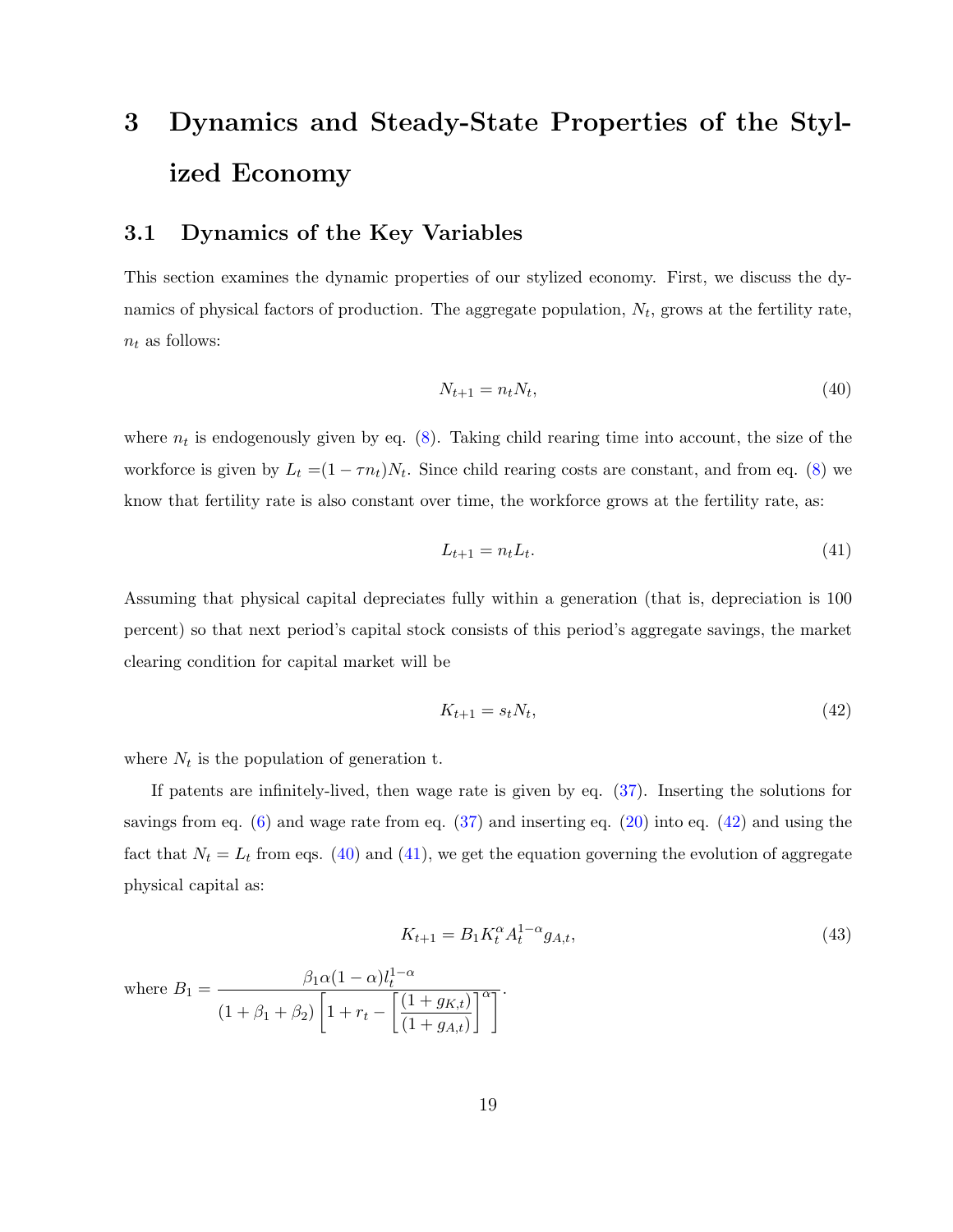# 3 Dynamics and Steady-State Properties of the Stylized Economy

## 3.1 Dynamics of the Key Variables

This section examines the dynamic properties of our stylized economy. First, we discuss the dynamics of physical factors of production. The aggregate population, $N_t$, grows at the fertility rate, $n_t$ as follows:

$$N_{t+1} = n_t N_t, \tag{40}$$

where $n_t$ is endogenously given by eq. (8). Taking child rearing time into account, the size of the workforce is given by $L_t = (1 - \tau n_t) N_t$. Since child rearing costs are constant, and from eq. (8) we know that fertility rate is also constant over time, the workforce grows at the fertility rate, as:

$$L_{t+1} = n_t L_t. \tag{41}$$

Assuming that physical capital depreciates fully within a generation (that is, depreciation is 100 percent) so that next period's capital stock consists of this period's aggregate savings, the market clearing condition for capital market will be

$$K_{t+1} = s_t N_t, \tag{42}$$

where $N_t$ is the population of generation t.

If patents are infinitely-lived, then wage rate is given by eq. (37). Inserting the solutions for savings from eq. (6) and wage rate from eq. (37) and inserting eq. (20) into eq. (42) and using the fact that $N_t = L_t$ from eqs. (40) and (41), we get the equation governing the evolution of aggregate physical capital as:

$$K_{t+1} = B_1 K_t^{\alpha} A_t^{1-\alpha} g_{A,t}, \tag{43}$$

where $B_1 = \dfrac{\beta_1 \alpha (1-\alpha) l_t^{1-\alpha}}{(1+\beta_1+\beta_2)\left[1 + r_t - \left[\dfrac{(1+g_{K,t})}{(1+g_{A,t})}\right]^{\alpha}\right]}$.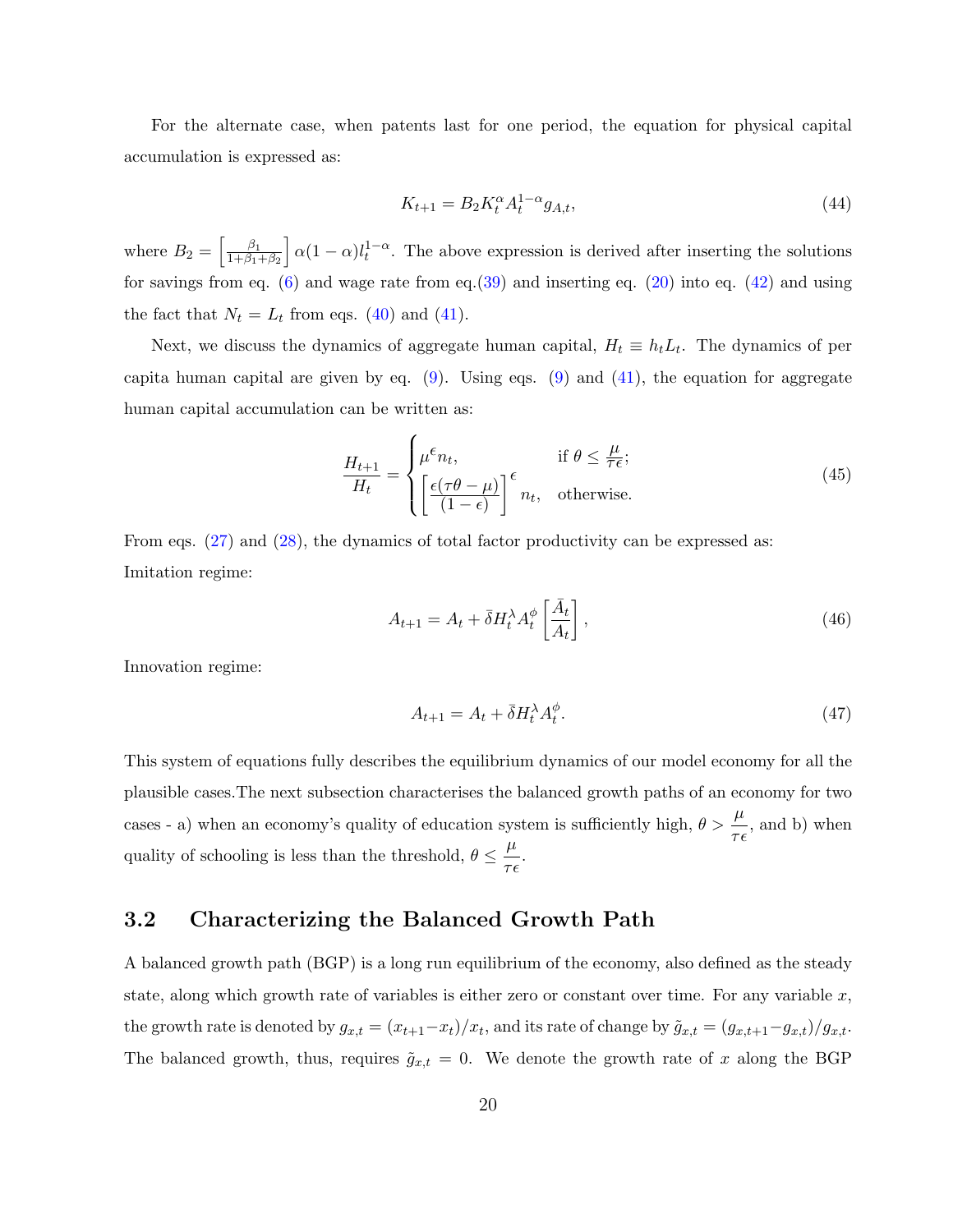For the alternate case, when patents last for one period, the equation for physical capital accumulation is expressed as:

$$K_{t+1} = B_2 K_t^{\alpha} A_t^{1-\alpha} g_{A,t}, \tag{44}$$

where $B_2 = \left[\frac{\beta_1}{1+\beta_1+\beta_2}\right] \alpha(1-\alpha) l_t^{1-\alpha}$. The above expression is derived after inserting the solutions for savings from eq. (6) and wage rate from eq.(39) and inserting eq. (20) into eq. (42) and using the fact that $N_t = L_t$ from eqs. (40) and (41).

Next, we discuss the dynamics of aggregate human capital, $H_t \equiv h_t L_t$. The dynamics of per capita human capital are given by eq. (9). Using eqs. (9) and (41), the equation for aggregate human capital accumulation can be written as:

$$\frac{H_{t+1}}{H_t} = \begin{cases} \mu^{\epsilon} n_t, & \text{if } \theta \le \frac{\mu}{\tau\epsilon}; \\ \left[\frac{\epsilon(\tau\theta - \mu)}{(1-\epsilon)}\right]^{\epsilon} n_t, & \text{otherwise.} \end{cases} \tag{45}$$

From eqs. (27) and (28), the dynamics of total factor productivity can be expressed as:
Imitation regime:

$$A_{t+1} = A_t + \bar{\delta} H_t^{\lambda} A_t^{\phi} \left[\frac{\bar{A}_t}{A_t}\right], \tag{46}$$

Innovation regime:

$$A_{t+1} = A_t + \bar{\delta} H_t^{\lambda} A_t^{\phi}. \tag{47}$$

This system of equations fully describes the equilibrium dynamics of our model economy for all the plausible cases.The next subsection characterises the balanced growth paths of an economy for two cases - a) when an economy's quality of education system is sufficiently high, $\theta > \dfrac{\mu}{\tau\epsilon}$, and b) when quality of schooling is less than the threshold, $\theta \le \dfrac{\mu}{\tau\epsilon}$.

## 3.2 Characterizing the Balanced Growth Path

A balanced growth path (BGP) is a long run equilibrium of the economy, also defined as the steady state, along which growth rate of variables is either zero or constant over time. For any variable $x$, the growth rate is denoted by $g_{x,t} = (x_{t+1} - x_t)/x_t$, and its rate of change by $\tilde{g}_{x,t} = (g_{x,t+1} - g_{x,t})/g_{x,t}$. The balanced growth, thus, requires $\tilde{g}_{x,t} = 0$. We denote the growth rate of $x$ along the BGP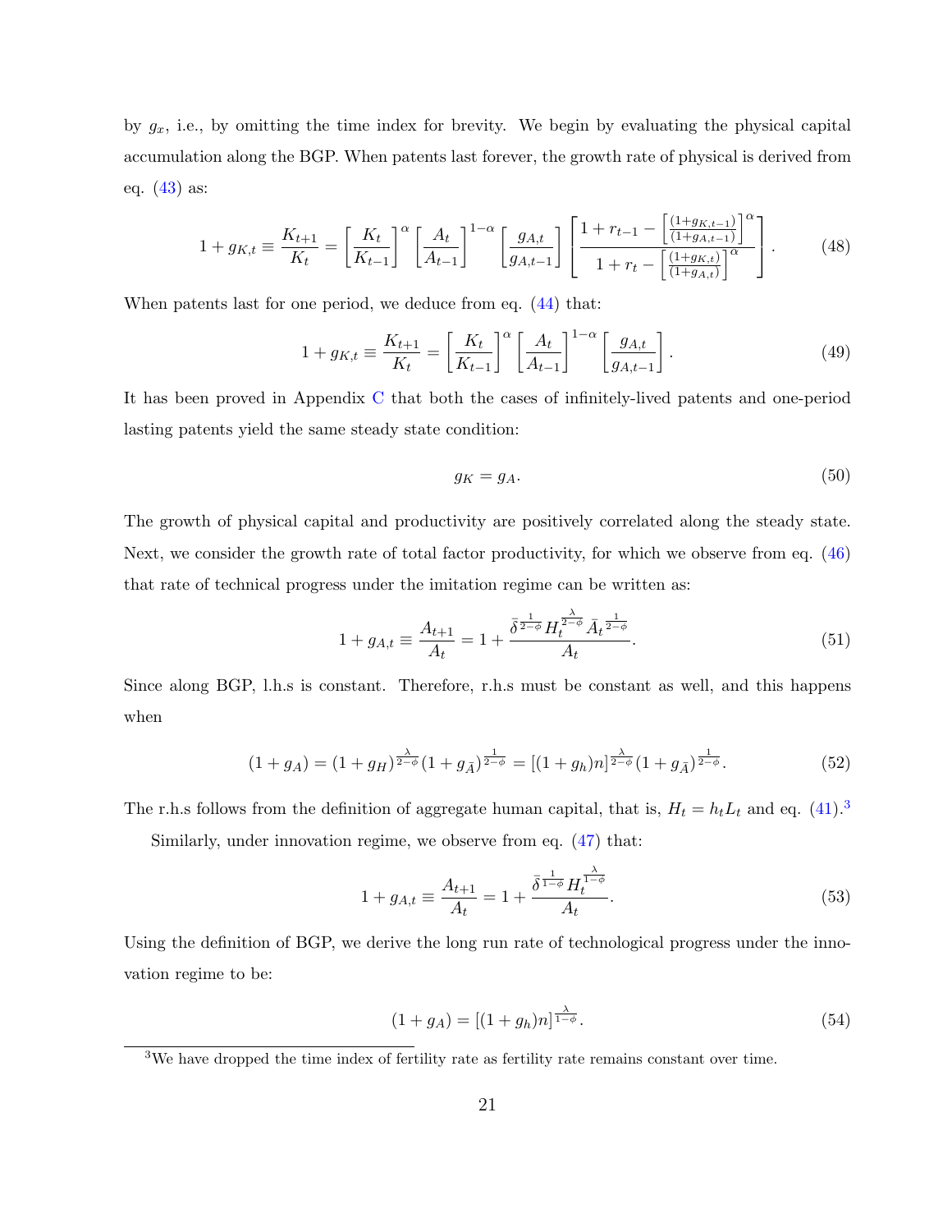by $g_x$, i.e., by omitting the time index for brevity. We begin by evaluating the physical capital accumulation along the BGP. When patents last forever, the growth rate of physical is derived from eq. (43) as:

$$1 + g_{K,t} \equiv \frac{K_{t+1}}{K_t} = \left[\frac{K_t}{K_{t-1}}\right]^{\alpha} \left[\frac{A_t}{A_{t-1}}\right]^{1-\alpha} \left[\frac{g_{A,t}}{g_{A,t-1}}\right] \left[\frac{1 + r_{t-1} - \left[\frac{(1+g_{K,t-1})}{(1+g_{A,t-1})}\right]^{\alpha}}{1 + r_t - \left[\frac{(1+g_{K,t})}{(1+g_{A,t})}\right]^{\alpha}}\right]. \tag{48}$$

When patents last for one period, we deduce from eq. (44) that:

$$1 + g_{K,t} \equiv \frac{K_{t+1}}{K_t} = \left[\frac{K_t}{K_{t-1}}\right]^{\alpha} \left[\frac{A_t}{A_{t-1}}\right]^{1-\alpha} \left[\frac{g_{A,t}}{g_{A,t-1}}\right]. \tag{49}$$

It has been proved in Appendix C that both the cases of infinitely-lived patents and one-period lasting patents yield the same steady state condition:

$$g_K = g_A. \tag{50}$$

The growth of physical capital and productivity are positively correlated along the steady state. Next, we consider the growth rate of total factor productivity, for which we observe from eq. (46) that rate of technical progress under the imitation regime can be written as:

$$1 + g_{A,t} \equiv \frac{A_{t+1}}{A_t} = 1 + \frac{\bar{\delta}^{\frac{1}{2-\phi}} H_t^{\frac{\lambda}{2-\phi}} \bar{A}_t^{\frac{1}{2-\phi}}}{A_t}. \tag{51}$$

Since along BGP, l.h.s is constant. Therefore, r.h.s must be constant as well, and this happens when

$$(1 + g_A) = (1 + g_H)^{\frac{\lambda}{2-\phi}} (1 + g_{\bar{A}})^{\frac{1}{2-\phi}} = [(1 + g_h)n]^{\frac{\lambda}{2-\phi}} (1 + g_{\bar{A}})^{\frac{1}{2-\phi}}. \tag{52}$$

The r.h.s follows from the definition of aggregate human capital, that is, $H_t = h_t L_t$ and eq. (41).[3]

Similarly, under innovation regime, we observe from eq. (47) that:

$$1 + g_{A,t} \equiv \frac{A_{t+1}}{A_t} = 1 + \frac{\bar{\delta}^{\frac{1}{1-\phi}} H_t^{\frac{\lambda}{1-\phi}}}{A_t}. \tag{53}$$

Using the definition of BGP, we derive the long run rate of technological progress under the innovation regime to be:

$$(1 + g_A) = [(1 + g_h)n]^{\frac{\lambda}{1-\phi}}. \tag{54}$$

[3] We have dropped the time index of fertility rate as fertility rate remains constant over time.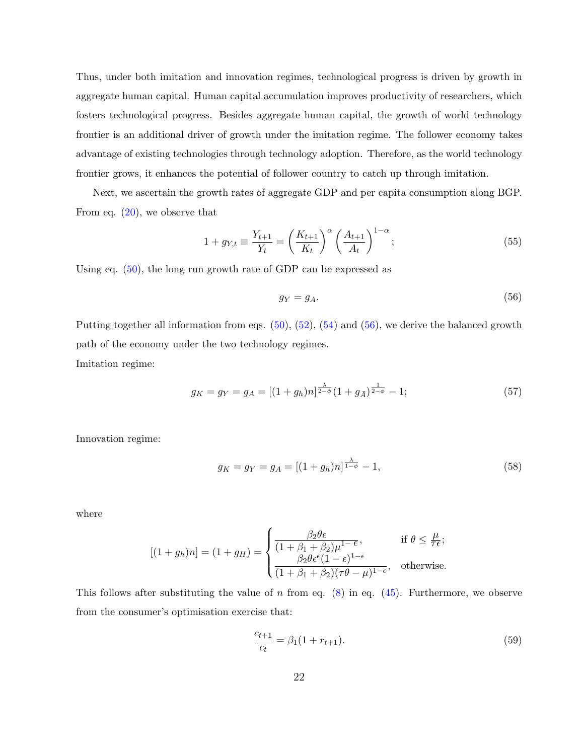Thus, under both imitation and innovation regimes, technological progress is driven by growth in aggregate human capital. Human capital accumulation improves productivity of researchers, which fosters technological progress. Besides aggregate human capital, the growth of world technology frontier is an additional driver of growth under the imitation regime. The follower economy takes advantage of existing technologies through technology adoption. Therefore, as the world technology frontier grows, it enhances the potential of follower country to catch up through imitation.

Next, we ascertain the growth rates of aggregate GDP and per capita consumption along BGP. From eq. (20), we observe that

$$1 + g_{Y,t} \equiv \frac{Y_{t+1}}{Y_t} = \left(\frac{K_{t+1}}{K_t}\right)^{\alpha} \left(\frac{A_{t+1}}{A_t}\right)^{1-\alpha}; \tag{55}$$

Using eq. (50), the long run growth rate of GDP can be expressed as

$$g_Y = g_A. \tag{56}$$

Putting together all information from eqs. (50), (52), (54) and (56), we derive the balanced growth path of the economy under the two technology regimes.

Imitation regime:

$$g_K = g_Y = g_A = [(1+g_h)n]^{\frac{\lambda}{2-\phi}} (1+g_{\bar{A}})^{\frac{1}{2-\phi}} - 1; \tag{57}$$

Innovation regime:

$$g_K = g_Y = g_A = [(1+g_h)n]^{\frac{\lambda}{1-\phi}} - 1, \tag{58}$$

where

$$[(1+g_h)n] = (1+g_H) = \begin{cases} \dfrac{\beta_2 \theta \epsilon}{(1+\beta_1+\beta_2)\mu^{1-\epsilon}}, & \text{if } \theta \leq \frac{\mu}{\tau \epsilon}; \\ \dfrac{\beta_2 \theta \epsilon^{\epsilon}(1-\epsilon)^{1-\epsilon}}{(1+\beta_1+\beta_2)(\tau\theta - \mu)^{1-\epsilon}}, & \text{otherwise.} \end{cases}$$

This follows after substituting the value of $n$ from eq. (8) in eq. (45). Furthermore, we observe from the consumer's optimisation exercise that:

$$\frac{c_{t+1}}{c_t} = \beta_1(1+r_{t+1}). \tag{59}$$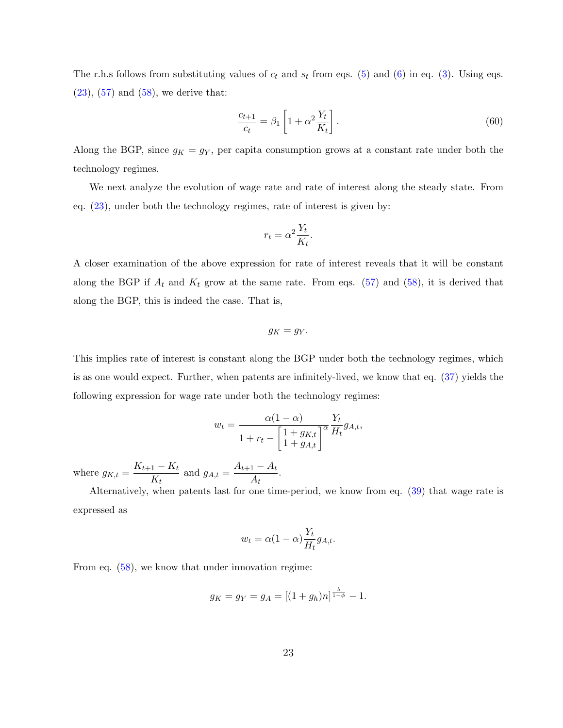The r.h.s follows from substituting values of $c_t$ and $s_t$ from eqs. (5) and (6) in eq. (3). Using eqs. (23), (57) and (58), we derive that:

$$\frac{c_{t+1}}{c_t} = \beta_1 \left[1 + \alpha^2 \frac{Y_t}{K_t}\right]. \tag{60}$$

Along the BGP, since $g_K = g_Y$, per capita consumption grows at a constant rate under both the technology regimes.

We next analyze the evolution of wage rate and rate of interest along the steady state. From eq. (23), under both the technology regimes, rate of interest is given by:

$$r_t = \alpha^2 \frac{Y_t}{K_t}.$$

A closer examination of the above expression for rate of interest reveals that it will be constant along the BGP if $A_t$ and $K_t$ grow at the same rate. From eqs. (57) and (58), it is derived that along the BGP, this is indeed the case. That is,

$$g_K = g_Y.$$

This implies rate of interest is constant along the BGP under both the technology regimes, which is as one would expect. Further, when patents are infinitely-lived, we know that eq. (37) yields the following expression for wage rate under both the technology regimes:

$$w_t = \frac{\alpha(1-\alpha)}{1 + r_t - \left[\dfrac{1+g_{K,t}}{1+g_{A,t}}\right]^{\alpha}} \frac{Y_t}{H_t} g_{A,t},$$

where $g_{K,t} = \dfrac{K_{t+1} - K_t}{K_t}$ and $g_{A,t} = \dfrac{A_{t+1} - A_t}{A_t}$.

Alternatively, when patents last for one time-period, we know from eq. (39) that wage rate is expressed as

$$w_t = \alpha(1-\alpha)\frac{Y_t}{H_t} g_{A,t}.$$

From eq. (58), we know that under innovation regime:

$$g_K = g_Y = g_A = [(1+g_h)n]^{\frac{\lambda}{1-\phi}} - 1.$$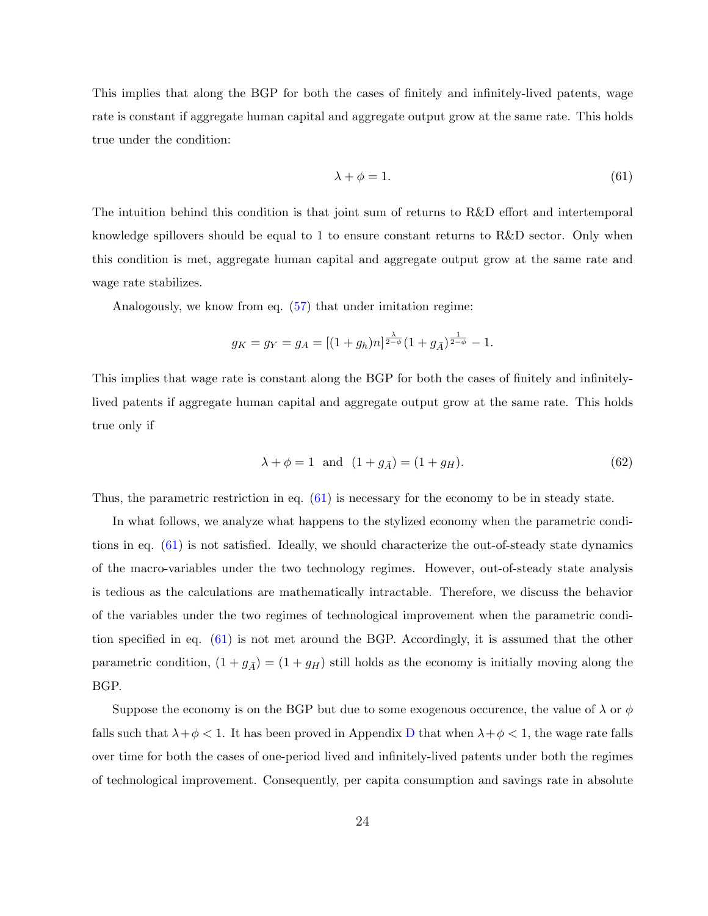This implies that along the BGP for both the cases of finitely and infinitely-lived patents, wage rate is constant if aggregate human capital and aggregate output grow at the same rate. This holds true under the condition:

$$\lambda + \phi = 1. \tag{61}$$

The intuition behind this condition is that joint sum of returns to R&D effort and intertemporal knowledge spillovers should be equal to 1 to ensure constant returns to R&D sector. Only when this condition is met, aggregate human capital and aggregate output grow at the same rate and wage rate stabilizes.

Analogously, we know from eq. (57) that under imitation regime:

$$g_K = g_Y = g_A = [(1+g_h)n]^{\frac{\lambda}{2-\phi}}(1+g_{\bar{A}})^{\frac{1}{2-\phi}} - 1.$$

This implies that wage rate is constant along the BGP for both the cases of finitely and infinitely-lived patents if aggregate human capital and aggregate output grow at the same rate. This holds true only if

$$\lambda + \phi = 1 \ \text{ and } \ (1+g_{\bar{A}}) = (1+g_H). \tag{62}$$

Thus, the parametric restriction in eq. (61) is necessary for the economy to be in steady state.

In what follows, we analyze what happens to the stylized economy when the parametric conditions in eq. (61) is not satisfied. Ideally, we should characterize the out-of-steady state dynamics of the macro-variables under the two technology regimes. However, out-of-steady state analysis is tedious as the calculations are mathematically intractable. Therefore, we discuss the behavior of the variables under the two regimes of technological improvement when the parametric condition specified in eq. (61) is not met around the BGP. Accordingly, it is assumed that the other parametric condition, $(1+g_{\bar{A}}) = (1+g_H)$ still holds as the economy is initially moving along the BGP.

Suppose the economy is on the BGP but due to some exogenous occurence, the value of $\lambda$ or $\phi$ falls such that $\lambda+\phi<1$. It has been proved in Appendix D that when $\lambda+\phi<1$, the wage rate falls over time for both the cases of one-period lived and infinitely-lived patents under both the regimes of technological improvement. Consequently, per capita consumption and savings rate in absolute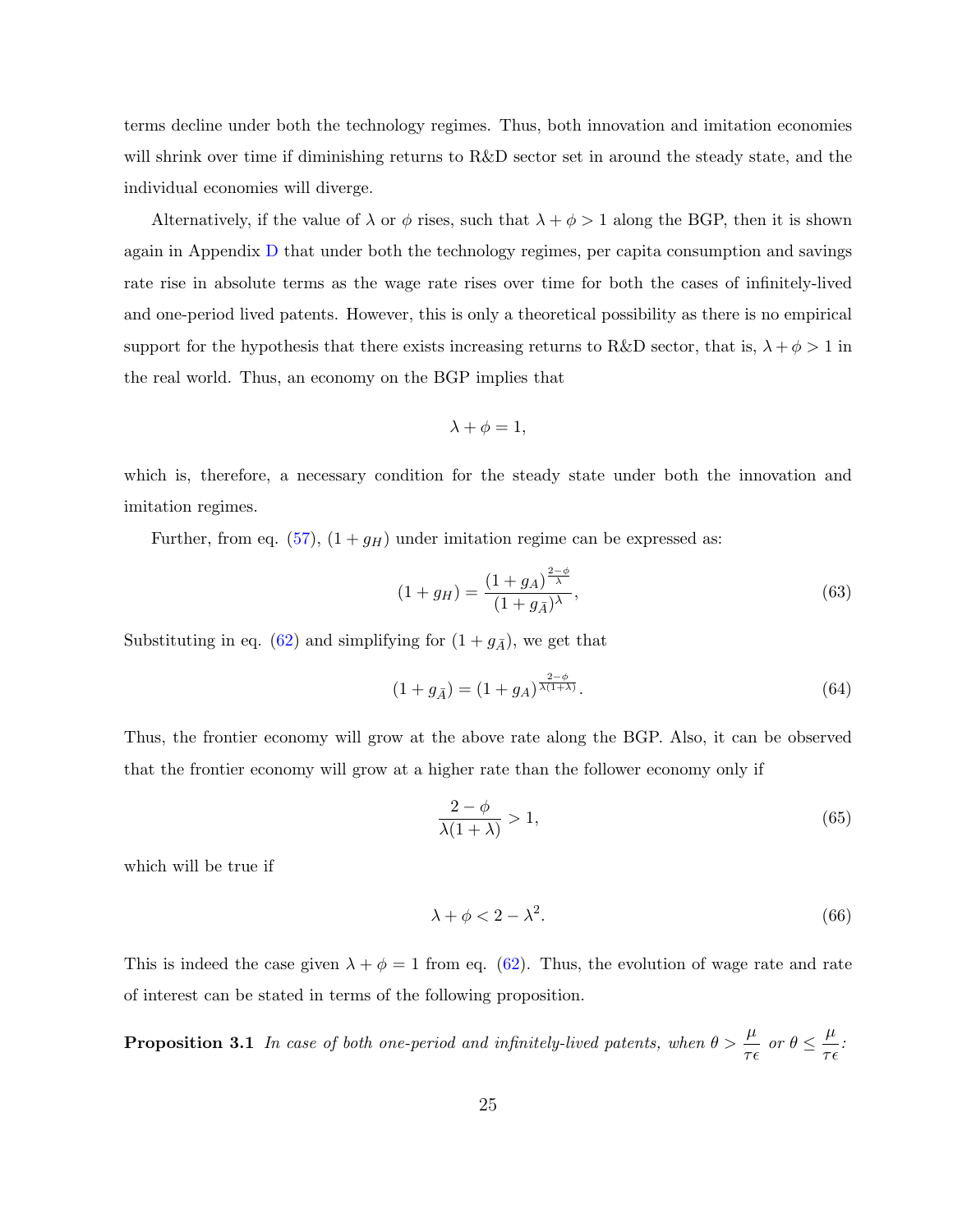terms decline under both the technology regimes. Thus, both innovation and imitation economies will shrink over time if diminishing returns to R&D sector set in around the steady state, and the individual economies will diverge.

Alternatively, if the value of $\lambda$ or $\phi$ rises, such that $\lambda + \phi > 1$ along the BGP, then it is shown again in Appendix D that under both the technology regimes, per capita consumption and savings rate rise in absolute terms as the wage rate rises over time for both the cases of infinitely-lived and one-period lived patents. However, this is only a theoretical possibility as there is no empirical support for the hypothesis that there exists increasing returns to R&D sector, that is, $\lambda + \phi > 1$ in the real world. Thus, an economy on the BGP implies that

$$\lambda + \phi = 1,$$

which is, therefore, a necessary condition for the steady state under both the innovation and imitation regimes.

Further, from eq. (57), $(1 + g_H)$ under imitation regime can be expressed as:

$$(1 + g_H) = \frac{(1 + g_A)^{\frac{2-\phi}{\lambda}}}{(1 + g_{\bar{A}})^{\lambda}}, \tag{63}$$

Substituting in eq. (62) and simplifying for $(1 + g_{\bar{A}})$, we get that

$$(1 + g_{\bar{A}}) = (1 + g_A)^{\frac{2-\phi}{\lambda(1+\lambda)}}. \tag{64}$$

Thus, the frontier economy will grow at the above rate along the BGP. Also, it can be observed that the frontier economy will grow at a higher rate than the follower economy only if

$$\frac{2 - \phi}{\lambda(1 + \lambda)} > 1, \tag{65}$$

which will be true if

$$\lambda + \phi < 2 - \lambda^2. \tag{66}$$

This is indeed the case given $\lambda + \phi = 1$ from eq. (62). Thus, the evolution of wage rate and rate of interest can be stated in terms of the following proposition.

**Proposition 3.1** *In case of both one-period and infinitely-lived patents, when* $\theta > \dfrac{\mu}{\tau\epsilon}$ *or* $\theta \leq \dfrac{\mu}{\tau\epsilon}$*:*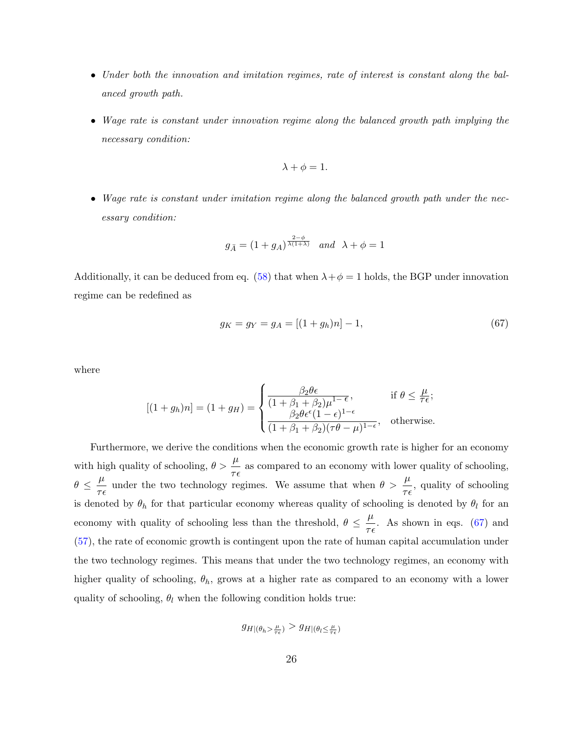- *Under both the innovation and imitation regimes, rate of interest is constant along the balanced growth path.*

- *Wage rate is constant under innovation regime along the balanced growth path implying the necessary condition:*

$$\lambda + \phi = 1.$$

- *Wage rate is constant under imitation regime along the balanced growth path under the necessary condition:*

$$g_{\bar{A}} = (1 + g_A)^{\frac{2-\phi}{\lambda(1+\lambda)}} \quad and \quad \lambda + \phi = 1$$

Additionally, it can be deduced from eq. (58) that when $\lambda + \phi = 1$ holds, the BGP under innovation regime can be redefined as

$$g_K = g_Y = g_A = [(1 + g_h)n] - 1, \tag{67}$$

where

$$[(1 + g_h)n] = (1 + g_H) = \begin{cases} \dfrac{\beta_2 \theta \epsilon}{(1 + \beta_1 + \beta_2)\mu^{1-\epsilon}}, & \text{if } \theta \leq \frac{\mu}{\tau\epsilon}; \\ \dfrac{\beta_2 \theta \epsilon^{\epsilon}(1-\epsilon)^{1-\epsilon}}{(1 + \beta_1 + \beta_2)(\tau\theta - \mu)^{1-\epsilon}}, & \text{otherwise.} \end{cases}$$

Furthermore, we derive the conditions when the economic growth rate is higher for an economy with high quality of schooling, $\theta > \dfrac{\mu}{\tau\epsilon}$ as compared to an economy with lower quality of schooling, $\theta \leq \dfrac{\mu}{\tau\epsilon}$ under the two technology regimes. We assume that when $\theta > \dfrac{\mu}{\tau\epsilon}$, quality of schooling is denoted by $\theta_h$ for that particular economy whereas quality of schooling is denoted by $\theta_l$ for an economy with quality of schooling less than the threshold, $\theta \leq \dfrac{\mu}{\tau\epsilon}$. As shown in eqs. (67) and (57), the rate of economic growth is contingent upon the rate of human capital accumulation under the two technology regimes. This means that under the two technology regimes, an economy with higher quality of schooling, $\theta_h$, grows at a higher rate as compared to an economy with a lower quality of schooling, $\theta_l$ when the following condition holds true:

$$g_{H|(\theta_h > \frac{\mu}{\tau\epsilon})} > g_{H|(\theta_l \leq \frac{\mu}{\tau\epsilon})}$$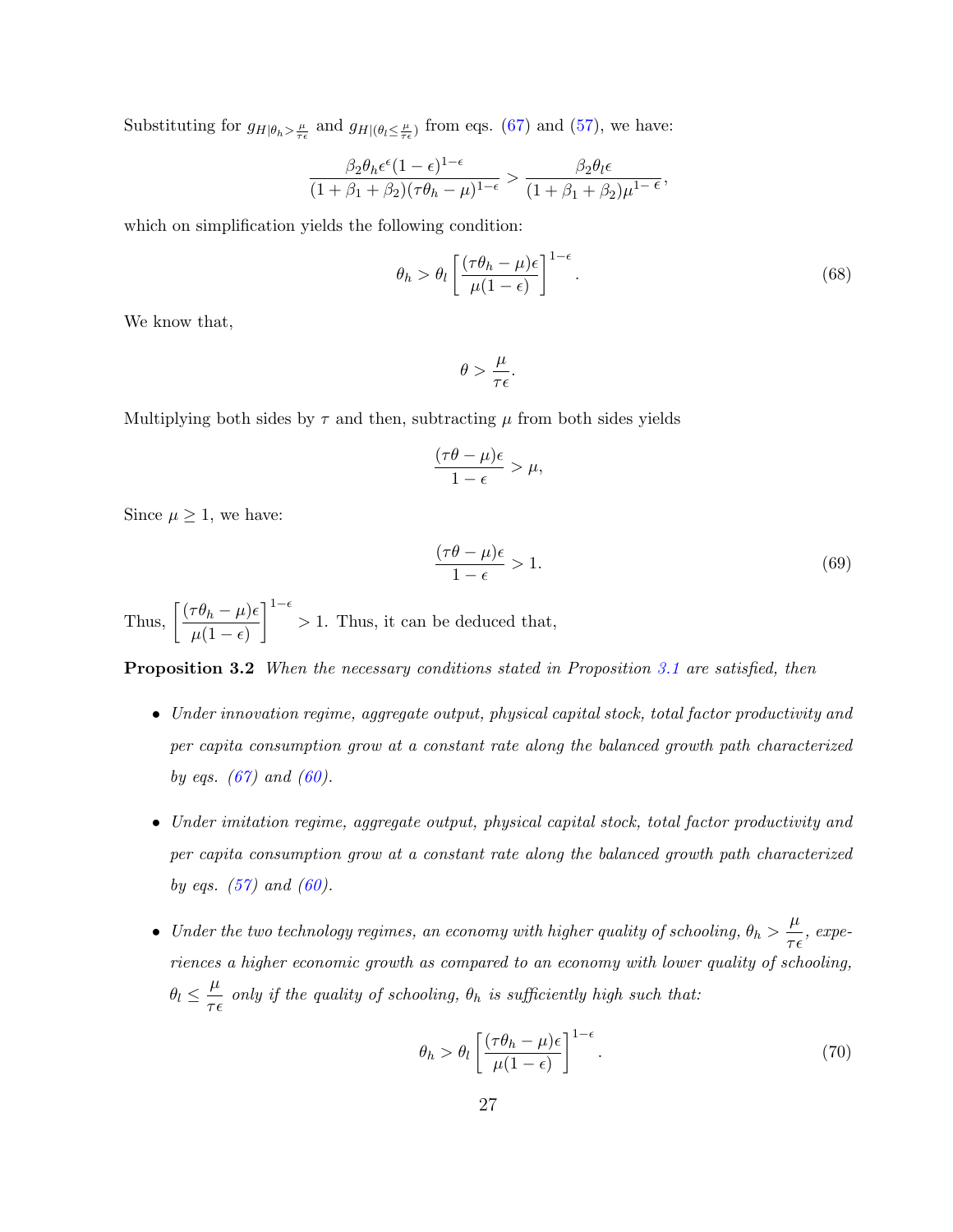Substituting for $g_{H|\theta_h > \frac{\mu}{\tau\epsilon}}$ and $g_{H|(\theta_l \leq \frac{\mu}{\tau\epsilon})}$ from eqs. (67) and (57), we have:

$$\frac{\beta_2 \theta_h \epsilon^{\epsilon}(1-\epsilon)^{1-\epsilon}}{(1+\beta_1+\beta_2)(\tau\theta_h - \mu)^{1-\epsilon}} > \frac{\beta_2 \theta_l \epsilon}{(1+\beta_1+\beta_2)\mu^{1-\epsilon}},$$

which on simplification yields the following condition:

$$\theta_h > \theta_l \left[\frac{(\tau\theta_h - \mu)\epsilon}{\mu(1-\epsilon)}\right]^{1-\epsilon}. \tag{68}$$

We know that,

$$\theta > \frac{\mu}{\tau\epsilon}.$$

Multiplying both sides by $\tau$ and then, subtracting $\mu$ from both sides yields

$$\frac{(\tau\theta - \mu)\epsilon}{1-\epsilon} > \mu,$$

Since $\mu \geq 1$, we have:

$$\frac{(\tau\theta - \mu)\epsilon}{1-\epsilon} > 1. \tag{69}$$

Thus, $\left[\frac{(\tau\theta_h - \mu)\epsilon}{\mu(1-\epsilon)}\right]^{1-\epsilon} > 1$. Thus, it can be deduced that,

**Proposition 3.2** *When the necessary conditions stated in Proposition 3.1 are satisfied, then*

- *Under innovation regime, aggregate output, physical capital stock, total factor productivity and per capita consumption grow at a constant rate along the balanced growth path characterized by eqs. (67) and (60).*

- *Under imitation regime, aggregate output, physical capital stock, total factor productivity and per capita consumption grow at a constant rate along the balanced growth path characterized by eqs. (57) and (60).*

- *Under the two technology regimes, an economy with higher quality of schooling, $\theta_h > \frac{\mu}{\tau\epsilon}$, experiences a higher economic growth as compared to an economy with lower quality of schooling, $\theta_l \leq \frac{\mu}{\tau\epsilon}$ only if the quality of schooling, $\theta_h$ is sufficiently high such that:*

$$\theta_h > \theta_l \left[\frac{(\tau\theta_h - \mu)\epsilon}{\mu(1-\epsilon)}\right]^{1-\epsilon}. \tag{70}$$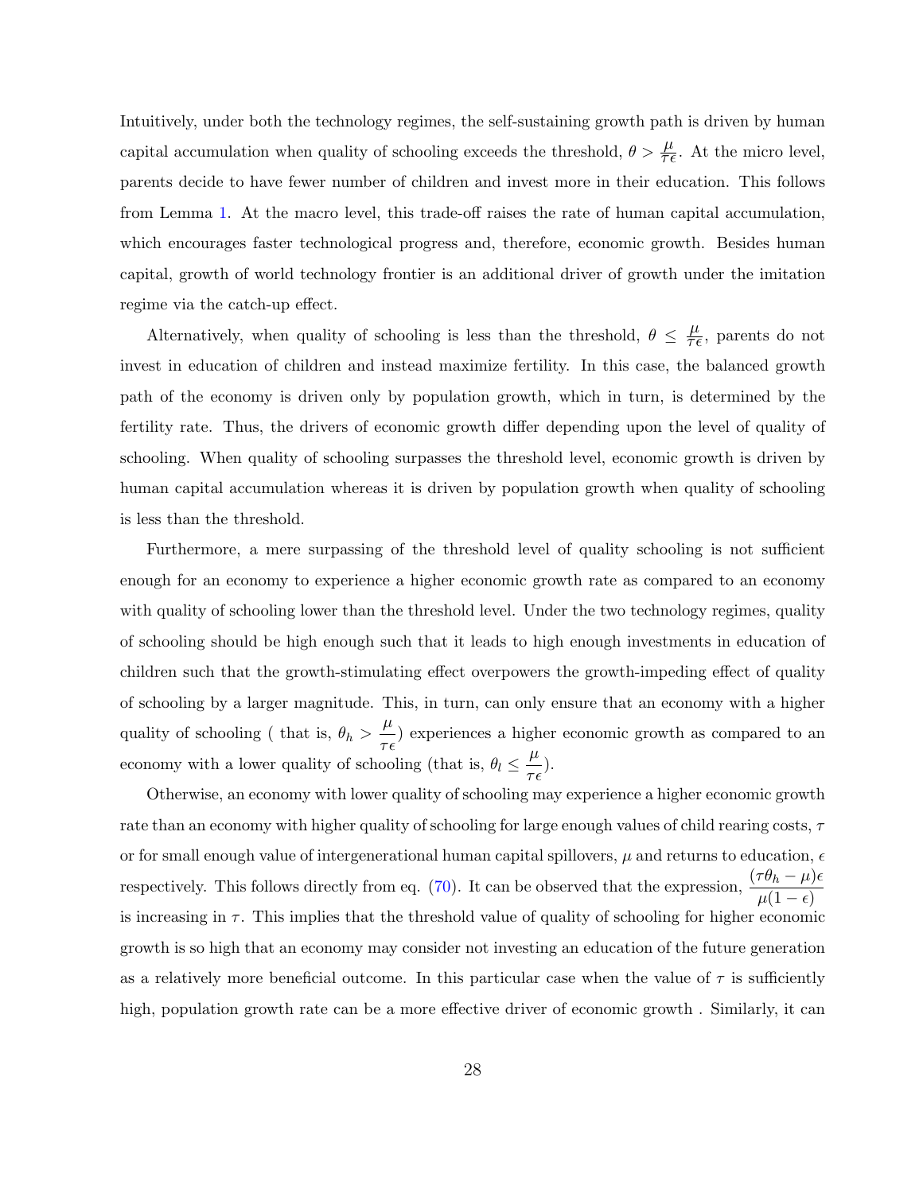Intuitively, under both the technology regimes, the self-sustaining growth path is driven by human capital accumulation when quality of schooling exceeds the threshold, $\theta > \frac{\mu}{\tau\epsilon}$. At the micro level, parents decide to have fewer number of children and invest more in their education. This follows from Lemma 1. At the macro level, this trade-off raises the rate of human capital accumulation, which encourages faster technological progress and, therefore, economic growth. Besides human capital, growth of world technology frontier is an additional driver of growth under the imitation regime via the catch-up effect.

Alternatively, when quality of schooling is less than the threshold, $\theta \leq \frac{\mu}{\tau\epsilon}$, parents do not invest in education of children and instead maximize fertility. In this case, the balanced growth path of the economy is driven only by population growth, which in turn, is determined by the fertility rate. Thus, the drivers of economic growth differ depending upon the level of quality of schooling. When quality of schooling surpasses the threshold level, economic growth is driven by human capital accumulation whereas it is driven by population growth when quality of schooling is less than the threshold.

Furthermore, a mere surpassing of the threshold level of quality schooling is not sufficient enough for an economy to experience a higher economic growth rate as compared to an economy with quality of schooling lower than the threshold level. Under the two technology regimes, quality of schooling should be high enough such that it leads to high enough investments in education of children such that the growth-stimulating effect overpowers the growth-impeding effect of quality of schooling by a larger magnitude. This, in turn, can only ensure that an economy with a higher quality of schooling ( that is, $\theta_h > \dfrac{\mu}{\tau\epsilon}$) experiences a higher economic growth as compared to an economy with a lower quality of schooling (that is, $\theta_l \leq \dfrac{\mu}{\tau\epsilon}$).

Otherwise, an economy with lower quality of schooling may experience a higher economic growth rate than an economy with higher quality of schooling for large enough values of child rearing costs, $\tau$ or for small enough value of intergenerational human capital spillovers, $\mu$ and returns to education, $\epsilon$ respectively. This follows directly from eq. (70). It can be observed that the expression, $\dfrac{(\tau\theta_h - \mu)\epsilon}{\mu(1-\epsilon)}$ is increasing in $\tau$. This implies that the threshold value of quality of schooling for higher economic growth is so high that an economy may consider not investing an education of the future generation as a relatively more beneficial outcome. In this particular case when the value of $\tau$ is sufficiently high, population growth rate can be a more effective driver of economic growth . Similarly, it can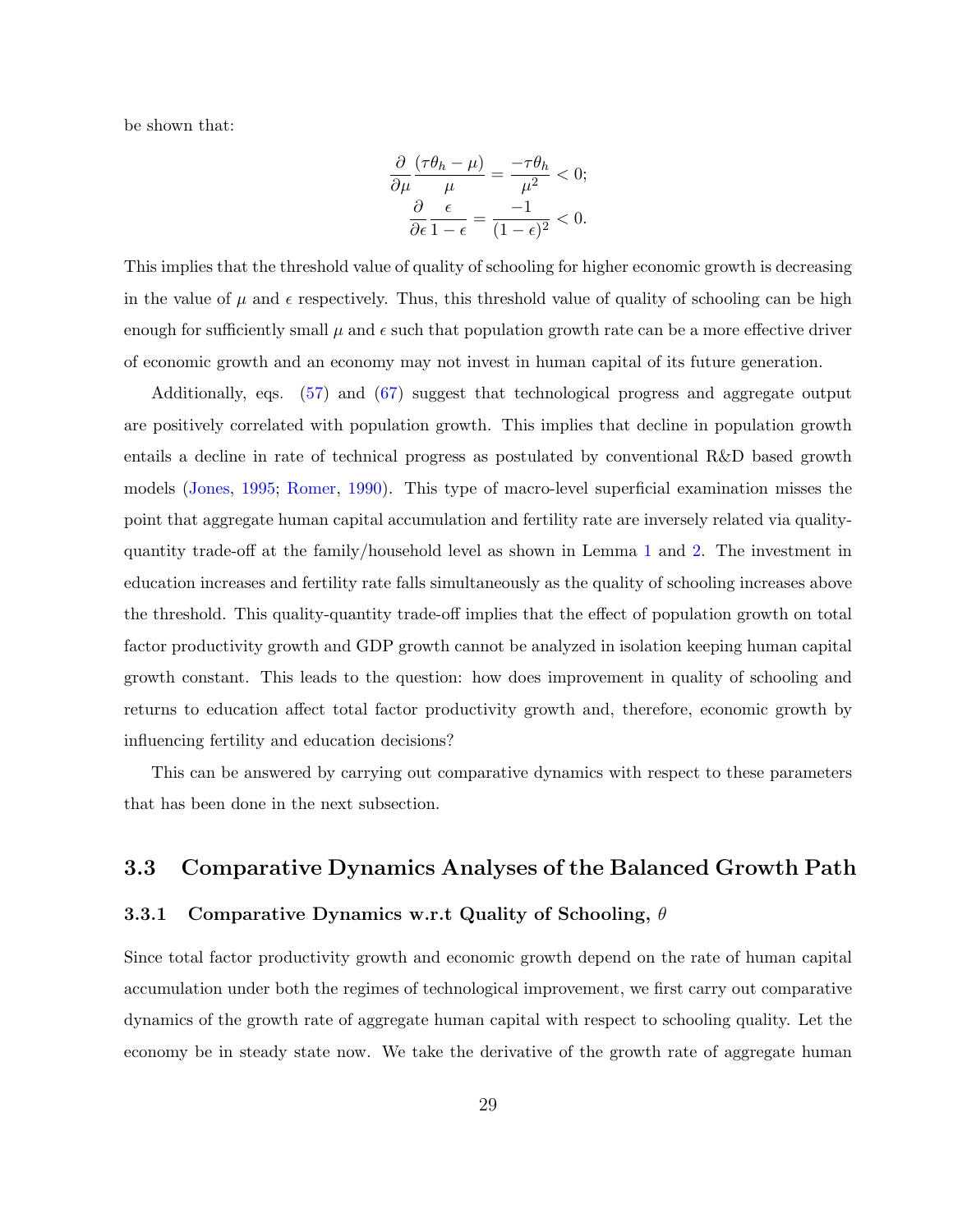be shown that:

$$\frac{\partial}{\partial \mu} \frac{(\tau\theta_h - \mu)}{\mu} = \frac{-\tau\theta_h}{\mu^2} < 0;$$
$$\frac{\partial}{\partial \epsilon} \frac{\epsilon}{1-\epsilon} = \frac{-1}{(1-\epsilon)^2} < 0.$$

This implies that the threshold value of quality of schooling for higher economic growth is decreasing in the value of $\mu$ and $\epsilon$ respectively. Thus, this threshold value of quality of schooling can be high enough for sufficiently small $\mu$ and $\epsilon$ such that population growth rate can be a more effective driver of economic growth and an economy may not invest in human capital of its future generation.

Additionally, eqs. (57) and (67) suggest that technological progress and aggregate output are positively correlated with population growth. This implies that decline in population growth entails a decline in rate of technical progress as postulated by conventional R&D based growth models (Jones, 1995; Romer, 1990). This type of macro-level superficial examination misses the point that aggregate human capital accumulation and fertility rate are inversely related via quality-quantity trade-off at the family/household level as shown in Lemma 1 and 2. The investment in education increases and fertility rate falls simultaneously as the quality of schooling increases above the threshold. This quality-quantity trade-off implies that the effect of population growth on total factor productivity growth and GDP growth cannot be analyzed in isolation keeping human capital growth constant. This leads to the question: how does improvement in quality of schooling and returns to education affect total factor productivity growth and, therefore, economic growth by influencing fertility and education decisions?

This can be answered by carrying out comparative dynamics with respect to these parameters that has been done in the next subsection.

## 3.3 Comparative Dynamics Analyses of the Balanced Growth Path

### 3.3.1 Comparative Dynamics w.r.t Quality of Schooling, $\theta$

Since total factor productivity growth and economic growth depend on the rate of human capital accumulation under both the regimes of technological improvement, we first carry out comparative dynamics of the growth rate of aggregate human capital with respect to schooling quality. Let the economy be in steady state now. We take the derivative of the growth rate of aggregate human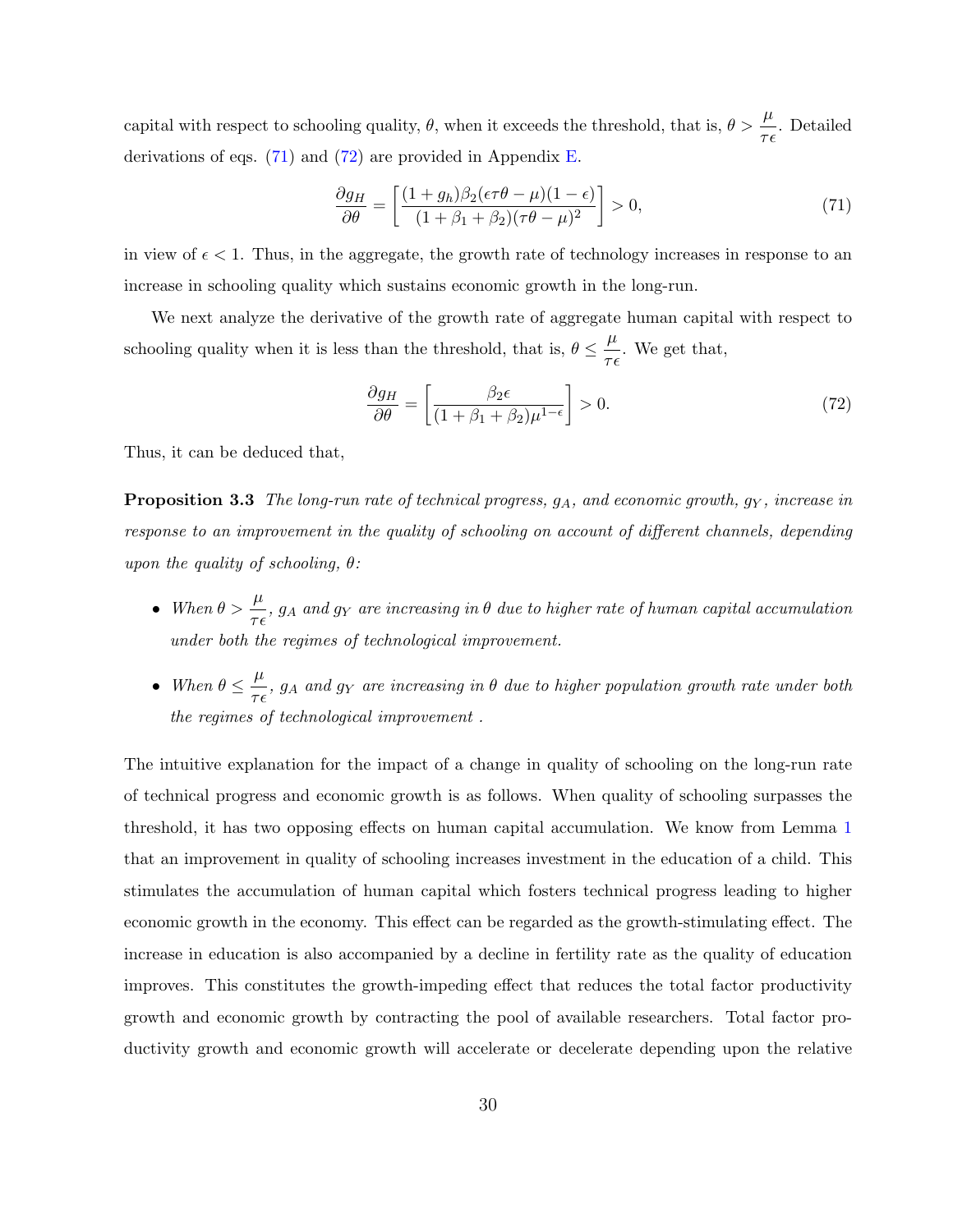capital with respect to schooling quality, $\theta$, when it exceeds the threshold, that is, $\theta > \dfrac{\mu}{\tau\epsilon}$. Detailed derivations of eqs. (71) and (72) are provided in Appendix E.

$$\frac{\partial g_H}{\partial \theta} = \left[\frac{(1+g_h)\beta_2(\epsilon\tau\theta - \mu)(1-\epsilon)}{(1+\beta_1+\beta_2)(\tau\theta-\mu)^2}\right] > 0, \tag{71}$$

in view of $\epsilon < 1$. Thus, in the aggregate, the growth rate of technology increases in response to an increase in schooling quality which sustains economic growth in the long-run.

We next analyze the derivative of the growth rate of aggregate human capital with respect to schooling quality when it is less than the threshold, that is, $\theta \leq \dfrac{\mu}{\tau\epsilon}$. We get that,

$$\frac{\partial g_H}{\partial \theta} = \left[\frac{\beta_2\epsilon}{(1+\beta_1+\beta_2)\mu^{1-\epsilon}}\right] > 0. \tag{72}$$

Thus, it can be deduced that,

**Proposition 3.3** *The long-run rate of technical progress, $g_A$, and economic growth, $g_Y$, increase in response to an improvement in the quality of schooling on account of different channels, depending upon the quality of schooling, $\theta$:*

- *When $\theta > \dfrac{\mu}{\tau\epsilon}$, $g_A$ and $g_Y$ are increasing in $\theta$ due to higher rate of human capital accumulation under both the regimes of technological improvement.*
- *When $\theta \leq \dfrac{\mu}{\tau\epsilon}$, $g_A$ and $g_Y$ are increasing in $\theta$ due to higher population growth rate under both the regimes of technological improvement .*

The intuitive explanation for the impact of a change in quality of schooling on the long-run rate of technical progress and economic growth is as follows. When quality of schooling surpasses the threshold, it has two opposing effects on human capital accumulation. We know from Lemma 1 that an improvement in quality of schooling increases investment in the education of a child. This stimulates the accumulation of human capital which fosters technical progress leading to higher economic growth in the economy. This effect can be regarded as the growth-stimulating effect. The increase in education is also accompanied by a decline in fertility rate as the quality of education improves. This constitutes the growth-impeding effect that reduces the total factor productivity growth and economic growth by contracting the pool of available researchers. Total factor productivity growth and economic growth will accelerate or decelerate depending upon the relative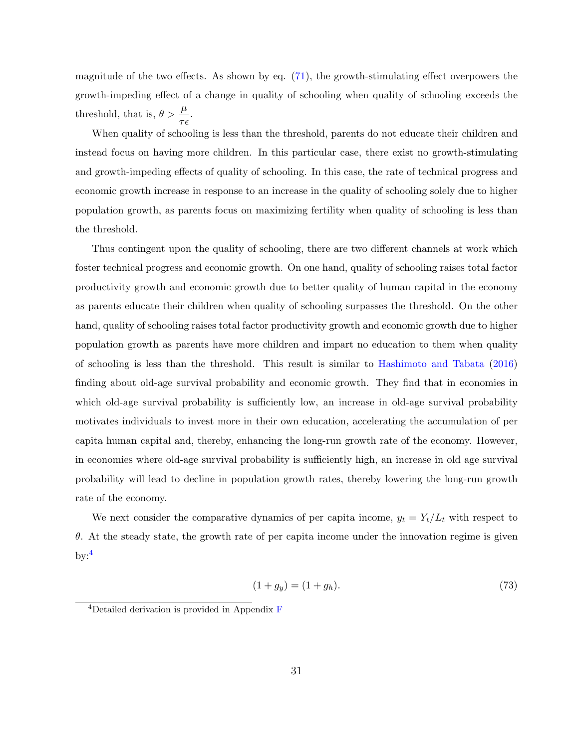magnitude of the two effects. As shown by eq. (71), the growth-stimulating effect overpowers the growth-impeding effect of a change in quality of schooling when quality of schooling exceeds the threshold, that is, $\theta > \dfrac{\mu}{\tau\epsilon}$.

When quality of schooling is less than the threshold, parents do not educate their children and instead focus on having more children. In this particular case, there exist no growth-stimulating and growth-impeding effects of quality of schooling. In this case, the rate of technical progress and economic growth increase in response to an increase in the quality of schooling solely due to higher population growth, as parents focus on maximizing fertility when quality of schooling is less than the threshold.

Thus contingent upon the quality of schooling, there are two different channels at work which foster technical progress and economic growth. On one hand, quality of schooling raises total factor productivity growth and economic growth due to better quality of human capital in the economy as parents educate their children when quality of schooling surpasses the threshold. On the other hand, quality of schooling raises total factor productivity growth and economic growth due to higher population growth as parents have more children and impart no education to them when quality of schooling is less than the threshold. This result is similar to Hashimoto and Tabata (2016) finding about old-age survival probability and economic growth. They find that in economies in which old-age survival probability is sufficiently low, an increase in old-age survival probability motivates individuals to invest more in their own education, accelerating the accumulation of per capita human capital and, thereby, enhancing the long-run growth rate of the economy. However, in economies where old-age survival probability is sufficiently high, an increase in old age survival probability will lead to decline in population growth rates, thereby lowering the long-run growth rate of the economy.

We next consider the comparative dynamics of per capita income, $y_t = Y_t/L_t$ with respect to $\theta$. At the steady state, the growth rate of per capita income under the innovation regime is given by:[4]

$$(1 + g_y) = (1 + g_h). \tag{73}$$

[4] Detailed derivation is provided in Appendix F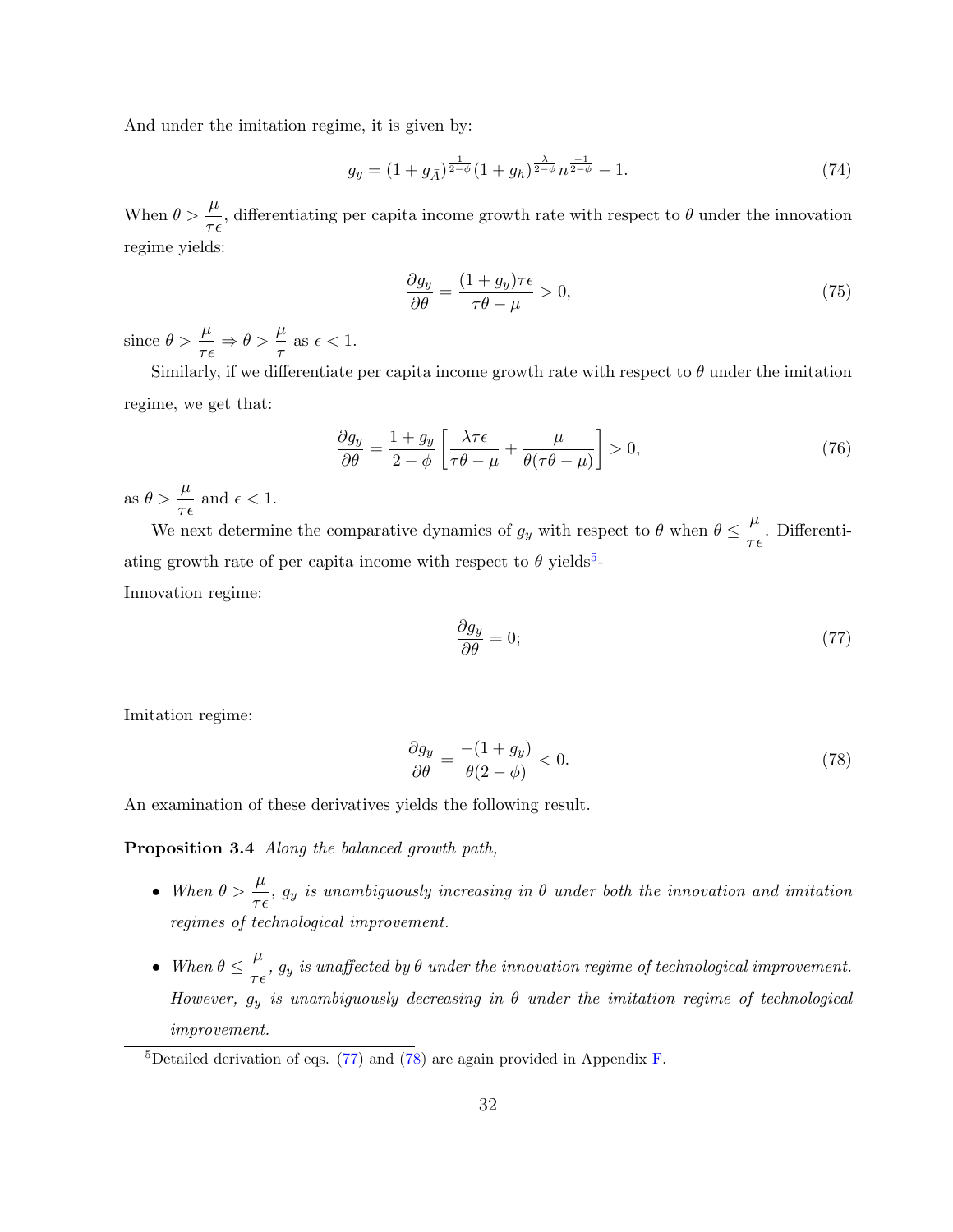And under the imitation regime, it is given by:

$$g_y = (1 + g_{\bar{A}})^{\frac{1}{2-\phi}} (1 + g_h)^{\frac{\lambda}{2-\phi}} n^{\frac{-1}{2-\phi}} - 1. \tag{74}$$

When $\theta > \dfrac{\mu}{\tau\epsilon}$, differentiating per capita income growth rate with respect to $\theta$ under the innovation regime yields:

$$\frac{\partial g_y}{\partial \theta} = \frac{(1 + g_y)\tau\epsilon}{\tau\theta - \mu} > 0, \tag{75}$$

since $\theta > \dfrac{\mu}{\tau\epsilon} \Rightarrow \theta > \dfrac{\mu}{\tau}$ as $\epsilon < 1$.

Similarly, if we differentiate per capita income growth rate with respect to $\theta$ under the imitation regime, we get that:

$$\frac{\partial g_y}{\partial \theta} = \frac{1 + g_y}{2 - \phi} \left[ \frac{\lambda\tau\epsilon}{\tau\theta - \mu} + \frac{\mu}{\theta(\tau\theta - \mu)} \right] > 0, \tag{76}$$

as $\theta > \dfrac{\mu}{\tau\epsilon}$ and $\epsilon < 1$.

We next determine the comparative dynamics of $g_y$ with respect to $\theta$ when $\theta \leq \dfrac{\mu}{\tau\epsilon}$. Differentiating growth rate of per capita income with respect to $\theta$ yields[5]-

Innovation regime:

$$\frac{\partial g_y}{\partial \theta} = 0; \tag{77}$$

Imitation regime:

$$\frac{\partial g_y}{\partial \theta} = \frac{-(1 + g_y)}{\theta(2 - \phi)} < 0. \tag{78}$$

An examination of these derivatives yields the following result.

**Proposition 3.4** *Along the balanced growth path,*

- *When $\theta > \dfrac{\mu}{\tau\epsilon}$, $g_y$ is unambiguously increasing in $\theta$ under both the innovation and imitation regimes of technological improvement.*
- *When $\theta \leq \dfrac{\mu}{\tau\epsilon}$, $g_y$ is unaffected by $\theta$ under the innovation regime of technological improvement. However, $g_y$ is unambiguously decreasing in $\theta$ under the imitation regime of technological improvement.*

[5]Detailed derivation of eqs. (77) and (78) are again provided in Appendix F.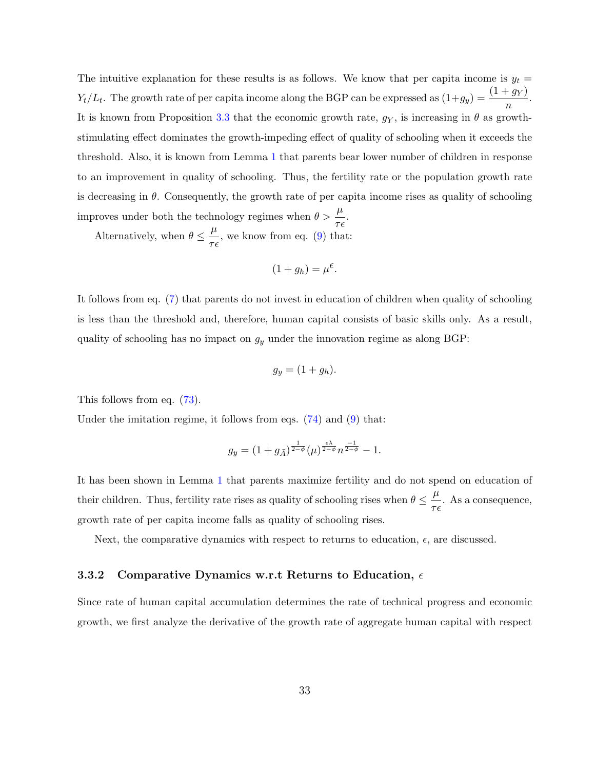The intuitive explanation for these results is as follows. We know that per capita income is $y_t = Y_t/L_t$. The growth rate of per capita income along the BGP can be expressed as $(1+g_y) = \dfrac{(1+g_Y)}{n}$. It is known from Proposition 3.3 that the economic growth rate, $g_Y$, is increasing in $\theta$ as growth-stimulating effect dominates the growth-impeding effect of quality of schooling when it exceeds the threshold. Also, it is known from Lemma 1 that parents bear lower number of children in response to an improvement in quality of schooling. Thus, the fertility rate or the population growth rate is decreasing in $\theta$. Consequently, the growth rate of per capita income rises as quality of schooling improves under both the technology regimes when $\theta > \dfrac{\mu}{\tau\epsilon}$.

Alternatively, when $\theta \leq \dfrac{\mu}{\tau\epsilon}$, we know from eq. (9) that:

$$(1+g_h) = \mu^{\epsilon}.$$

It follows from eq. (7) that parents do not invest in education of children when quality of schooling is less than the threshold and, therefore, human capital consists of basic skills only. As a result, quality of schooling has no impact on $g_y$ under the innovation regime as along BGP:

$$g_y = (1+g_h).$$

This follows from eq. (73).

Under the imitation regime, it follows from eqs. (74) and (9) that:

$$g_y = (1+g_{\bar{A}})^{\frac{1}{2-\phi}}(\mu)^{\frac{\epsilon\lambda}{2-\phi}}n^{\frac{-1}{2-\phi}} - 1.$$

It has been shown in Lemma 1 that parents maximize fertility and do not spend on education of their children. Thus, fertility rate rises as quality of schooling rises when $\theta \leq \dfrac{\mu}{\tau\epsilon}$. As a consequence, growth rate of per capita income falls as quality of schooling rises.

Next, the comparative dynamics with respect to returns to education, $\epsilon$, are discussed.

### 3.3.2 Comparative Dynamics w.r.t Returns to Education, $\epsilon$

Since rate of human capital accumulation determines the rate of technical progress and economic growth, we first analyze the derivative of the growth rate of aggregate human capital with respect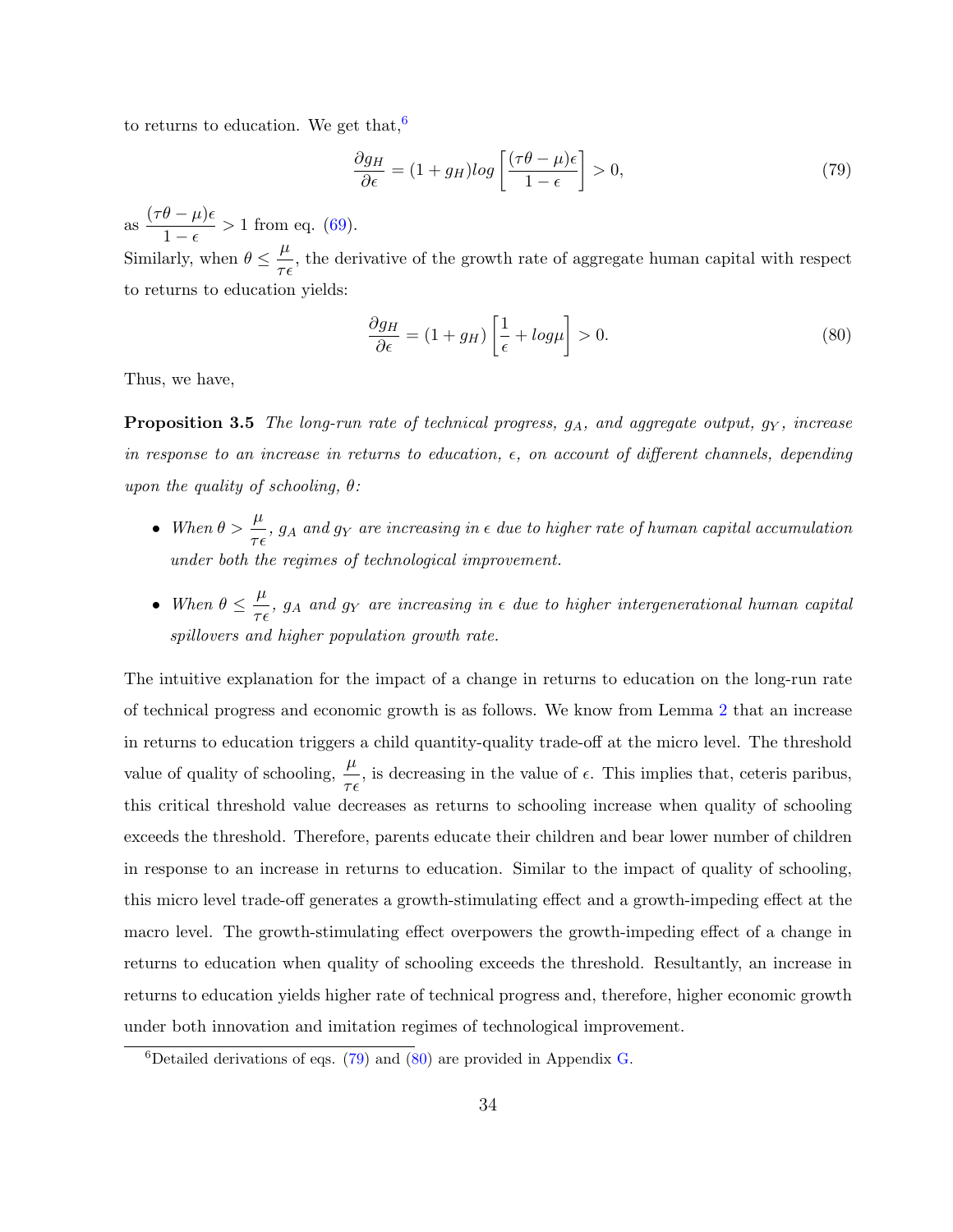to returns to education. We get that,[6]

$$\frac{\partial g_H}{\partial \epsilon} = (1 + g_H) log\left[\frac{(\tau\theta - \mu)\epsilon}{1 - \epsilon}\right] > 0, \tag{79}$$

as $\dfrac{(\tau\theta - \mu)\epsilon}{1 - \epsilon} > 1$ from eq. (69).

Similarly, when $\theta \leq \dfrac{\mu}{\tau\epsilon}$, the derivative of the growth rate of aggregate human capital with respect to returns to education yields:

$$\frac{\partial g_H}{\partial \epsilon} = (1 + g_H)\left[\frac{1}{\epsilon} + log\mu\right] > 0. \tag{80}$$

Thus, we have,

**Proposition 3.5** *The long-run rate of technical progress, $g_A$, and aggregate output, $g_Y$, increase in response to an increase in returns to education, $\epsilon$, on account of different channels, depending upon the quality of schooling, $\theta$:*

- *When $\theta > \dfrac{\mu}{\tau\epsilon}$, $g_A$ and $g_Y$ are increasing in $\epsilon$ due to higher rate of human capital accumulation under both the regimes of technological improvement.*
- *When $\theta \leq \dfrac{\mu}{\tau\epsilon}$, $g_A$ and $g_Y$ are increasing in $\epsilon$ due to higher intergenerational human capital spillovers and higher population growth rate.*

The intuitive explanation for the impact of a change in returns to education on the long-run rate of technical progress and economic growth is as follows. We know from Lemma 2 that an increase in returns to education triggers a child quantity-quality trade-off at the micro level. The threshold value of quality of schooling, $\dfrac{\mu}{\tau\epsilon}$, is decreasing in the value of $\epsilon$. This implies that, ceteris paribus, this critical threshold value decreases as returns to schooling increase when quality of schooling exceeds the threshold. Therefore, parents educate their children and bear lower number of children in response to an increase in returns to education. Similar to the impact of quality of schooling, this micro level trade-off generates a growth-stimulating effect and a growth-impeding effect at the macro level. The growth-stimulating effect overpowers the growth-impeding effect of a change in returns to education when quality of schooling exceeds the threshold. Resultantly, an increase in returns to education yields higher rate of technical progress and, therefore, higher economic growth under both innovation and imitation regimes of technological improvement.

[6] Detailed derivations of eqs. (79) and (80) are provided in Appendix G.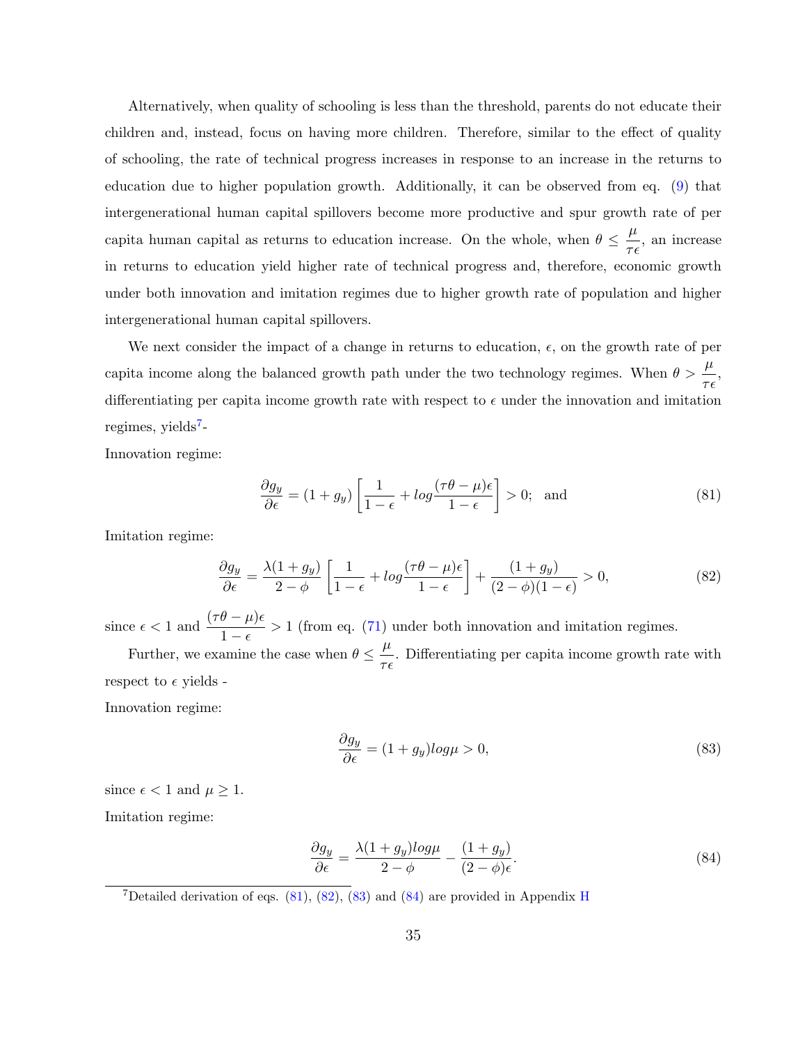Alternatively, when quality of schooling is less than the threshold, parents do not educate their children and, instead, focus on having more children. Therefore, similar to the effect of quality of schooling, the rate of technical progress increases in response to an increase in the returns to education due to higher population growth. Additionally, it can be observed from eq. (9) that intergenerational human capital spillovers become more productive and spur growth rate of per capita human capital as returns to education increase. On the whole, when $\theta \leq \dfrac{\mu}{\tau\epsilon}$, an increase in returns to education yield higher rate of technical progress and, therefore, economic growth under both innovation and imitation regimes due to higher growth rate of population and higher intergenerational human capital spillovers.

We next consider the impact of a change in returns to education, $\epsilon$, on the growth rate of per capita income along the balanced growth path under the two technology regimes. When $\theta > \dfrac{\mu}{\tau\epsilon}$, differentiating per capita income growth rate with respect to $\epsilon$ under the innovation and imitation regimes, yields[7]-

Innovation regime:

$$\frac{\partial g_y}{\partial \epsilon} = (1+g_y)\left[\frac{1}{1-\epsilon} + log\frac{(\tau\theta-\mu)\epsilon}{1-\epsilon}\right] > 0; \text{ and} \tag{81}$$

Imitation regime:

$$\frac{\partial g_y}{\partial \epsilon} = \frac{\lambda(1+g_y)}{2-\phi}\left[\frac{1}{1-\epsilon} + log\frac{(\tau\theta-\mu)\epsilon}{1-\epsilon}\right] + \frac{(1+g_y)}{(2-\phi)(1-\epsilon)} > 0, \tag{82}$$

since $\epsilon < 1$ and $\dfrac{(\tau\theta-\mu)\epsilon}{1-\epsilon} > 1$ (from eq. (71) under both innovation and imitation regimes.

Further, we examine the case when $\theta \leq \dfrac{\mu}{\tau\epsilon}$. Differentiating per capita income growth rate with respect to $\epsilon$ yields -

Innovation regime:

$$\frac{\partial g_y}{\partial \epsilon} = (1+g_y)log\mu > 0, \tag{83}$$

since $\epsilon < 1$ and $\mu \geq 1$.

Imitation regime:

$$\frac{\partial g_y}{\partial \epsilon} = \frac{\lambda(1+g_y)log\mu}{2-\phi} - \frac{(1+g_y)}{(2-\phi)\epsilon}. \tag{84}$$

[7]Detailed derivation of eqs. (81), (82), (83) and (84) are provided in Appendix H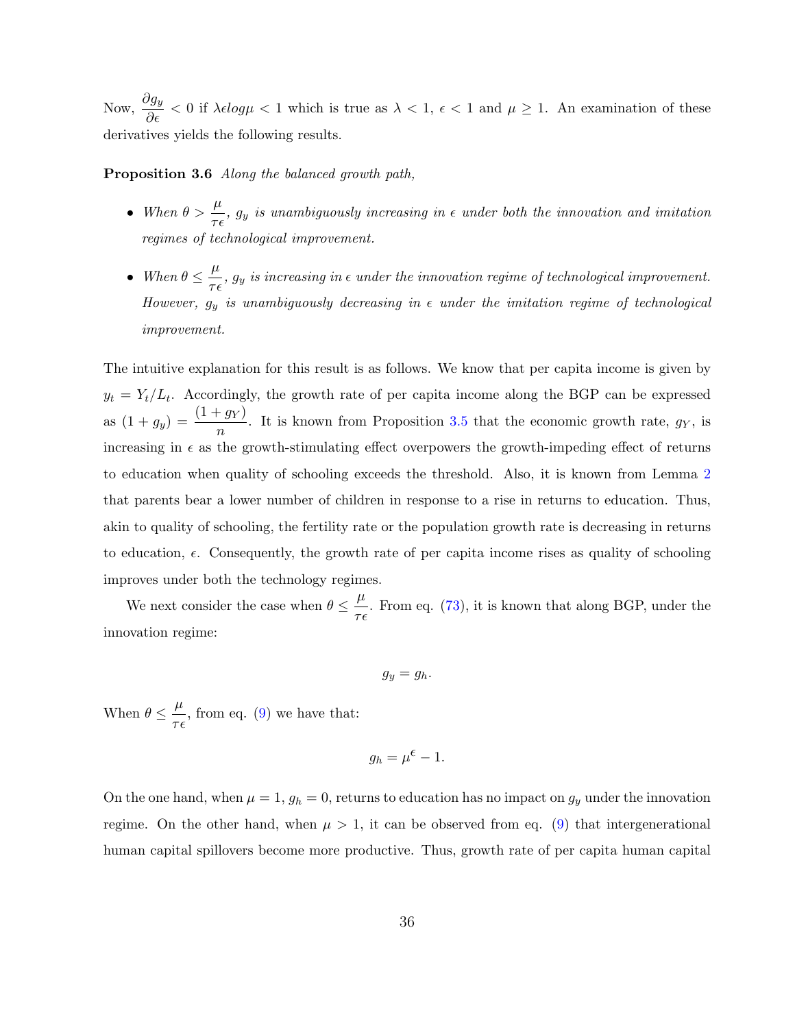Now, $\dfrac{\partial g_y}{\partial \epsilon} < 0$ if $\lambda \epsilon log \mu < 1$ which is true as $\lambda < 1$, $\epsilon < 1$ and $\mu \geq 1$. An examination of these derivatives yields the following results.

**Proposition 3.6** *Along the balanced growth path,*

- *When* $\theta > \dfrac{\mu}{\tau \epsilon}$, $g_y$ *is unambiguously increasing in* $\epsilon$ *under both the innovation and imitation regimes of technological improvement.*
- *When* $\theta \leq \dfrac{\mu}{\tau \epsilon}$, $g_y$ *is increasing in* $\epsilon$ *under the innovation regime of technological improvement. However,* $g_y$ *is unambiguously decreasing in* $\epsilon$ *under the imitation regime of technological improvement.*

The intuitive explanation for this result is as follows. We know that per capita income is given by $y_t = Y_t/L_t$. Accordingly, the growth rate of per capita income along the BGP can be expressed as $(1 + g_y) = \dfrac{(1 + g_Y)}{n}$. It is known from Proposition 3.5 that the economic growth rate, $g_Y$, is increasing in $\epsilon$ as the growth-stimulating effect overpowers the growth-impeding effect of returns to education when quality of schooling exceeds the threshold. Also, it is known from Lemma 2 that parents bear a lower number of children in response to a rise in returns to education. Thus, akin to quality of schooling, the fertility rate or the population growth rate is decreasing in returns to education, $\epsilon$. Consequently, the growth rate of per capita income rises as quality of schooling improves under both the technology regimes.

We next consider the case when $\theta \leq \dfrac{\mu}{\tau \epsilon}$. From eq. (73), it is known that along BGP, under the innovation regime:

$$g_y = g_h.$$

When $\theta \leq \dfrac{\mu}{\tau \epsilon}$, from eq. (9) we have that:

$$g_h = \mu^{\epsilon} - 1.$$

On the one hand, when $\mu = 1$, $g_h = 0$, returns to education has no impact on $g_y$ under the innovation regime. On the other hand, when $\mu > 1$, it can be observed from eq. (9) that intergenerational human capital spillovers become more productive. Thus, growth rate of per capita human capital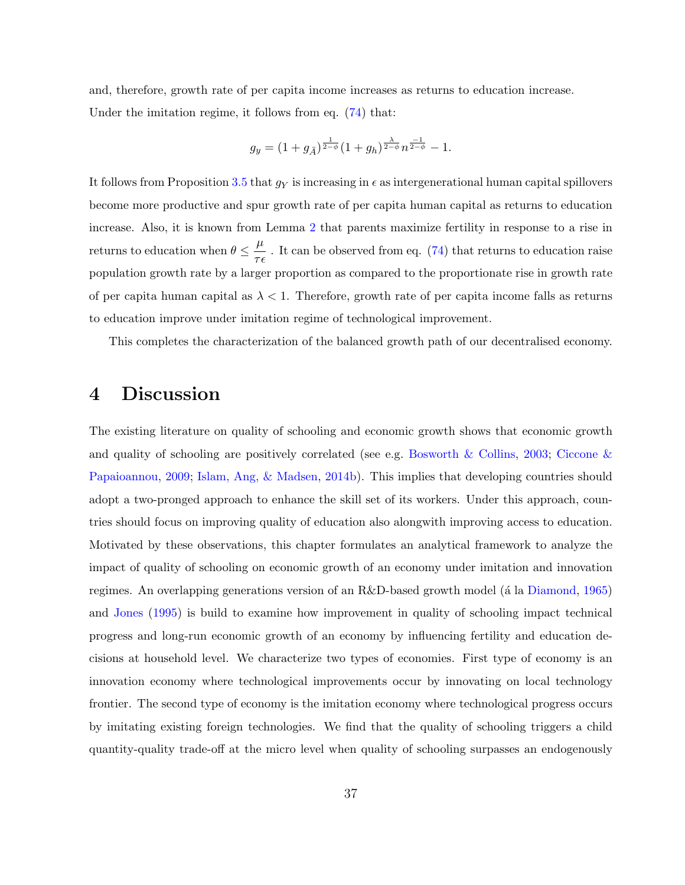and, therefore, growth rate of per capita income increases as returns to education increase. Under the imitation regime, it follows from eq. (74) that:

$$g_y = (1 + g_{\bar{A}})^{\frac{1}{2-\phi}} (1 + g_h)^{\frac{\lambda}{2-\phi}} n^{\frac{-1}{2-\phi}} - 1.$$

It follows from Proposition 3.5 that $g_Y$ is increasing in $\epsilon$ as intergenerational human capital spillovers become more productive and spur growth rate of per capita human capital as returns to education increase. Also, it is known from Lemma 2 that parents maximize fertility in response to a rise in returns to education when $\theta \leq \dfrac{\mu}{\tau\epsilon}$ . It can be observed from eq. (74) that returns to education raise population growth rate by a larger proportion as compared to the proportionate rise in growth rate of per capita human capital as $\lambda < 1$. Therefore, growth rate of per capita income falls as returns to education improve under imitation regime of technological improvement.

This completes the characterization of the balanced growth path of our decentralised economy.

# 4 Discussion

The existing literature on quality of schooling and economic growth shows that economic growth and quality of schooling are positively correlated (see e.g. Bosworth & Collins, 2003; Ciccone & Papaioannou, 2009; Islam, Ang, & Madsen, 2014b). This implies that developing countries should adopt a two-pronged approach to enhance the skill set of its workers. Under this approach, countries should focus on improving quality of education also alongwith improving access to education. Motivated by these observations, this chapter formulates an analytical framework to analyze the impact of quality of schooling on economic growth of an economy under imitation and innovation regimes. An overlapping generations version of an R&D-based growth model (á la Diamond, 1965) and Jones (1995) is build to examine how improvement in quality of schooling impact technical progress and long-run economic growth of an economy by influencing fertility and education decisions at household level. We characterize two types of economies. First type of economy is an innovation economy where technological improvements occur by innovating on local technology frontier. The second type of economy is the imitation economy where technological progress occurs by imitating existing foreign technologies. We find that the quality of schooling triggers a child quantity-quality trade-off at the micro level when quality of schooling surpasses an endogenously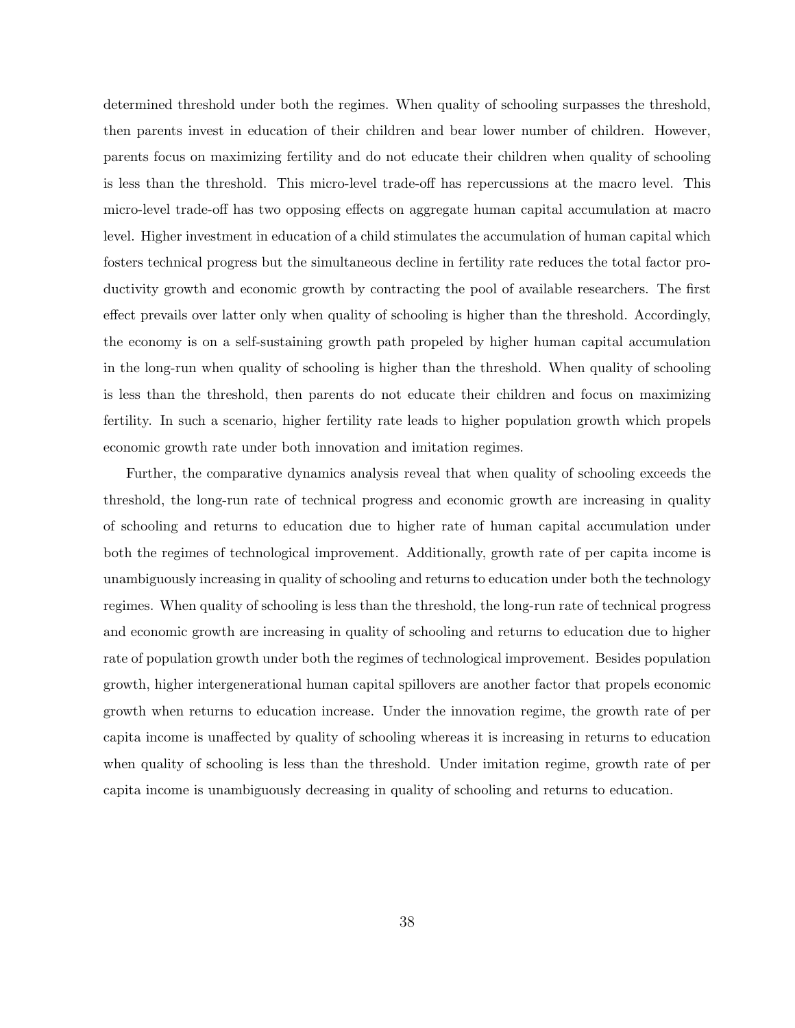determined threshold under both the regimes. When quality of schooling surpasses the threshold, then parents invest in education of their children and bear lower number of children. However, parents focus on maximizing fertility and do not educate their children when quality of schooling is less than the threshold. This micro-level trade-off has repercussions at the macro level. This micro-level trade-off has two opposing effects on aggregate human capital accumulation at macro level. Higher investment in education of a child stimulates the accumulation of human capital which fosters technical progress but the simultaneous decline in fertility rate reduces the total factor productivity growth and economic growth by contracting the pool of available researchers. The first effect prevails over latter only when quality of schooling is higher than the threshold. Accordingly, the economy is on a self-sustaining growth path propeled by higher human capital accumulation in the long-run when quality of schooling is higher than the threshold. When quality of schooling is less than the threshold, then parents do not educate their children and focus on maximizing fertility. In such a scenario, higher fertility rate leads to higher population growth which propels economic growth rate under both innovation and imitation regimes.

Further, the comparative dynamics analysis reveal that when quality of schooling exceeds the threshold, the long-run rate of technical progress and economic growth are increasing in quality of schooling and returns to education due to higher rate of human capital accumulation under both the regimes of technological improvement. Additionally, growth rate of per capita income is unambiguously increasing in quality of schooling and returns to education under both the technology regimes. When quality of schooling is less than the threshold, the long-run rate of technical progress and economic growth are increasing in quality of schooling and returns to education due to higher rate of population growth under both the regimes of technological improvement. Besides population growth, higher intergenerational human capital spillovers are another factor that propels economic growth when returns to education increase. Under the innovation regime, the growth rate of per capita income is unaffected by quality of schooling whereas it is increasing in returns to education when quality of schooling is less than the threshold. Under imitation regime, growth rate of per capita income is unambiguously decreasing in quality of schooling and returns to education.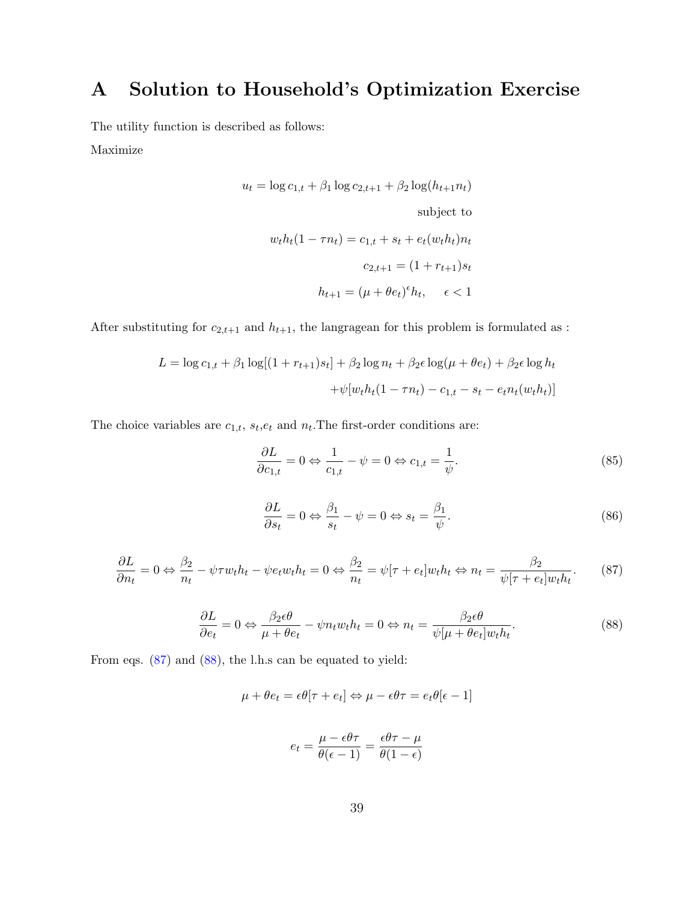# A Solution to Household's Optimization Exercise

The utility function is described as follows:

Maximize

$$u_t = \log c_{1,t} + \beta_1 \log c_{2,t+1} + \beta_2 \log(h_{t+1} n_t)$$

subject to

$$w_t h_t (1 - \tau n_t) = c_{1,t} + s_t + e_t (w_t h_t) n_t$$

$$c_{2,t+1} = (1 + r_{t+1}) s_t$$

$$h_{t+1} = (\mu + \theta e_t)^{\epsilon} h_t, \quad \epsilon < 1$$

After substituting for $c_{2,t+1}$ and $h_{t+1}$, the langragean for this problem is formulated as :

$$L = \log c_{1,t} + \beta_1 \log[(1 + r_{t+1}) s_t] + \beta_2 \log n_t + \beta_2 \epsilon \log(\mu + \theta e_t) + \beta_2 \epsilon \log h_t$$
$$+ \psi[w_t h_t (1 - \tau n_t) - c_{1,t} - s_t - e_t n_t (w_t h_t)]$$

The choice variables are $c_{1,t}$, $s_t$, $e_t$ and $n_t$. The first-order conditions are:

$$\frac{\partial L}{\partial c_{1,t}} = 0 \Leftrightarrow \frac{1}{c_{1,t}} - \psi = 0 \Leftrightarrow c_{1,t} = \frac{1}{\psi}. \tag{85}$$

$$\frac{\partial L}{\partial s_t} = 0 \Leftrightarrow \frac{\beta_1}{s_t} - \psi = 0 \Leftrightarrow s_t = \frac{\beta_1}{\psi}. \tag{86}$$

$$\frac{\partial L}{\partial n_t} = 0 \Leftrightarrow \frac{\beta_2}{n_t} - \psi \tau w_t h_t - \psi e_t w_t h_t = 0 \Leftrightarrow \frac{\beta_2}{n_t} = \psi[\tau + e_t] w_t h_t \Leftrightarrow n_t = \frac{\beta_2}{\psi[\tau + e_t] w_t h_t}. \tag{87}$$

$$\frac{\partial L}{\partial e_t} = 0 \Leftrightarrow \frac{\beta_2 \epsilon \theta}{\mu + \theta e_t} - \psi n_t w_t h_t = 0 \Leftrightarrow n_t = \frac{\beta_2 \epsilon \theta}{\psi[\mu + \theta e_t] w_t h_t}. \tag{88}$$

From eqs. (87) and (88), the l.h.s can be equated to yield:

$$\mu + \theta e_t = \epsilon \theta [\tau + e_t] \Leftrightarrow \mu - \epsilon \theta \tau = e_t \theta [\epsilon - 1]$$

$$e_t = \frac{\mu - \epsilon \theta \tau}{\theta(\epsilon - 1)} = \frac{\epsilon \theta \tau - \mu}{\theta(1 - \epsilon)}$$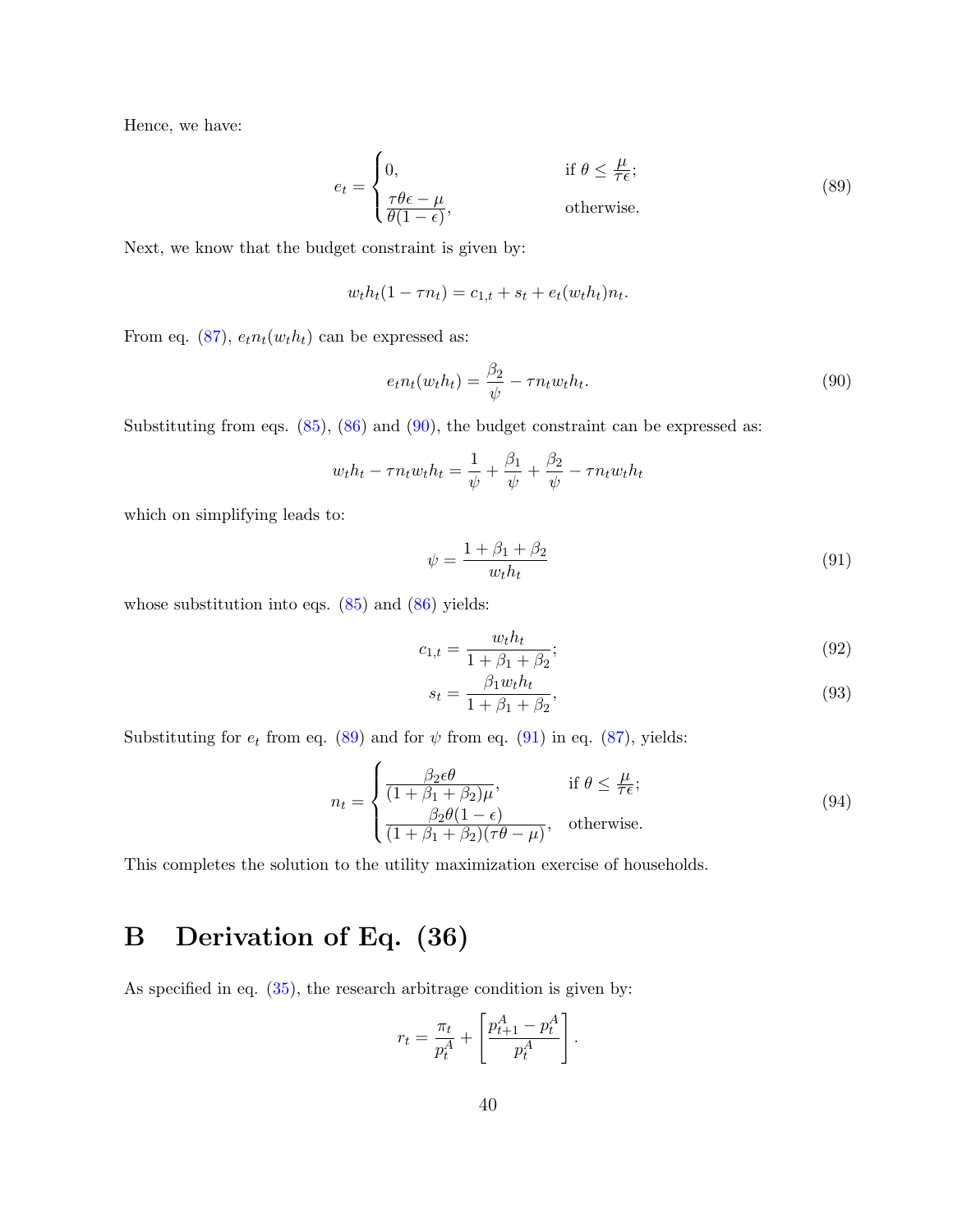Hence, we have:

$$
e_t = \begin{cases} 0, & \text{if } \theta \leq \frac{\mu}{\tau\epsilon}; \\ \dfrac{\tau\theta\epsilon - \mu}{\theta(1-\epsilon)}, & \text{otherwise.} \end{cases} \tag{89}
$$

Next, we know that the budget constraint is given by:

$$
w_t h_t (1 - \tau n_t) = c_{1,t} + s_t + e_t (w_t h_t) n_t.
$$

From eq. (87), $e_t n_t (w_t h_t)$ can be expressed as:

$$
e_t n_t (w_t h_t) = \frac{\beta_2}{\psi} - \tau n_t w_t h_t. \tag{90}
$$

Substituting from eqs. (85), (86) and (90), the budget constraint can be expressed as:

$$
w_t h_t - \tau n_t w_t h_t = \frac{1}{\psi} + \frac{\beta_1}{\psi} + \frac{\beta_2}{\psi} - \tau n_t w_t h_t
$$

which on simplifying leads to:

$$
\psi = \frac{1 + \beta_1 + \beta_2}{w_t h_t} \tag{91}
$$

whose substitution into eqs. (85) and (86) yields:

$$
c_{1,t} = \frac{w_t h_t}{1 + \beta_1 + \beta_2}; \tag{92}
$$

$$
s_t = \frac{\beta_1 w_t h_t}{1 + \beta_1 + \beta_2}, \tag{93}
$$

Substituting for $e_t$ from eq. (89) and for $\psi$ from eq. (91) in eq. (87), yields:

$$
n_t = \begin{cases} \dfrac{\beta_2 \epsilon \theta}{(1 + \beta_1 + \beta_2)\mu}, & \text{if } \theta \leq \frac{\mu}{\tau\epsilon}; \\ \dfrac{\beta_2 \theta (1-\epsilon)}{(1 + \beta_1 + \beta_2)(\tau\theta - \mu)}, & \text{otherwise.} \end{cases} \tag{94}
$$

This completes the solution to the utility maximization exercise of households.

# B Derivation of Eq. (36)

As specified in eq. (35), the research arbitrage condition is given by:

$$
r_t = \frac{\pi_t}{p_t^A} + \left[ \frac{p_{t+1}^A - p_t^A}{p_t^A} \right].
$$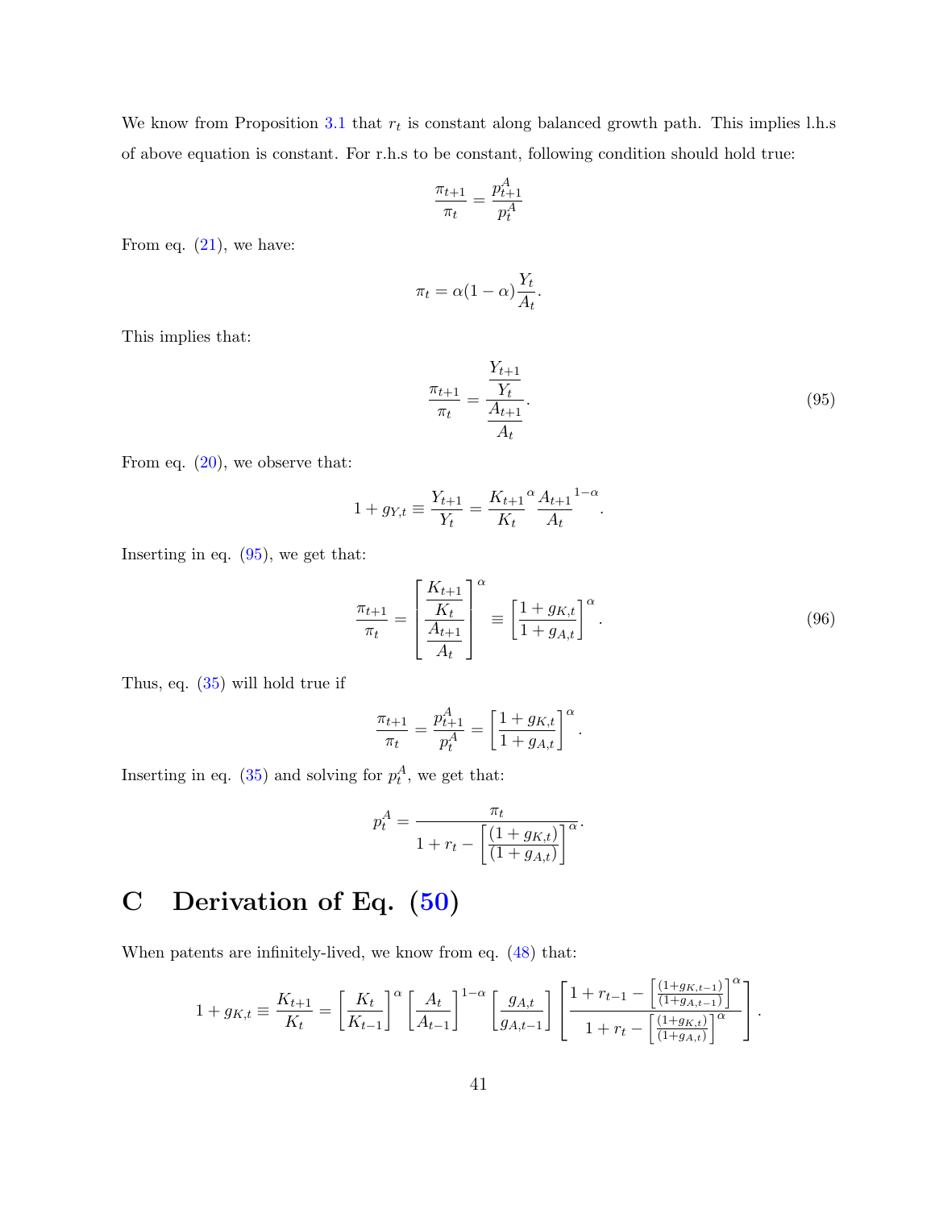We know from Proposition 3.1 that $r_t$ is constant along balanced growth path. This implies l.h.s of above equation is constant. For r.h.s to be constant, following condition should hold true:

$$\frac{\pi_{t+1}}{\pi_t} = \frac{p^A_{t+1}}{p^A_t}$$

From eq. (21), we have:

$$\pi_t = \alpha(1-\alpha)\frac{Y_t}{A_t}.$$

This implies that:

$$\frac{\pi_{t+1}}{\pi_t} = \frac{\dfrac{Y_{t+1}}{Y_t}}{\dfrac{A_{t+1}}{A_t}}. \tag{95}$$

From eq. (20), we observe that:

$$1 + g_{Y,t} \equiv \frac{Y_{t+1}}{Y_t} = \frac{K_{t+1}}{K_t}^{\alpha} \frac{A_{t+1}}{A_t}^{1-\alpha}.$$

Inserting in eq. (95), we get that:

$$\frac{\pi_{t+1}}{\pi_t} = \left[\frac{\dfrac{K_{t+1}}{K_t}}{\dfrac{A_{t+1}}{A_t}}\right]^{\alpha} \equiv \left[\frac{1+g_{K,t}}{1+g_{A,t}}\right]^{\alpha}. \tag{96}$$

Thus, eq. (35) will hold true if

$$\frac{\pi_{t+1}}{\pi_t} = \frac{p^A_{t+1}}{p^A_t} = \left[\frac{1+g_{K,t}}{1+g_{A,t}}\right]^{\alpha}.$$

Inserting in eq. (35) and solving for $p^A_t$, we get that:

$$p^A_t = \frac{\pi_t}{1 + r_t - \left[\dfrac{(1+g_{K,t})}{(1+g_{A,t})}\right]^{\alpha}}.$$

# C Derivation of Eq. (50)

When patents are infinitely-lived, we know from eq. (48) that:

$$1 + g_{K,t} \equiv \frac{K_{t+1}}{K_t} = \left[\frac{K_t}{K_{t-1}}\right]^{\alpha}\left[\frac{A_t}{A_{t-1}}\right]^{1-\alpha}\left[\frac{g_{A,t}}{g_{A,t-1}}\right]\left[\frac{1 + r_{t-1} - \left[\frac{(1+g_{K,t-1})}{(1+g_{A,t-1})}\right]^{\alpha}}{1 + r_t - \left[\frac{(1+g_{K,t})}{(1+g_{A,t})}\right]^{\alpha}}\right].$$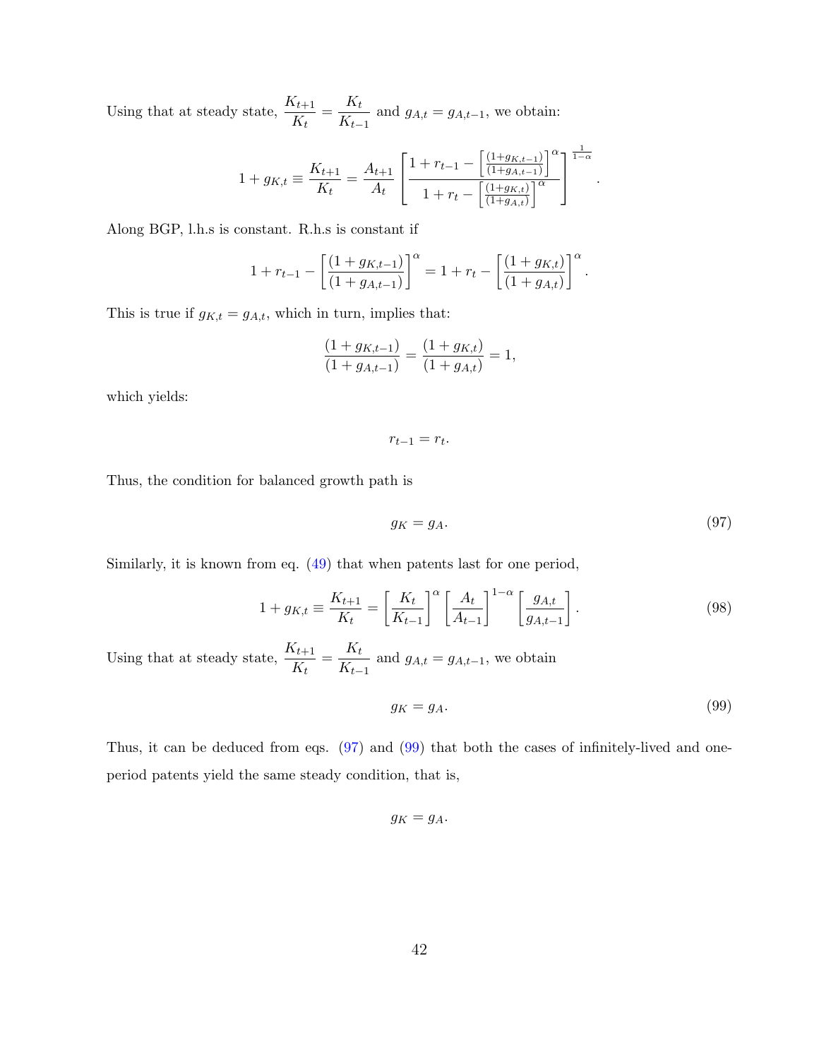Using that at steady state, $\dfrac{K_{t+1}}{K_t} = \dfrac{K_t}{K_{t-1}}$ and $g_{A,t} = g_{A,t-1}$, we obtain:

$$1 + g_{K,t} \equiv \frac{K_{t+1}}{K_t} = \frac{A_{t+1}}{A_t} \left[ \frac{1 + r_{t-1} - \left[\frac{(1+g_{K,t-1})}{(1+g_{A,t-1})}\right]^{\alpha}}{1 + r_t - \left[\frac{(1+g_{K,t})}{(1+g_{A,t})}\right]^{\alpha}} \right]^{\frac{1}{1-\alpha}}.$$

Along BGP, l.h.s is constant. R.h.s is constant if

$$1 + r_{t-1} - \left[\frac{(1+g_{K,t-1})}{(1+g_{A,t-1})}\right]^{\alpha} = 1 + r_t - \left[\frac{(1+g_{K,t})}{(1+g_{A,t})}\right]^{\alpha}.$$

This is true if $g_{K,t} = g_{A,t}$, which in turn, implies that:

$$\frac{(1+g_{K,t-1})}{(1+g_{A,t-1})} = \frac{(1+g_{K,t})}{(1+g_{A,t})} = 1,$$

which yields:

$$r_{t-1} = r_t.$$

Thus, the condition for balanced growth path is

$$g_K = g_A. \tag{97}$$

Similarly, it is known from eq. (49) that when patents last for one period,

$$1 + g_{K,t} \equiv \frac{K_{t+1}}{K_t} = \left[\frac{K_t}{K_{t-1}}\right]^{\alpha} \left[\frac{A_t}{A_{t-1}}\right]^{1-\alpha} \left[\frac{g_{A,t}}{g_{A,t-1}}\right]. \tag{98}$$

Using that at steady state, $\dfrac{K_{t+1}}{K_t} = \dfrac{K_t}{K_{t-1}}$ and $g_{A,t} = g_{A,t-1}$, we obtain

$$g_K = g_A. \tag{99}$$

Thus, it can be deduced from eqs. (97) and (99) that both the cases of infinitely-lived and one-period patents yield the same steady condition, that is,

$$g_K = g_A.$$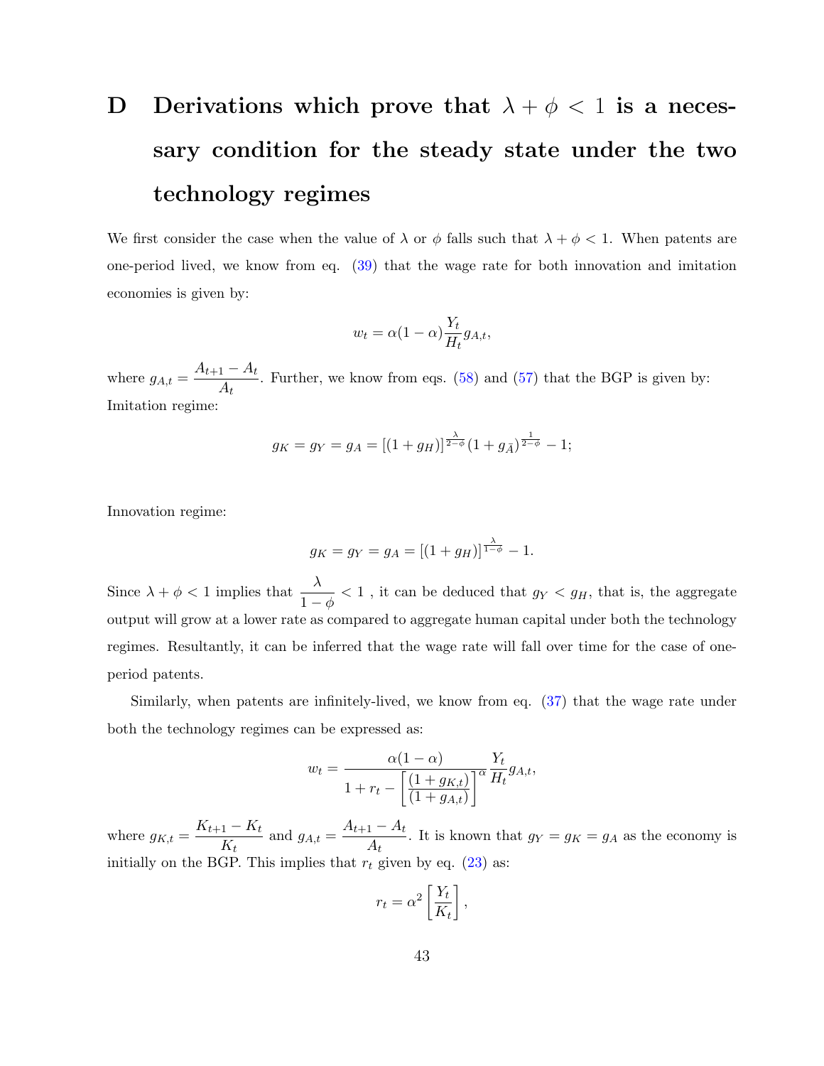# D Derivations which prove that $\lambda + \phi < 1$ is a necessary condition for the steady state under the two technology regimes

We first consider the case when the value of $\lambda$ or $\phi$ falls such that $\lambda + \phi < 1$. When patents are one-period lived, we know from eq. (39) that the wage rate for both innovation and imitation economies is given by:

$$w_t = \alpha(1-\alpha)\frac{Y_t}{H_t}g_{A,t},$$

where $g_{A,t} = \dfrac{A_{t+1} - A_t}{A_t}$. Further, we know from eqs. (58) and (57) that the BGP is given by:
Imitation regime:

$$g_K = g_Y = g_A = [(1+g_H)]^{\frac{\lambda}{2-\phi}}(1+g_{\bar{A}})^{\frac{1}{2-\phi}} - 1;$$

Innovation regime:

$$g_K = g_Y = g_A = [(1+g_H)]^{\frac{\lambda}{1-\phi}} - 1.$$

Since $\lambda + \phi < 1$ implies that $\dfrac{\lambda}{1-\phi} < 1$ , it can be deduced that $g_Y < g_H$, that is, the aggregate output will grow at a lower rate as compared to aggregate human capital under both the technology regimes. Resultantly, it can be inferred that the wage rate will fall over time for the case of one-period patents.

Similarly, when patents are infinitely-lived, we know from eq. (37) that the wage rate under both the technology regimes can be expressed as:

$$w_t = \frac{\alpha(1-\alpha)}{1 + r_t - \left[\dfrac{(1+g_{K,t})}{(1+g_{A,t})}\right]^{\alpha}}\frac{Y_t}{H_t}g_{A,t},$$

where $g_{K,t} = \dfrac{K_{t+1} - K_t}{K_t}$ and $g_{A,t} = \dfrac{A_{t+1} - A_t}{A_t}$. It is known that $g_Y = g_K = g_A$ as the economy is initially on the BGP. This implies that $r_t$ given by eq. (23) as:

$$r_t = \alpha^2\left[\frac{Y_t}{K_t}\right],$$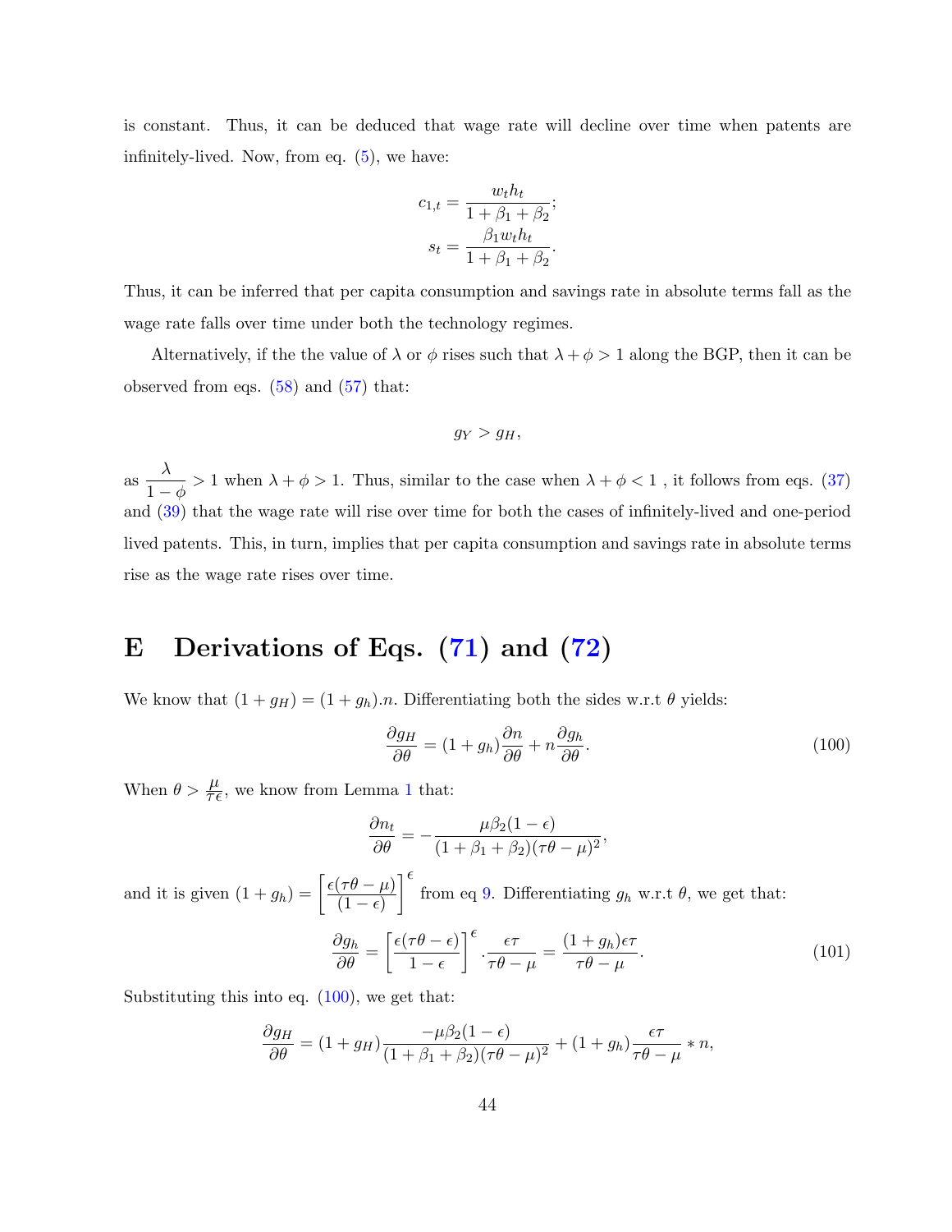is constant. Thus, it can be deduced that wage rate will decline over time when patents are infinitely-lived. Now, from eq. (5), we have:

$$c_{1,t} = \frac{w_t h_t}{1+\beta_1+\beta_2};$$
$$s_t = \frac{\beta_1 w_t h_t}{1+\beta_1+\beta_2}.$$

Thus, it can be inferred that per capita consumption and savings rate in absolute terms fall as the wage rate falls over time under both the technology regimes.

Alternatively, if the the value of $\lambda$ or $\phi$ rises such that $\lambda + \phi > 1$ along the BGP, then it can be observed from eqs. (58) and (57) that:

$$g_Y > g_H,$$

as $\dfrac{\lambda}{1-\phi} > 1$ when $\lambda + \phi > 1$. Thus, similar to the case when $\lambda + \phi < 1$ , it follows from eqs. (37) and (39) that the wage rate will rise over time for both the cases of infinitely-lived and one-period lived patents. This, in turn, implies that per capita consumption and savings rate in absolute terms rise as the wage rate rises over time.

# E Derivations of Eqs. (71) and (72)

We know that $(1 + g_H) = (1 + g_h).n$. Differentiating both the sides w.r.t $\theta$ yields:

$$\frac{\partial g_H}{\partial \theta} = (1+g_h)\frac{\partial n}{\partial \theta} + n\frac{\partial g_h}{\partial \theta}. \tag{100}$$

When $\theta > \frac{\mu}{\tau\epsilon}$, we know from Lemma 1 that:

$$\frac{\partial n_t}{\partial \theta} = -\frac{\mu\beta_2(1-\epsilon)}{(1+\beta_1+\beta_2)(\tau\theta-\mu)^2},$$

and it is given $(1 + g_h) = \left[\dfrac{\epsilon(\tau\theta-\mu)}{(1-\epsilon)}\right]^{\epsilon}$ from eq 9. Differentiating $g_h$ w.r.t $\theta$, we get that:

$$\frac{\partial g_h}{\partial \theta} = \left[\frac{\epsilon(\tau\theta-\epsilon)}{1-\epsilon}\right]^{\epsilon} \cdot \frac{\epsilon\tau}{\tau\theta-\mu} = \frac{(1+g_h)\epsilon\tau}{\tau\theta-\mu}. \tag{101}$$

Substituting this into eq. (100), we get that:

$$\frac{\partial g_H}{\partial \theta} = (1+g_H)\frac{-\mu\beta_2(1-\epsilon)}{(1+\beta_1+\beta_2)(\tau\theta-\mu)^2} + (1+g_h)\frac{\epsilon\tau}{\tau\theta-\mu} * n,$$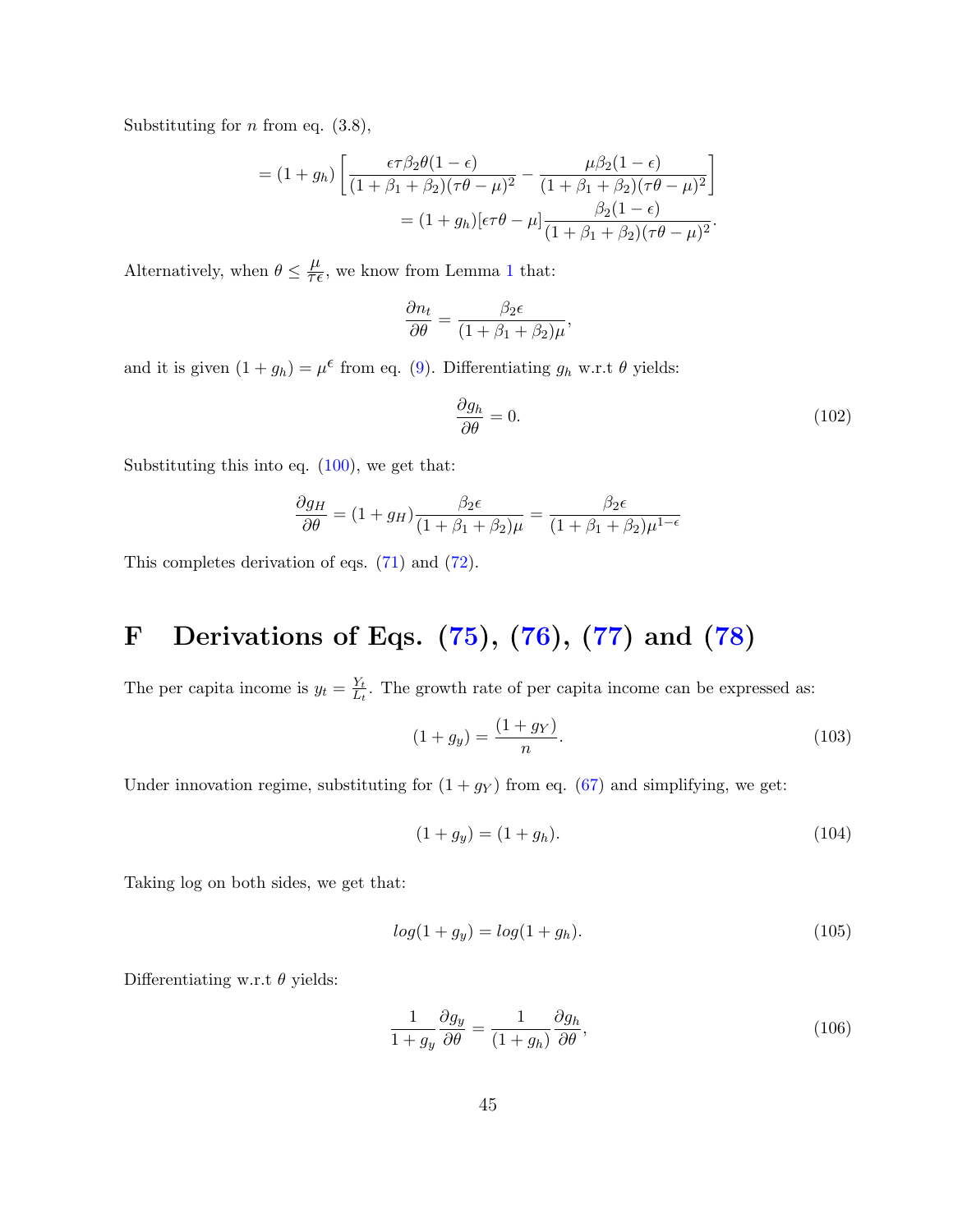Substituting for $n$ from eq. (3.8),

$$= (1+g_h)\left[\frac{\epsilon\tau\beta_2\theta(1-\epsilon)}{(1+\beta_1+\beta_2)(\tau\theta-\mu)^2} - \frac{\mu\beta_2(1-\epsilon)}{(1+\beta_1+\beta_2)(\tau\theta-\mu)^2}\right]$$

$$= (1+g_h)[\epsilon\tau\theta-\mu]\frac{\beta_2(1-\epsilon)}{(1+\beta_1+\beta_2)(\tau\theta-\mu)^2}.$$

Alternatively, when $\theta \leq \frac{\mu}{\tau\epsilon}$, we know from Lemma 1 that:

$$\frac{\partial n_t}{\partial\theta} = \frac{\beta_2\epsilon}{(1+\beta_1+\beta_2)\mu},$$

and it is given $(1+g_h) = \mu^{\epsilon}$ from eq. (9). Differentiating $g_h$ w.r.t $\theta$ yields:

$$\frac{\partial g_h}{\partial\theta} = 0. \tag{102}$$

Substituting this into eq. (100), we get that:

$$\frac{\partial g_H}{\partial\theta} = (1+g_H)\frac{\beta_2\epsilon}{(1+\beta_1+\beta_2)\mu} = \frac{\beta_2\epsilon}{(1+\beta_1+\beta_2)\mu^{1-\epsilon}}$$

This completes derivation of eqs. (71) and (72).

# F Derivations of Eqs. (75), (76), (77) and (78)

The per capita income is $y_t = \frac{Y_t}{L_t}$. The growth rate of per capita income can be expressed as:

$$(1+g_y) = \frac{(1+g_Y)}{n}. \tag{103}$$

Under innovation regime, substituting for $(1+g_Y)$ from eq. (67) and simplifying, we get:

$$(1+g_y) = (1+g_h). \tag{104}$$

Taking log on both sides, we get that:

$$log(1+g_y) = log(1+g_h). \tag{105}$$

Differentiating w.r.t $\theta$ yields:

$$\frac{1}{1+g_y}\frac{\partial g_y}{\partial\theta} = \frac{1}{(1+g_h)}\frac{\partial g_h}{\partial\theta}, \tag{106}$$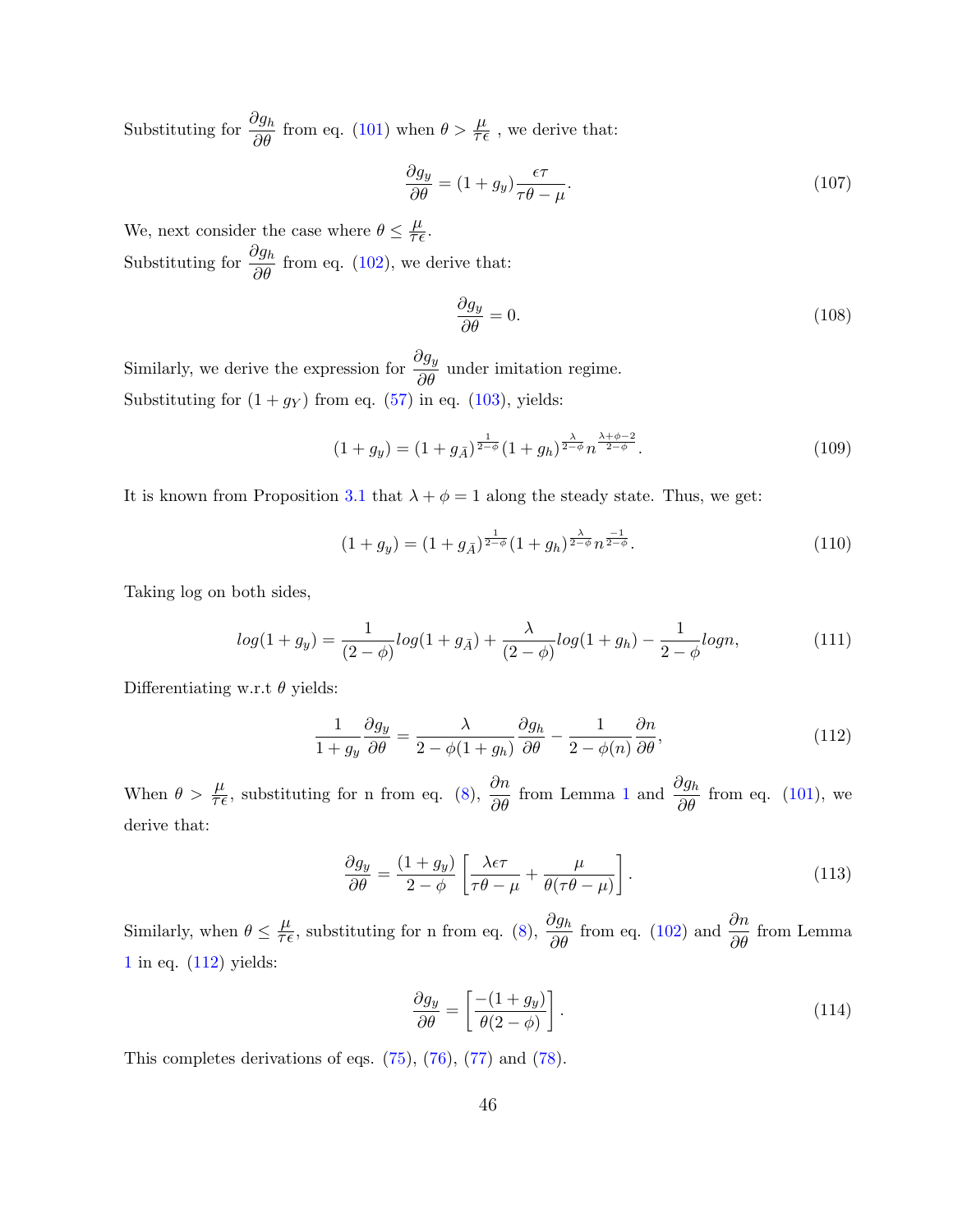Substituting for $\frac{\partial g_h}{\partial \theta}$ from eq. (101) when $\theta > \frac{\mu}{\tau \epsilon}$ , we derive that:

$$\frac{\partial g_y}{\partial \theta} = (1 + g_y)\frac{\epsilon \tau}{\tau \theta - \mu}. \tag{107}$$

We, next consider the case where $\theta \leq \frac{\mu}{\tau \epsilon}$.

Substituting for $\frac{\partial g_h}{\partial \theta}$ from eq. (102), we derive that:

$$\frac{\partial g_y}{\partial \theta} = 0. \tag{108}$$

Similarly, we derive the expression for $\frac{\partial g_y}{\partial \theta}$ under imitation regime.

Substituting for $(1 + g_Y)$ from eq. (57) in eq. (103), yields:

$$(1 + g_y) = (1 + g_{\bar{A}})^{\frac{1}{2-\phi}} (1 + g_h)^{\frac{\lambda}{2-\phi}} n^{\frac{\lambda+\phi-2}{2-\phi}}. \tag{109}$$

It is known from Proposition 3.1 that $\lambda + \phi = 1$ along the steady state. Thus, we get:

$$(1 + g_y) = (1 + g_{\bar{A}})^{\frac{1}{2-\phi}} (1 + g_h)^{\frac{\lambda}{2-\phi}} n^{\frac{-1}{2-\phi}}. \tag{110}$$

Taking log on both sides,

$$log(1 + g_y) = \frac{1}{(2 - \phi)} log(1 + g_{\bar{A}}) + \frac{\lambda}{(2 - \phi)} log(1 + g_h) - \frac{1}{2 - \phi} logn, \tag{111}$$

Differentiating w.r.t $\theta$ yields:

$$\frac{1}{1 + g_y}\frac{\partial g_y}{\partial \theta} = \frac{\lambda}{2 - \phi(1 + g_h)}\frac{\partial g_h}{\partial \theta} - \frac{1}{2 - \phi(n)}\frac{\partial n}{\partial \theta}, \tag{112}$$

When $\theta > \frac{\mu}{\tau \epsilon}$, substituting for n from eq. (8), $\frac{\partial n}{\partial \theta}$ from Lemma 1 and $\frac{\partial g_h}{\partial \theta}$ from eq. (101), we derive that:

$$\frac{\partial g_y}{\partial \theta} = \frac{(1 + g_y)}{2 - \phi}\left[\frac{\lambda \epsilon \tau}{\tau \theta - \mu} + \frac{\mu}{\theta(\tau \theta - \mu)}\right]. \tag{113}$$

Similarly, when $\theta \leq \frac{\mu}{\tau \epsilon}$, substituting for n from eq. (8), $\frac{\partial g_h}{\partial \theta}$ from eq. (102) and $\frac{\partial n}{\partial \theta}$ from Lemma 1 in eq. (112) yields:

$$\frac{\partial g_y}{\partial \theta} = \left[\frac{-(1 + g_y)}{\theta(2 - \phi)}\right]. \tag{114}$$

This completes derivations of eqs. (75), (76), (77) and (78).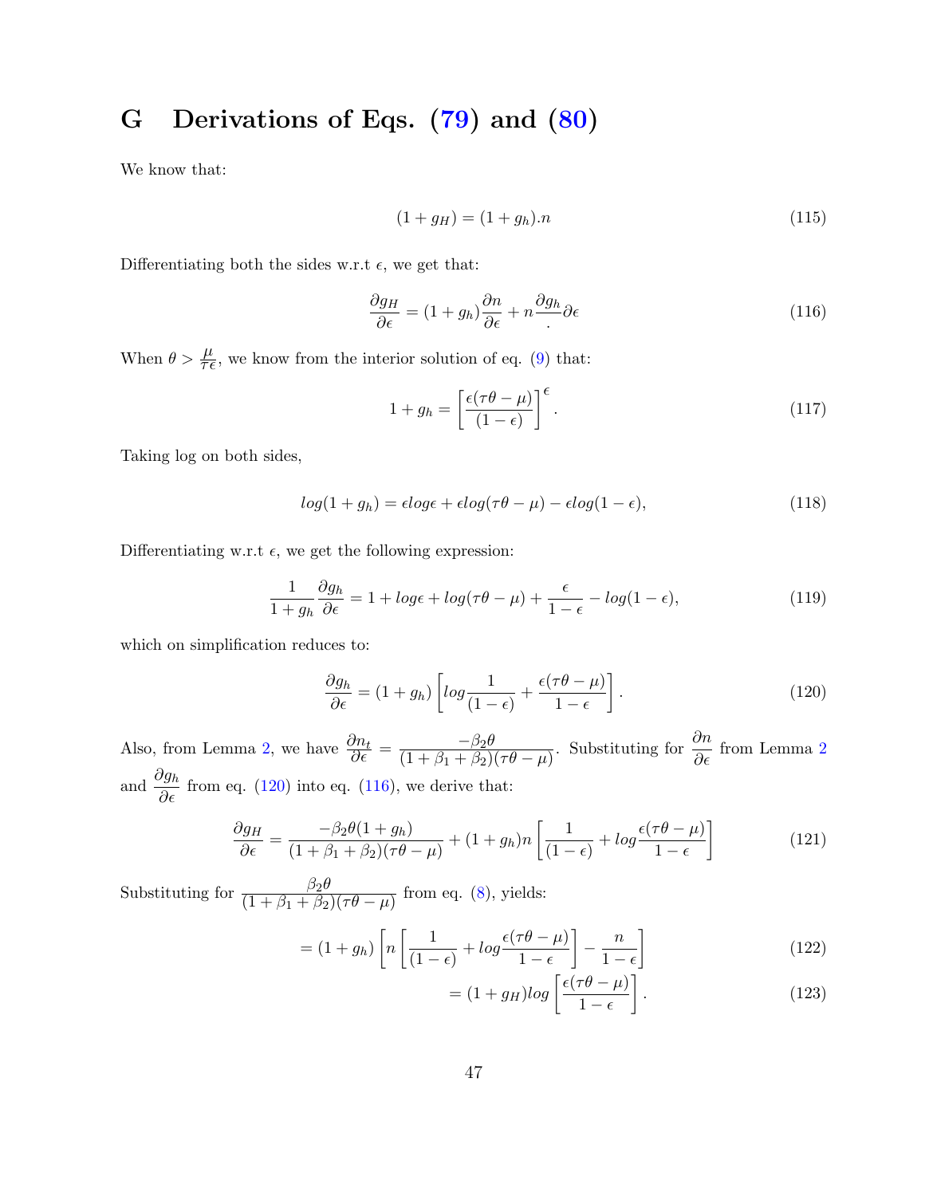# G Derivations of Eqs. (79) and (80)

We know that:

$$(1 + g_H) = (1 + g_h).n \tag{115}$$

Differentiating both the sides w.r.t $\epsilon$, we get that:

$$\frac{\partial g_H}{\partial \epsilon} = (1 + g_h)\frac{\partial n}{\partial \epsilon} + n\frac{\partial g_h}{.}\partial \epsilon \tag{116}$$

When $\theta > \frac{\mu}{\tau\epsilon}$, we know from the interior solution of eq. (9) that:

$$1 + g_h = \left[\frac{\epsilon(\tau\theta - \mu)}{(1 - \epsilon)}\right]^{\epsilon}. \tag{117}$$

Taking log on both sides,

$$log(1 + g_h) = \epsilon log\epsilon + \epsilon log(\tau\theta - \mu) - \epsilon log(1 - \epsilon), \tag{118}$$

Differentiating w.r.t $\epsilon$, we get the following expression:

$$\frac{1}{1 + g_h}\frac{\partial g_h}{\partial \epsilon} = 1 + log\epsilon + log(\tau\theta - \mu) + \frac{\epsilon}{1 - \epsilon} - log(1 - \epsilon), \tag{119}$$

which on simplification reduces to:

$$\frac{\partial g_h}{\partial \epsilon} = (1 + g_h)\left[log\frac{1}{(1 - \epsilon)} + \frac{\epsilon(\tau\theta - \mu)}{1 - \epsilon}\right]. \tag{120}$$

Also, from Lemma 2, we have $\frac{\partial n_t}{\partial \epsilon} = \frac{-\beta_2\theta}{(1 + \beta_1 + \beta_2)(\tau\theta - \mu)}$. Substituting for $\frac{\partial n}{\partial \epsilon}$ from Lemma 2 and $\frac{\partial g_h}{\partial \epsilon}$ from eq. (120) into eq. (116), we derive that:

$$\frac{\partial g_H}{\partial \epsilon} = \frac{-\beta_2\theta(1 + g_h)}{(1 + \beta_1 + \beta_2)(\tau\theta - \mu)} + (1 + g_h)n\left[\frac{1}{(1 - \epsilon)} + log\frac{\epsilon(\tau\theta - \mu)}{1 - \epsilon}\right] \tag{121}$$

Substituting for $\frac{\beta_2\theta}{(1 + \beta_1 + \beta_2)(\tau\theta - \mu)}$ from eq. (8), yields:

$$= (1 + g_h)\left[n\left[\frac{1}{(1 - \epsilon)} + log\frac{\epsilon(\tau\theta - \mu)}{1 - \epsilon}\right] - \frac{n}{1 - \epsilon}\right] \tag{122}$$

$$= (1 + g_H)log\left[\frac{\epsilon(\tau\theta - \mu)}{1 - \epsilon}\right]. \tag{123}$$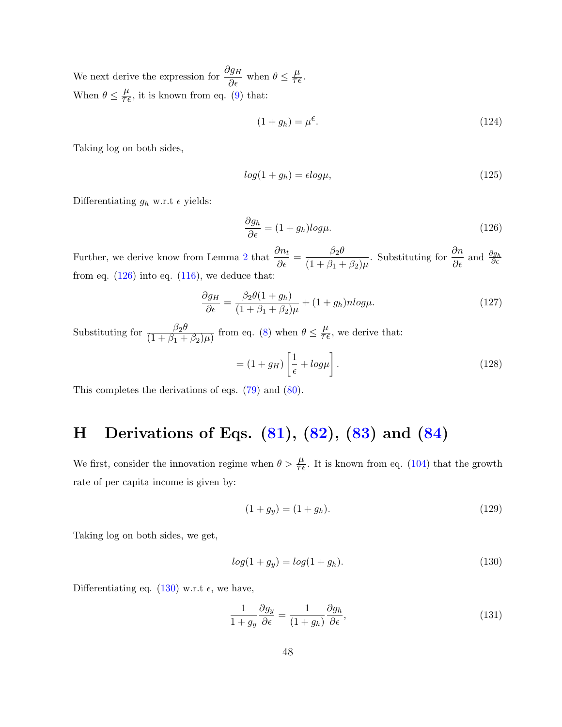We next derive the expression for $\dfrac{\partial g_H}{\partial \epsilon}$ when $\theta \leq \frac{\mu}{\tau \epsilon}$.

When $\theta \leq \frac{\mu}{\tau \epsilon}$, it is known from eq. (9) that:

$$(1+g_h) = \mu^{\epsilon}. \tag{124}$$

Taking log on both sides,

$$log(1+g_h) = \epsilon log\mu, \tag{125}$$

Differentiating $g_h$ w.r.t $\epsilon$ yields:

$$\frac{\partial g_h}{\partial \epsilon} = (1+g_h)log\mu. \tag{126}$$

Further, we derive know from Lemma 2 that $\dfrac{\partial n_t}{\partial \epsilon} = \dfrac{\beta_2 \theta}{(1+\beta_1+\beta_2)\mu}$. Substituting for $\dfrac{\partial n}{\partial \epsilon}$ and $\frac{\partial g_h}{\partial \epsilon}$ from eq. (126) into eq. (116), we deduce that:

$$\frac{\partial g_H}{\partial \epsilon} = \frac{\beta_2 \theta (1+g_h)}{(1+\beta_1+\beta_2)\mu} + (1+g_h)nlog\mu. \tag{127}$$

Substituting for $\dfrac{\beta_2 \theta}{(1+\beta_1+\beta_2)\mu)}$ from eq. (8) when $\theta \leq \frac{\mu}{\tau \epsilon}$, we derive that:

$$= (1+g_H)\left[\frac{1}{\epsilon} + log\mu\right]. \tag{128}$$

This completes the derivations of eqs. (79) and (80).

# H Derivations of Eqs. (81), (82), (83) and (84)

We first, consider the innovation regime when $\theta > \frac{\mu}{\tau \epsilon}$. It is known from eq. (104) that the growth rate of per capita income is given by:

$$(1+g_y) = (1+g_h). \tag{129}$$

Taking log on both sides, we get,

$$log(1+g_y) = log(1+g_h). \tag{130}$$

Differentiating eq. (130) w.r.t $\epsilon$, we have,

$$\frac{1}{1+g_y}\frac{\partial g_y}{\partial \epsilon} = \frac{1}{(1+g_h)}\frac{\partial g_h}{\partial \epsilon}, \tag{131}$$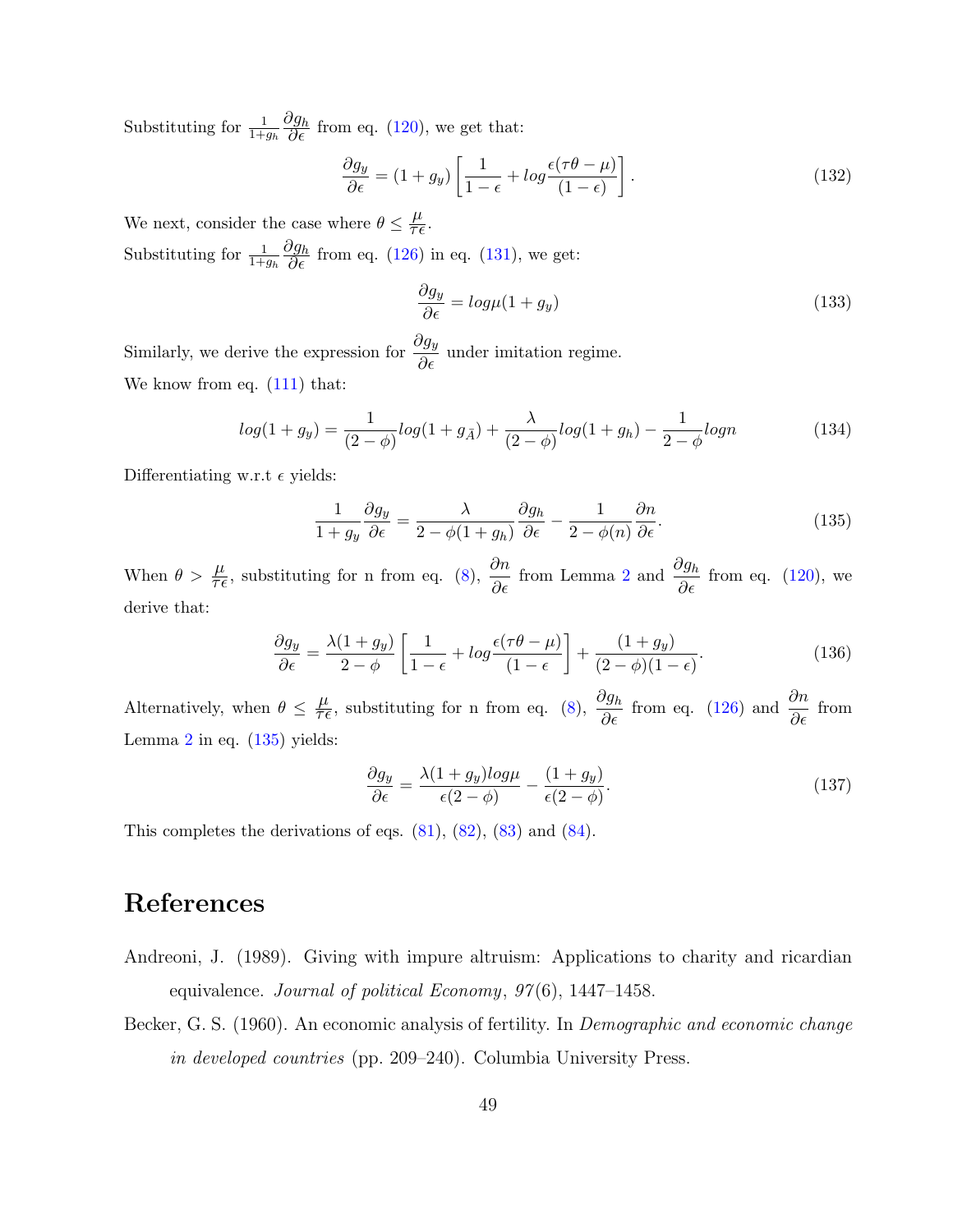Substituting for $\frac{1}{1+g_h}\frac{\partial g_h}{\partial \epsilon}$ from eq. (120), we get that:

$$\frac{\partial g_y}{\partial \epsilon} = (1+g_y)\left[\frac{1}{1-\epsilon} + log\frac{\epsilon(\tau\theta - \mu)}{(1-\epsilon)}\right]. \tag{132}$$

We next, consider the case where $\theta \leq \frac{\mu}{\tau\epsilon}$.

Substituting for $\frac{1}{1+g_h}\frac{\partial g_h}{\partial \epsilon}$ from eq. (126) in eq. (131), we get:

$$\frac{\partial g_y}{\partial \epsilon} = log\mu(1+g_y) \tag{133}$$

Similarly, we derive the expression for $\frac{\partial g_y}{\partial \epsilon}$ under imitation regime.

We know from eq. (111) that:

$$log(1+g_y) = \frac{1}{(2-\phi)}log(1+g_{\bar{A}}) + \frac{\lambda}{(2-\phi)}log(1+g_h) - \frac{1}{2-\phi}logn \tag{134}$$

Differentiating w.r.t $\epsilon$ yields:

$$\frac{1}{1+g_y}\frac{\partial g_y}{\partial \epsilon} = \frac{\lambda}{2-\phi(1+g_h)}\frac{\partial g_h}{\partial \epsilon} - \frac{1}{2-\phi(n)}\frac{\partial n}{\partial \epsilon}. \tag{135}$$

When $\theta > \frac{\mu}{\tau\epsilon}$, substituting for n from eq. (8), $\frac{\partial n}{\partial \epsilon}$ from Lemma 2 and $\frac{\partial g_h}{\partial \epsilon}$ from eq. (120), we derive that:

$$\frac{\partial g_y}{\partial \epsilon} = \frac{\lambda(1+g_y)}{2-\phi}\left[\frac{1}{1-\epsilon} + log\frac{\epsilon(\tau\theta-\mu)}{(1-\epsilon)}\right] + \frac{(1+g_y)}{(2-\phi)(1-\epsilon)}. \tag{136}$$

Alternatively, when $\theta \leq \frac{\mu}{\tau\epsilon}$, substituting for n from eq. (8), $\frac{\partial g_h}{\partial \epsilon}$ from eq. (126) and $\frac{\partial n}{\partial \epsilon}$ from Lemma 2 in eq. (135) yields:

$$\frac{\partial g_y}{\partial \epsilon} = \frac{\lambda(1+g_y)log\mu}{\epsilon(2-\phi)} - \frac{(1+g_y)}{\epsilon(2-\phi)}. \tag{137}$$

This completes the derivations of eqs. (81), (82), (83) and (84).

# References

Andreoni, J. (1989). Giving with impure altruism: Applications to charity and ricardian equivalence. *Journal of political Economy*, *97*(6), 1447–1458.

Becker, G. S. (1960). An economic analysis of fertility. In *Demographic and economic change in developed countries* (pp. 209–240). Columbia University Press.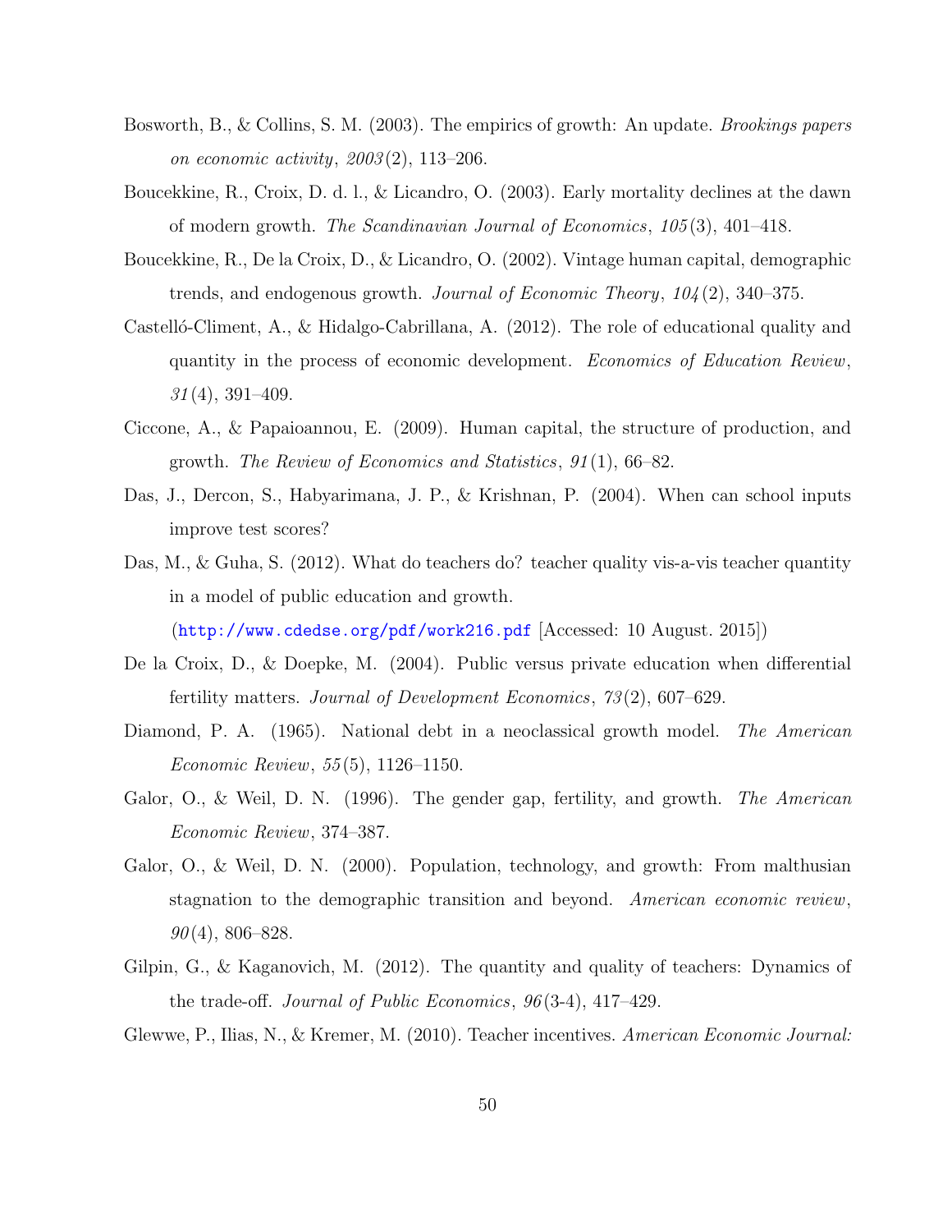Bosworth, B., & Collins, S. M. (2003). The empirics of growth: An update. *Brookings papers on economic activity*, *2003*(2), 113–206.

Boucekkine, R., Croix, D. d. l., & Licandro, O. (2003). Early mortality declines at the dawn of modern growth. *The Scandinavian Journal of Economics*, *105*(3), 401–418.

Boucekkine, R., De la Croix, D., & Licandro, O. (2002). Vintage human capital, demographic trends, and endogenous growth. *Journal of Economic Theory*, *104*(2), 340–375.

Castelló-Climent, A., & Hidalgo-Cabrillana, A. (2012). The role of educational quality and quantity in the process of economic development. *Economics of Education Review*, *31*(4), 391–409.

Ciccone, A., & Papaioannou, E. (2009). Human capital, the structure of production, and growth. *The Review of Economics and Statistics*, *91*(1), 66–82.

Das, J., Dercon, S., Habyarimana, J. P., & Krishnan, P. (2004). When can school inputs improve test scores?

Das, M., & Guha, S. (2012). What do teachers do? teacher quality vis-a-vis teacher quantity in a model of public education and growth. (http://www.cdedse.org/pdf/work216.pdf [Accessed: 10 August. 2015])

De la Croix, D., & Doepke, M. (2004). Public versus private education when differential fertility matters. *Journal of Development Economics*, *73*(2), 607–629.

Diamond, P. A. (1965). National debt in a neoclassical growth model. *The American Economic Review*, *55*(5), 1126–1150.

Galor, O., & Weil, D. N. (1996). The gender gap, fertility, and growth. *The American Economic Review*, 374–387.

Galor, O., & Weil, D. N. (2000). Population, technology, and growth: From malthusian stagnation to the demographic transition and beyond. *American economic review*, *90*(4), 806–828.

Gilpin, G., & Kaganovich, M. (2012). The quantity and quality of teachers: Dynamics of the trade-off. *Journal of Public Economics*, *96*(3-4), 417–429.

Glewwe, P., Ilias, N., & Kremer, M. (2010). Teacher incentives. *American Economic Journal:*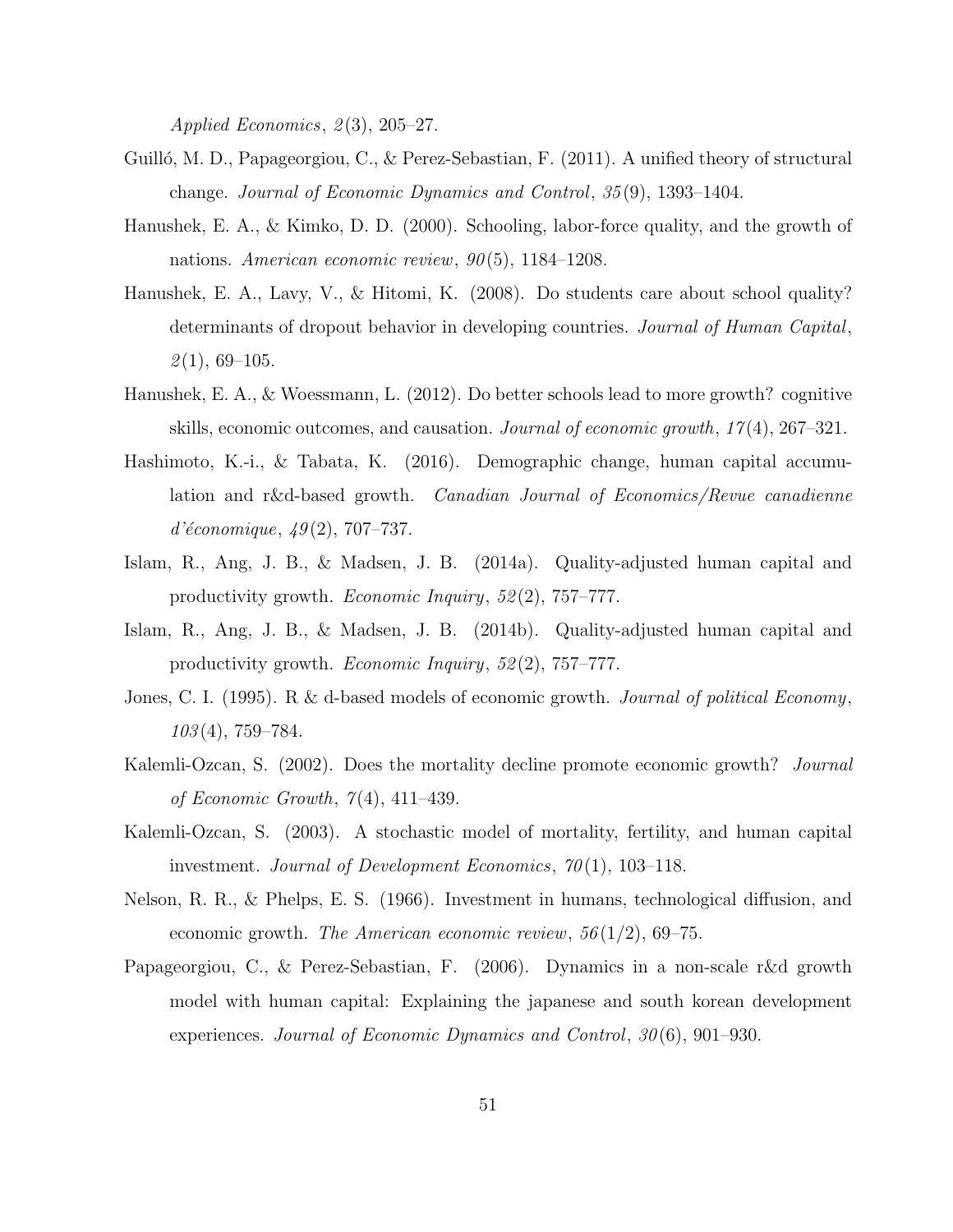*Applied Economics*, *2*(3), 205–27.

Guilló, M. D., Papageorgiou, C., & Perez-Sebastian, F. (2011). A unified theory of structural change. *Journal of Economic Dynamics and Control*, *35*(9), 1393–1404.

Hanushek, E. A., & Kimko, D. D. (2000). Schooling, labor-force quality, and the growth of nations. *American economic review*, *90*(5), 1184–1208.

Hanushek, E. A., Lavy, V., & Hitomi, K. (2008). Do students care about school quality? determinants of dropout behavior in developing countries. *Journal of Human Capital*, *2*(1), 69–105.

Hanushek, E. A., & Woessmann, L. (2012). Do better schools lead to more growth? cognitive skills, economic outcomes, and causation. *Journal of economic growth*, *17*(4), 267–321.

Hashimoto, K.-i., & Tabata, K. (2016). Demographic change, human capital accumulation and r&d-based growth. *Canadian Journal of Economics/Revue canadienne d'économique*, *49*(2), 707–737.

Islam, R., Ang, J. B., & Madsen, J. B. (2014a). Quality-adjusted human capital and productivity growth. *Economic Inquiry*, *52*(2), 757–777.

Islam, R., Ang, J. B., & Madsen, J. B. (2014b). Quality-adjusted human capital and productivity growth. *Economic Inquiry*, *52*(2), 757–777.

Jones, C. I. (1995). R & d-based models of economic growth. *Journal of political Economy*, *103*(4), 759–784.

Kalemli-Ozcan, S. (2002). Does the mortality decline promote economic growth? *Journal of Economic Growth*, *7*(4), 411–439.

Kalemli-Ozcan, S. (2003). A stochastic model of mortality, fertility, and human capital investment. *Journal of Development Economics*, *70*(1), 103–118.

Nelson, R. R., & Phelps, E. S. (1966). Investment in humans, technological diffusion, and economic growth. *The American economic review*, *56*(1/2), 69–75.

Papageorgiou, C., & Perez-Sebastian, F. (2006). Dynamics in a non-scale r&d growth model with human capital: Explaining the japanese and south korean development experiences. *Journal of Economic Dynamics and Control*, *30*(6), 901–930.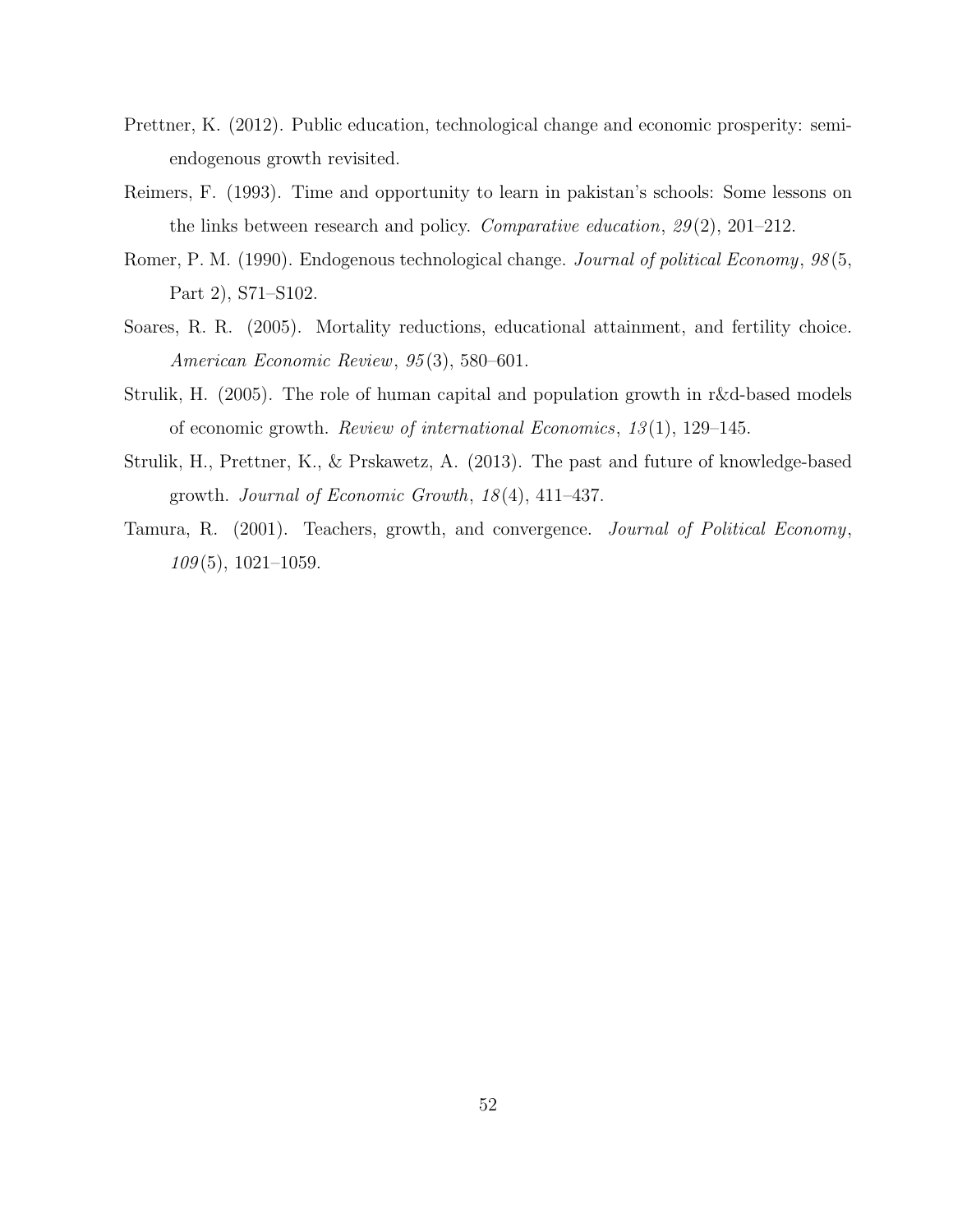Prettner, K. (2012). Public education, technological change and economic prosperity: semi-endogenous growth revisited.

Reimers, F. (1993). Time and opportunity to learn in pakistan's schools: Some lessons on the links between research and policy. *Comparative education*, *29*(2), 201–212.

Romer, P. M. (1990). Endogenous technological change. *Journal of political Economy*, *98*(5, Part 2), S71–S102.

Soares, R. R. (2005). Mortality reductions, educational attainment, and fertility choice. *American Economic Review*, *95*(3), 580–601.

Strulik, H. (2005). The role of human capital and population growth in r&d-based models of economic growth. *Review of international Economics*, *13*(1), 129–145.

Strulik, H., Prettner, K., & Prskawetz, A. (2013). The past and future of knowledge-based growth. *Journal of Economic Growth*, *18*(4), 411–437.

Tamura, R. (2001). Teachers, growth, and convergence. *Journal of Political Economy*, *109*(5), 1021–1059.